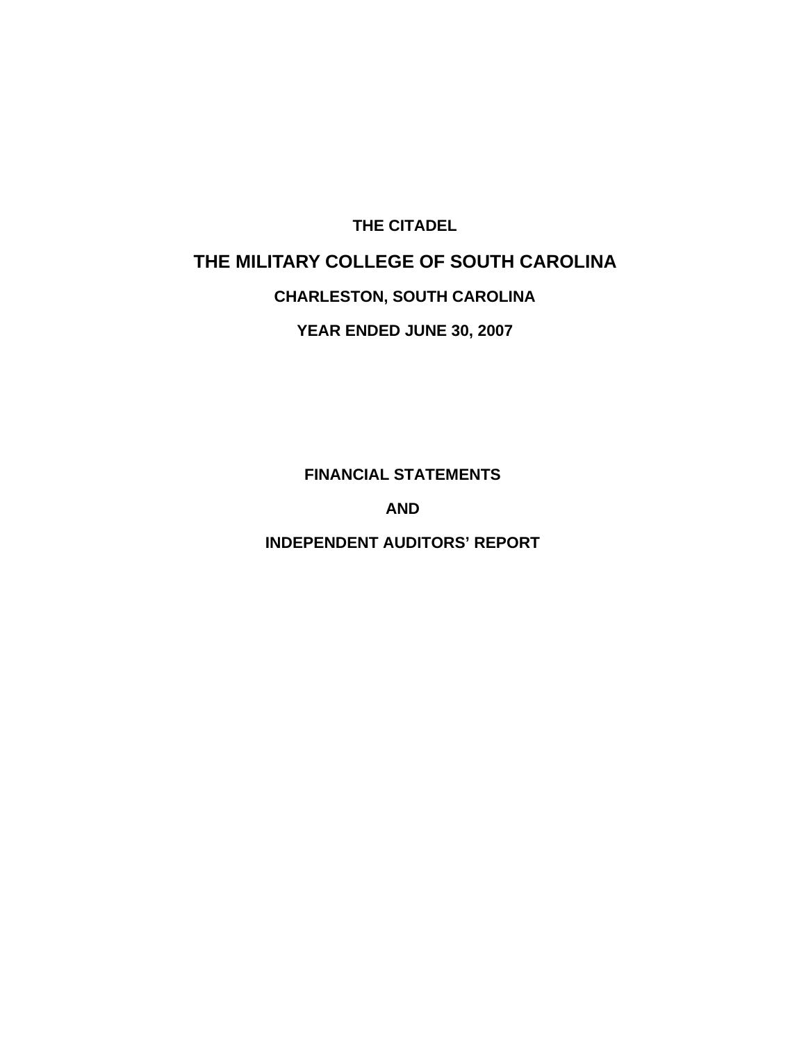# THE CITADEL

# THE MILITARY COLLEGE OF SOUTH CAROLINA

## CHARLESTON, SOUTH CAROLINA

## YEAR ENDED JUNE 30, 2007

## FINANCIAL STATEMENTS

## AND

## INDEPENDENT AUDITORS' REPORT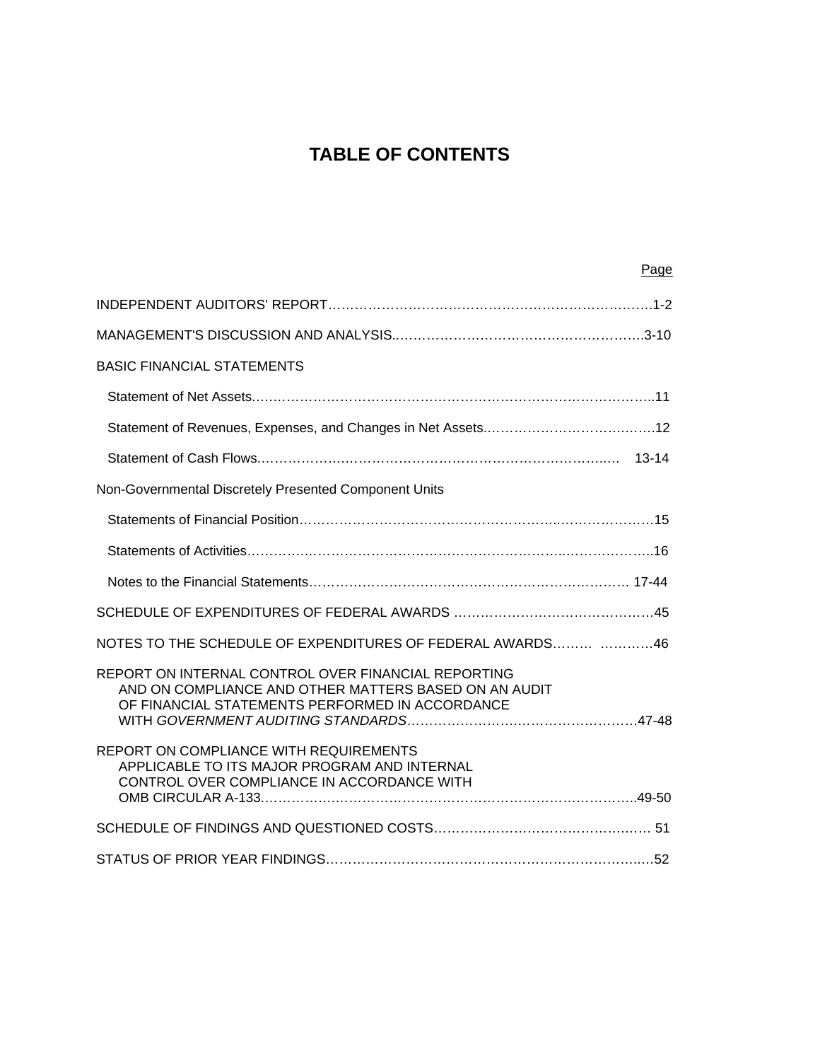# TABLE OF CONTENTS

| | Page |
|---|---|
| INDEPENDENT AUDITORS' REPORT | 1-2 |
| MANAGEMENT'S DISCUSSION AND ANALYSIS | 3-10 |
| BASIC FINANCIAL STATEMENTS | |
| Statement of Net Assets | 11 |
| Statement of Revenues, Expenses, and Changes in Net Assets | 12 |
| Statement of Cash Flows | 13-14 |
| Non-Governmental Discretely Presented Component Units | |
| Statements of Financial Position | 15 |
| Statements of Activities | 16 |
| Notes to the Financial Statements | 17-44 |
| SCHEDULE OF EXPENDITURES OF FEDERAL AWARDS | 45 |
| NOTES TO THE SCHEDULE OF EXPENDITURES OF FEDERAL AWARDS | 46 |
| REPORT ON INTERNAL CONTROL OVER FINANCIAL REPORTING AND ON COMPLIANCE AND OTHER MATTERS BASED ON AN AUDIT OF FINANCIAL STATEMENTS PERFORMED IN ACCORDANCE WITH *GOVERNMENT AUDITING STANDARDS* | 47-48 |
| REPORT ON COMPLIANCE WITH REQUIREMENTS APPLICABLE TO ITS MAJOR PROGRAM AND INTERNAL CONTROL OVER COMPLIANCE IN ACCORDANCE WITH OMB CIRCULAR A-133 | 49-50 |
| SCHEDULE OF FINDINGS AND QUESTIONED COSTS | 51 |
| STATUS OF PRIOR YEAR FINDINGS | 52 |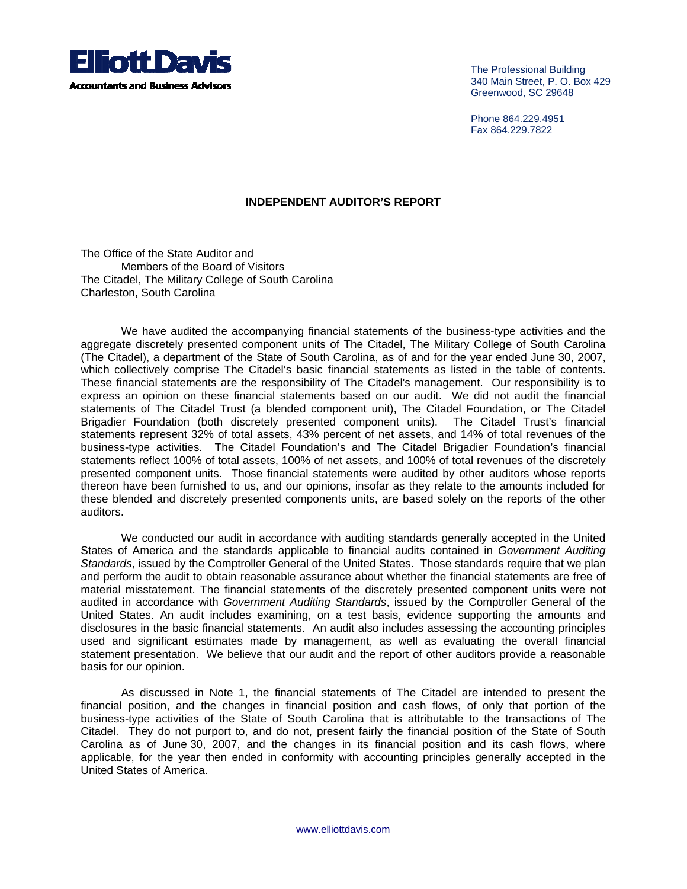**Elliott Davis**

**Accountants and Business Advisors**

The Professional Building
340 Main Street, P. O. Box 429
Greenwood, SC 29648

Phone 864.229.4951
Fax 864.229.7822

## INDEPENDENT AUDITOR'S REPORT

The Office of the State Auditor and
Members of the Board of Visitors
The Citadel, The Military College of South Carolina
Charleston, South Carolina

We have audited the accompanying financial statements of the business-type activities and the aggregate discretely presented component units of The Citadel, The Military College of South Carolina (The Citadel), a department of the State of South Carolina, as of and for the year ended June 30, 2007, which collectively comprise The Citadel's basic financial statements as listed in the table of contents. These financial statements are the responsibility of The Citadel's management. Our responsibility is to express an opinion on these financial statements based on our audit. We did not audit the financial statements of The Citadel Trust (a blended component unit), The Citadel Foundation, or The Citadel Brigadier Foundation (both discretely presented component units). The Citadel Trust's financial statements represent 32% of total assets, 43% percent of net assets, and 14% of total revenues of the business-type activities. The Citadel Foundation's and The Citadel Brigadier Foundation's financial statements reflect 100% of total assets, 100% of net assets, and 100% of total revenues of the discretely presented component units. Those financial statements were audited by other auditors whose reports thereon have been furnished to us, and our opinions, insofar as they relate to the amounts included for these blended and discretely presented components units, are based solely on the reports of the other auditors.

We conducted our audit in accordance with auditing standards generally accepted in the United States of America and the standards applicable to financial audits contained in *Government Auditing Standards*, issued by the Comptroller General of the United States. Those standards require that we plan and perform the audit to obtain reasonable assurance about whether the financial statements are free of material misstatement. The financial statements of the discretely presented component units were not audited in accordance with *Government Auditing Standards*, issued by the Comptroller General of the United States. An audit includes examining, on a test basis, evidence supporting the amounts and disclosures in the basic financial statements. An audit also includes assessing the accounting principles used and significant estimates made by management, as well as evaluating the overall financial statement presentation. We believe that our audit and the report of other auditors provide a reasonable basis for our opinion.

As discussed in Note 1, the financial statements of The Citadel are intended to present the financial position, and the changes in financial position and cash flows, of only that portion of the business-type activities of the State of South Carolina that is attributable to the transactions of The Citadel. They do not purport to, and do not, present fairly the financial position of the State of South Carolina as of June 30, 2007, and the changes in its financial position and its cash flows, where applicable, for the year then ended in conformity with accounting principles generally accepted in the United States of America.

www.elliottdavis.com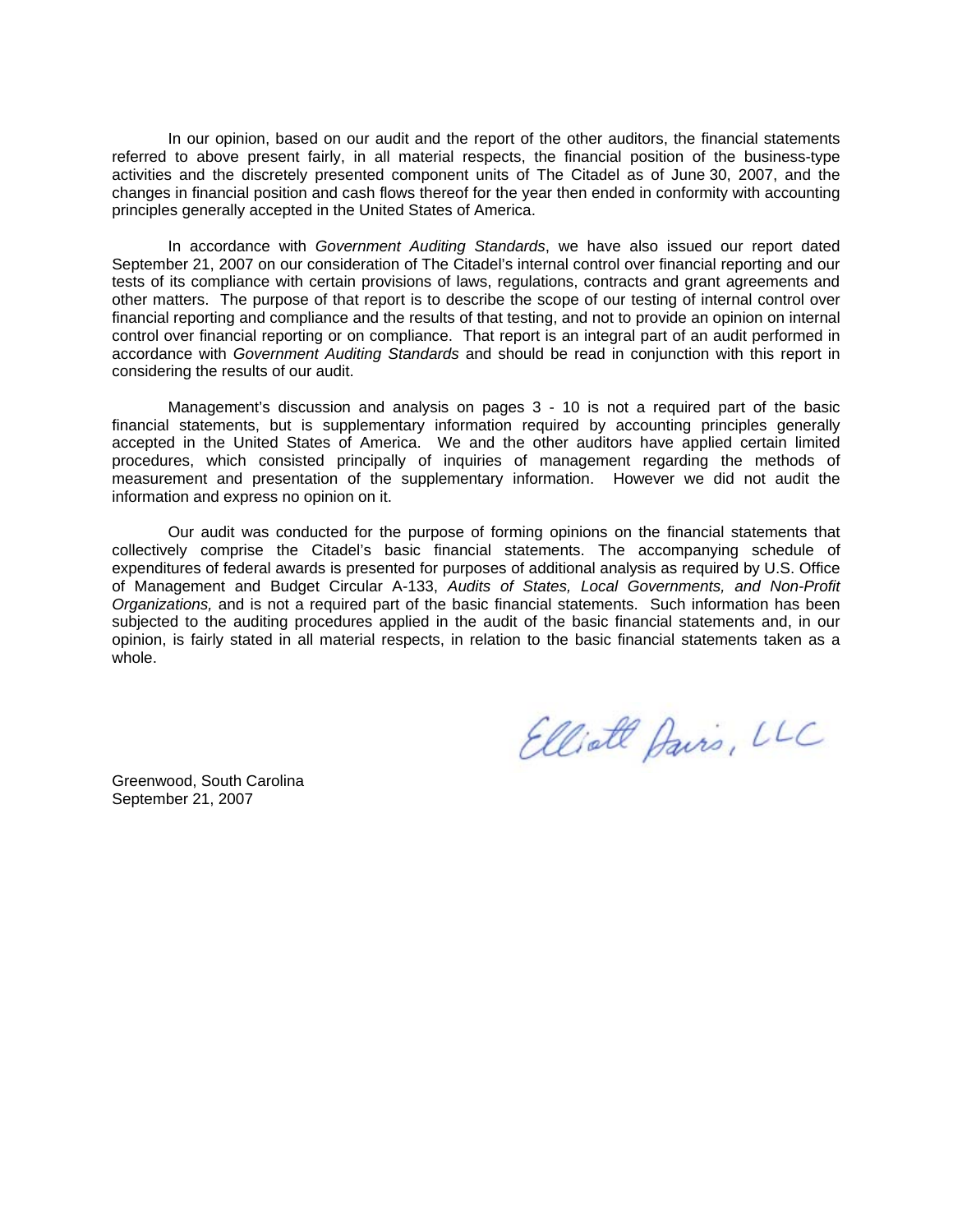In our opinion, based on our audit and the report of the other auditors, the financial statements referred to above present fairly, in all material respects, the financial position of the business-type activities and the discretely presented component units of The Citadel as of June 30, 2007, and the changes in financial position and cash flows thereof for the year then ended in conformity with accounting principles generally accepted in the United States of America.

In accordance with *Government Auditing Standards*, we have also issued our report dated September 21, 2007 on our consideration of The Citadel's internal control over financial reporting and our tests of its compliance with certain provisions of laws, regulations, contracts and grant agreements and other matters. The purpose of that report is to describe the scope of our testing of internal control over financial reporting and compliance and the results of that testing, and not to provide an opinion on internal control over financial reporting or on compliance. That report is an integral part of an audit performed in accordance with *Government Auditing Standards* and should be read in conjunction with this report in considering the results of our audit.

Management's discussion and analysis on pages 3 - 10 is not a required part of the basic financial statements, but is supplementary information required by accounting principles generally accepted in the United States of America. We and the other auditors have applied certain limited procedures, which consisted principally of inquiries of management regarding the methods of measurement and presentation of the supplementary information. However we did not audit the information and express no opinion on it.

Our audit was conducted for the purpose of forming opinions on the financial statements that collectively comprise the Citadel's basic financial statements. The accompanying schedule of expenditures of federal awards is presented for purposes of additional analysis as required by U.S. Office of Management and Budget Circular A-133, *Audits of States, Local Governments, and Non-Profit Organizations,* and is not a required part of the basic financial statements. Such information has been subjected to the auditing procedures applied in the audit of the basic financial statements and, in our opinion, is fairly stated in all material respects, in relation to the basic financial statements taken as a whole.

Elliott Davis, LLC

Greenwood, South Carolina
September 21, 2007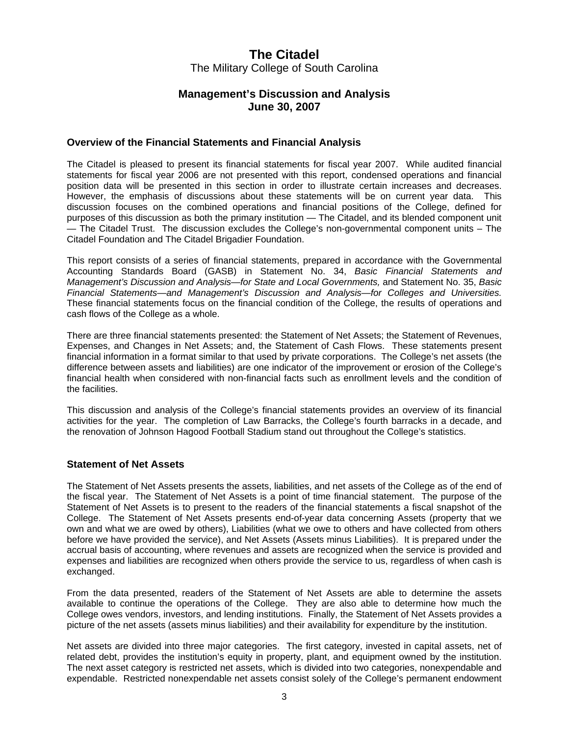# The Citadel

The Military College of South Carolina

## Management's Discussion and Analysis
## June 30, 2007

### Overview of the Financial Statements and Financial Analysis

The Citadel is pleased to present its financial statements for fiscal year 2007. While audited financial statements for fiscal year 2006 are not presented with this report, condensed operations and financial position data will be presented in this section in order to illustrate certain increases and decreases. However, the emphasis of discussions about these statements will be on current year data. This discussion focuses on the combined operations and financial positions of the College, defined for purposes of this discussion as both the primary institution — The Citadel, and its blended component unit — The Citadel Trust. The discussion excludes the College's non-governmental component units – The Citadel Foundation and The Citadel Brigadier Foundation.

This report consists of a series of financial statements, prepared in accordance with the Governmental Accounting Standards Board (GASB) in Statement No. 34, *Basic Financial Statements and Management's Discussion and Analysis—for State and Local Governments,* and Statement No. 35, *Basic Financial Statements—and Management's Discussion and Analysis—for Colleges and Universities.* These financial statements focus on the financial condition of the College, the results of operations and cash flows of the College as a whole.

There are three financial statements presented: the Statement of Net Assets; the Statement of Revenues, Expenses, and Changes in Net Assets; and, the Statement of Cash Flows. These statements present financial information in a format similar to that used by private corporations. The College's net assets (the difference between assets and liabilities) are one indicator of the improvement or erosion of the College's financial health when considered with non-financial facts such as enrollment levels and the condition of the facilities.

This discussion and analysis of the College's financial statements provides an overview of its financial activities for the year. The completion of Law Barracks, the College's fourth barracks in a decade, and the renovation of Johnson Hagood Football Stadium stand out throughout the College's statistics.

### Statement of Net Assets

The Statement of Net Assets presents the assets, liabilities, and net assets of the College as of the end of the fiscal year. The Statement of Net Assets is a point of time financial statement. The purpose of the Statement of Net Assets is to present to the readers of the financial statements a fiscal snapshot of the College. The Statement of Net Assets presents end-of-year data concerning Assets (property that we own and what we are owed by others), Liabilities (what we owe to others and have collected from others before we have provided the service), and Net Assets (Assets minus Liabilities). It is prepared under the accrual basis of accounting, where revenues and assets are recognized when the service is provided and expenses and liabilities are recognized when others provide the service to us, regardless of when cash is exchanged.

From the data presented, readers of the Statement of Net Assets are able to determine the assets available to continue the operations of the College. They are also able to determine how much the College owes vendors, investors, and lending institutions. Finally, the Statement of Net Assets provides a picture of the net assets (assets minus liabilities) and their availability for expenditure by the institution.

Net assets are divided into three major categories. The first category, invested in capital assets, net of related debt, provides the institution's equity in property, plant, and equipment owned by the institution. The next asset category is restricted net assets, which is divided into two categories, nonexpendable and expendable. Restricted nonexpendable net assets consist solely of the College's permanent endowment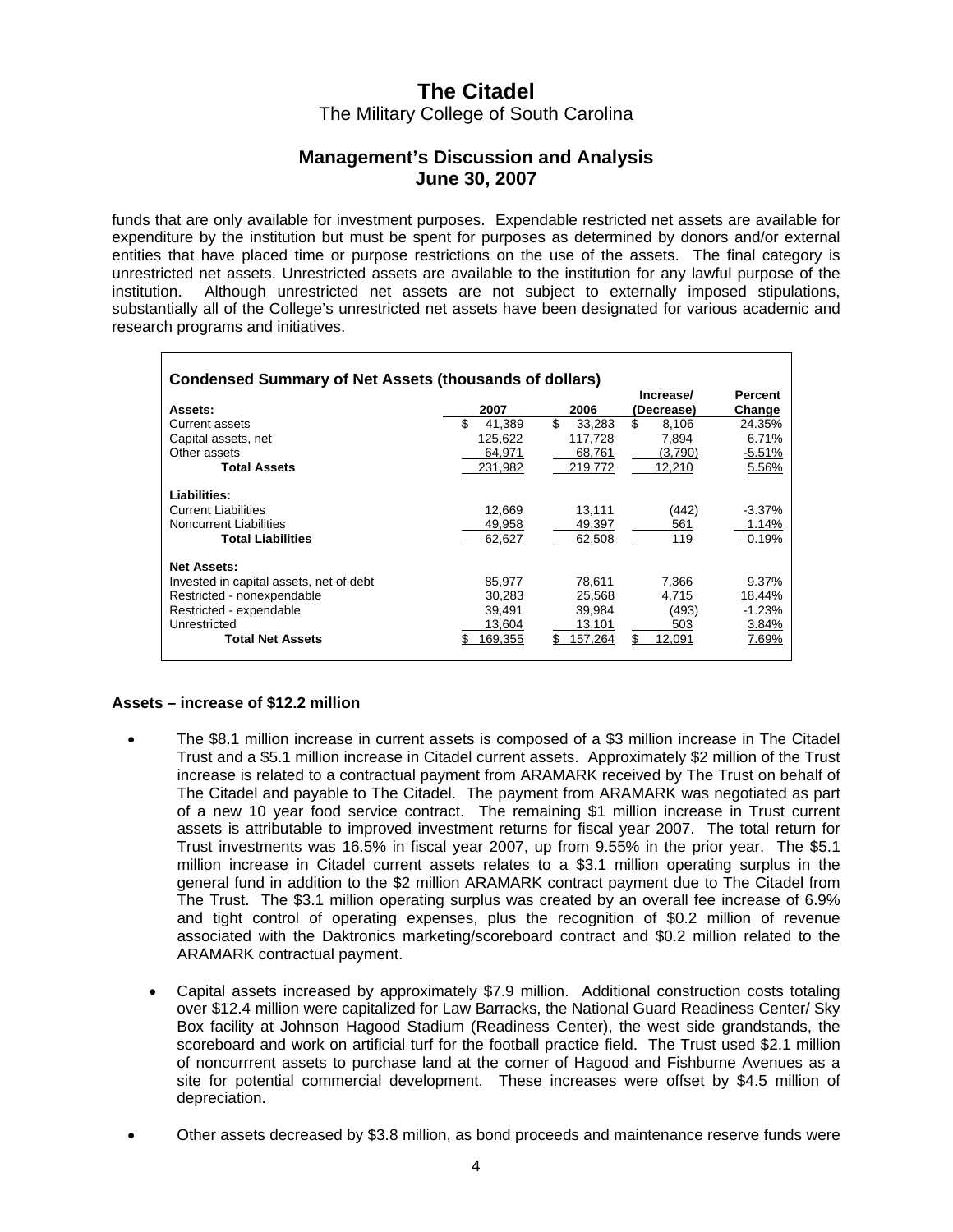# The Citadel

The Military College of South Carolina

## Management's Discussion and Analysis
## June 30, 2007

funds that are only available for investment purposes. Expendable restricted net assets are available for expenditure by the institution but must be spent for purposes as determined by donors and/or external entities that have placed time or purpose restrictions on the use of the assets. The final category is unrestricted net assets. Unrestricted assets are available to the institution for any lawful purpose of the institution. Although unrestricted net assets are not subject to externally imposed stipulations, substantially all of the College's unrestricted net assets have been designated for various academic and research programs and initiatives.

**Condensed Summary of Net Assets (thousands of dollars)**

| Assets: | 2007 | 2006 | Increase/ (Decrease) | Percent Change |
|---|---|---|---|---|
| Current assets | $ 41,389 | $ 33,283 | $ 8,106 | 24.35% |
| Capital assets, net | 125,622 | 117,728 | 7,894 | 6.71% |
| Other assets | 64,971 | 68,761 | (3,790) | -5.51% |
| **Total Assets** | 231,982 | 219,772 | 12,210 | 5.56% |
| **Liabilities:** | | | | |
| Current Liabilities | 12,669 | 13,111 | (442) | -3.37% |
| Noncurrent Liabilities | 49,958 | 49,397 | 561 | 1.14% |
| **Total Liabilities** | 62,627 | 62,508 | 119 | 0.19% |
| **Net Assets:** | | | | |
| Invested in capital assets, net of debt | 85,977 | 78,611 | 7,366 | 9.37% |
| Restricted - nonexpendable | 30,283 | 25,568 | 4,715 | 18.44% |
| Restricted - expendable | 39,491 | 39,984 | (493) | -1.23% |
| Unrestricted | 13,604 | 13,101 | 503 | 3.84% |
| **Total Net Assets** | $ 169,355 | $ 157,264 | $ 12,091 | 7.69% |

**Assets – increase of $12.2 million**

- The $8.1 million increase in current assets is composed of a $3 million increase in The Citadel Trust and a $5.1 million increase in Citadel current assets. Approximately $2 million of the Trust increase is related to a contractual payment from ARAMARK received by The Trust on behalf of The Citadel and payable to The Citadel. The payment from ARAMARK was negotiated as part of a new 10 year food service contract. The remaining $1 million increase in Trust current assets is attributable to improved investment returns for fiscal year 2007. The total return for Trust investments was 16.5% in fiscal year 2007, up from 9.55% in the prior year. The $5.1 million increase in Citadel current assets relates to a $3.1 million operating surplus in the general fund in addition to the $2 million ARAMARK contract payment due to The Citadel from The Trust. The $3.1 million operating surplus was created by an overall fee increase of 6.9% and tight control of operating expenses, plus the recognition of $0.2 million of revenue associated with the Daktronics marketing/scoreboard contract and $0.2 million related to the ARAMARK contractual payment.

- Capital assets increased by approximately $7.9 million. Additional construction costs totaling over $12.4 million were capitalized for Law Barracks, the National Guard Readiness Center/ Sky Box facility at Johnson Hagood Stadium (Readiness Center), the west side grandstands, the scoreboard and work on artificial turf for the football practice field. The Trust used $2.1 million of noncurrrent assets to purchase land at the corner of Hagood and Fishburne Avenues as a site for potential commercial development. These increases were offset by $4.5 million of depreciation.

- Other assets decreased by $3.8 million, as bond proceeds and maintenance reserve funds were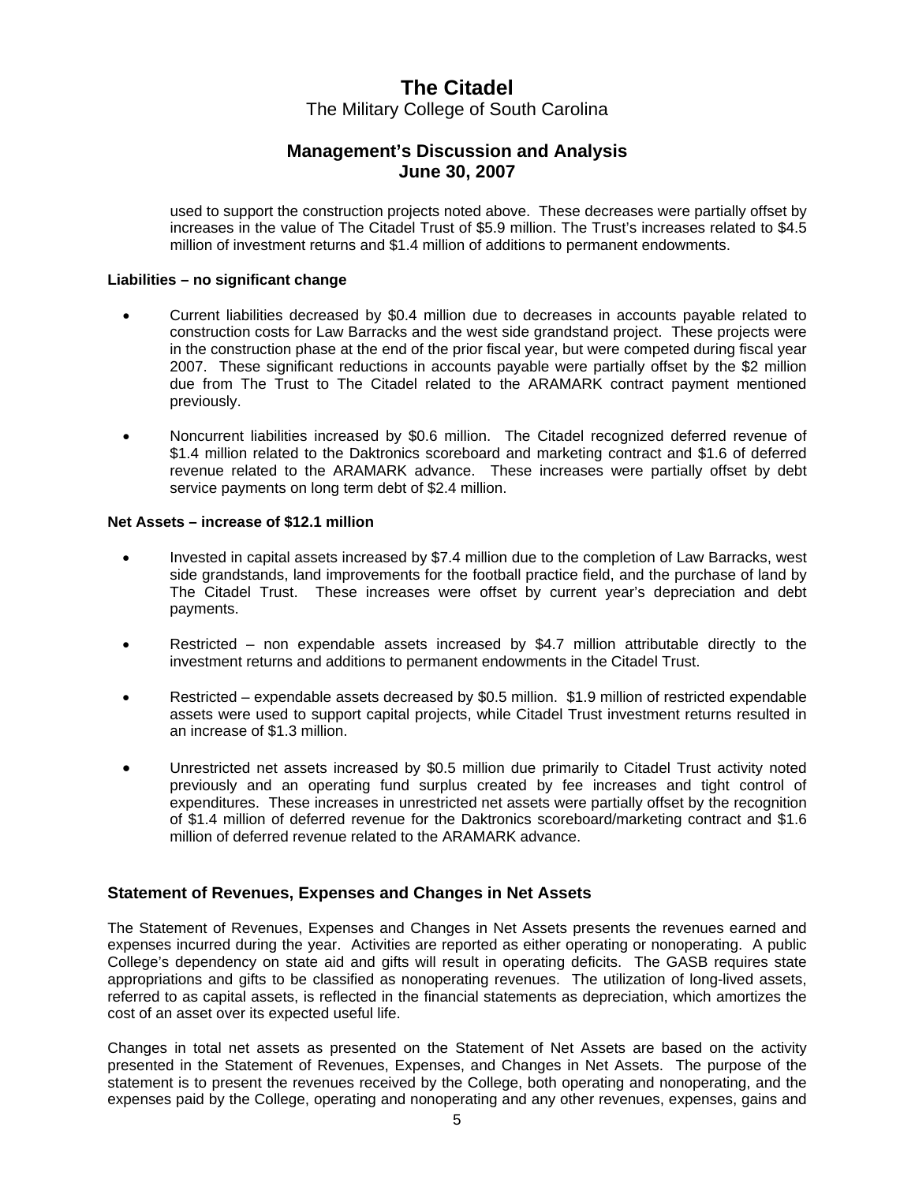used to support the construction projects noted above. These decreases were partially offset by increases in the value of The Citadel Trust of $5.9 million. The Trust's increases related to $4.5 million of investment returns and $1.4 million of additions to permanent endowments.

**Liabilities – no significant change**

- Current liabilities decreased by $0.4 million due to decreases in accounts payable related to construction costs for Law Barracks and the west side grandstand project. These projects were in the construction phase at the end of the prior fiscal year, but were competed during fiscal year 2007. These significant reductions in accounts payable were partially offset by the $2 million due from The Trust to The Citadel related to the ARAMARK contract payment mentioned previously.

- Noncurrent liabilities increased by $0.6 million. The Citadel recognized deferred revenue of $1.4 million related to the Daktronics scoreboard and marketing contract and $1.6 of deferred revenue related to the ARAMARK advance. These increases were partially offset by debt service payments on long term debt of $2.4 million.

**Net Assets – increase of $12.1 million**

- Invested in capital assets increased by $7.4 million due to the completion of Law Barracks, west side grandstands, land improvements for the football practice field, and the purchase of land by The Citadel Trust. These increases were offset by current year's depreciation and debt payments.

- Restricted – non expendable assets increased by $4.7 million attributable directly to the investment returns and additions to permanent endowments in the Citadel Trust.

- Restricted – expendable assets decreased by $0.5 million. $1.9 million of restricted expendable assets were used to support capital projects, while Citadel Trust investment returns resulted in an increase of $1.3 million.

- Unrestricted net assets increased by $0.5 million due primarily to Citadel Trust activity noted previously and an operating fund surplus created by fee increases and tight control of expenditures. These increases in unrestricted net assets were partially offset by the recognition of $1.4 million of deferred revenue for the Daktronics scoreboard/marketing contract and $1.6 million of deferred revenue related to the ARAMARK advance.

## Statement of Revenues, Expenses and Changes in Net Assets

The Statement of Revenues, Expenses and Changes in Net Assets presents the revenues earned and expenses incurred during the year. Activities are reported as either operating or nonoperating. A public College's dependency on state aid and gifts will result in operating deficits. The GASB requires state appropriations and gifts to be classified as nonoperating revenues. The utilization of long-lived assets, referred to as capital assets, is reflected in the financial statements as depreciation, which amortizes the cost of an asset over its expected useful life.

Changes in total net assets as presented on the Statement of Net Assets are based on the activity presented in the Statement of Revenues, Expenses, and Changes in Net Assets. The purpose of the statement is to present the revenues received by the College, both operating and nonoperating, and the expenses paid by the College, operating and nonoperating and any other revenues, expenses, gains and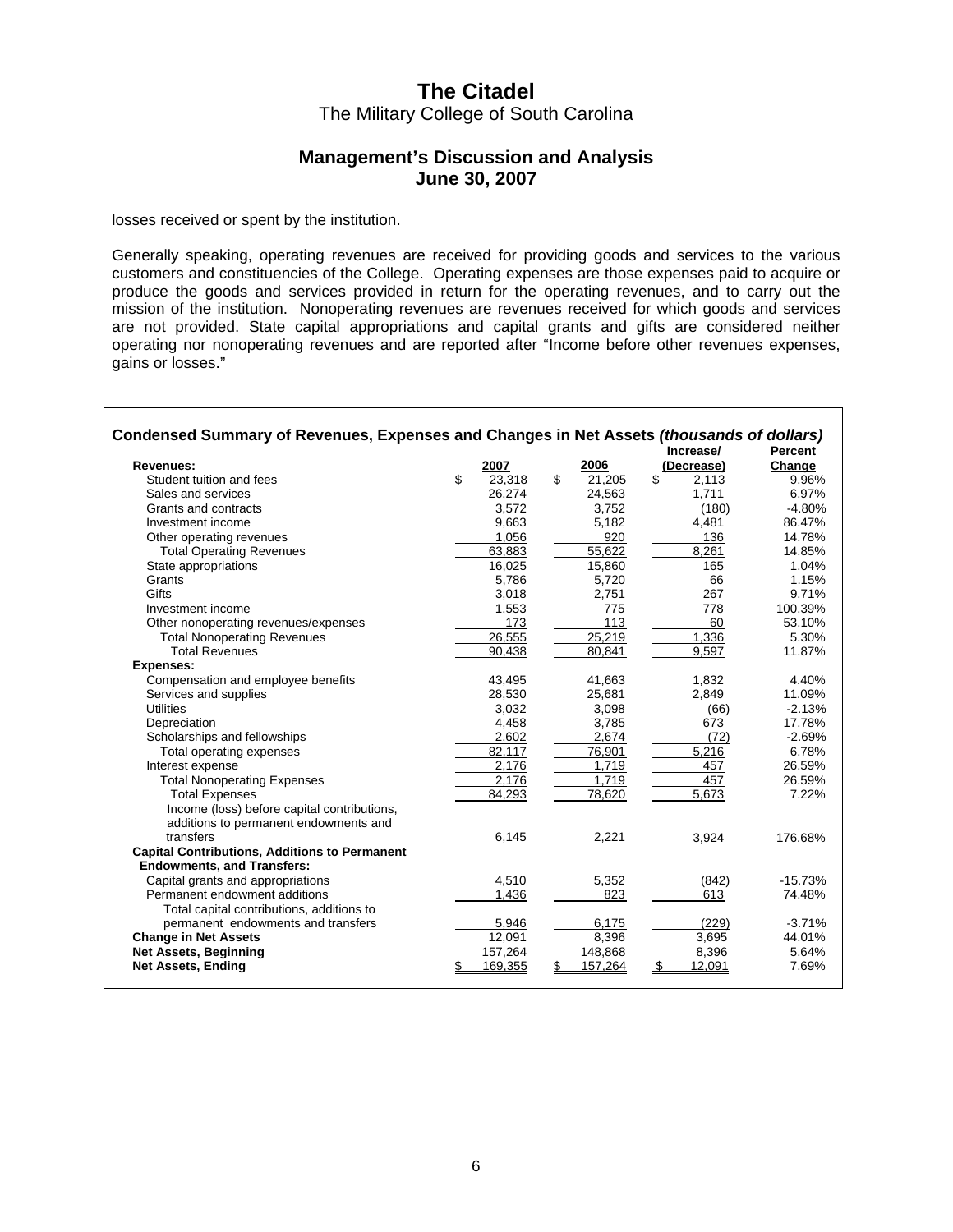# The Citadel

The Military College of South Carolina

## Management's Discussion and Analysis
## June 30, 2007

losses received or spent by the institution.

Generally speaking, operating revenues are received for providing goods and services to the various customers and constituencies of the College. Operating expenses are those expenses paid to acquire or produce the goods and services provided in return for the operating revenues, and to carry out the mission of the institution. Nonoperating revenues are revenues received for which goods and services are not provided. State capital appropriations and capital grants and gifts are considered neither operating nor nonoperating revenues and are reported after "Income before other revenues expenses, gains or losses."

**Condensed Summary of Revenues, Expenses and Changes in Net Assets *(thousands of dollars)***

| Revenues: | 2007 | 2006 | Increase/ (Decrease) | Percent Change |
|---|---|---|---|---|
| Student tuition and fees | $ 23,318 | $ 21,205 | $ 2,113 | 9.96% |
| Sales and services | 26,274 | 24,563 | 1,711 | 6.97% |
| Grants and contracts | 3,572 | 3,752 | (180) | -4.80% |
| Investment income | 9,663 | 5,182 | 4,481 | 86.47% |
| Other operating revenues | 1,056 | 920 | 136 | 14.78% |
| Total Operating Revenues | 63,883 | 55,622 | 8,261 | 14.85% |
| State appropriations | 16,025 | 15,860 | 165 | 1.04% |
| Grants | 5,786 | 5,720 | 66 | 1.15% |
| Gifts | 3,018 | 2,751 | 267 | 9.71% |
| Investment income | 1,553 | 775 | 778 | 100.39% |
| Other nonoperating revenues/expenses | 173 | 113 | 60 | 53.10% |
| Total Nonoperating Revenues | 26,555 | 25,219 | 1,336 | 5.30% |
| Total Revenues | 90,438 | 80,841 | 9,597 | 11.87% |
| **Expenses:** | | | | |
| Compensation and employee benefits | 43,495 | 41,663 | 1,832 | 4.40% |
| Services and supplies | 28,530 | 25,681 | 2,849 | 11.09% |
| Utilities | 3,032 | 3,098 | (66) | -2.13% |
| Depreciation | 4,458 | 3,785 | 673 | 17.78% |
| Scholarships and fellowships | 2,602 | 2,674 | (72) | -2.69% |
| Total operating expenses | 82,117 | 76,901 | 5,216 | 6.78% |
| Interest expense | 2,176 | 1,719 | 457 | 26.59% |
| Total Nonoperating Expenses | 2,176 | 1,719 | 457 | 26.59% |
| Total Expenses | 84,293 | 78,620 | 5,673 | 7.22% |
| Income (loss) before capital contributions, additions to permanent endowments and transfers | 6,145 | 2,221 | 3,924 | 176.68% |
| **Capital Contributions, Additions to Permanent Endowments, and Transfers:** | | | | |
| Capital grants and appropriations | 4,510 | 5,352 | (842) | -15.73% |
| Permanent endowment additions | 1,436 | 823 | 613 | 74.48% |
| Total capital contributions, additions to permanent endowments and transfers | 5,946 | 6,175 | (229) | -3.71% |
| **Change in Net Assets** | 12,091 | 8,396 | 3,695 | 44.01% |
| **Net Assets, Beginning** | 157,264 | 148,868 | 8,396 | 5.64% |
| **Net Assets, Ending** | $ 169,355 | $ 157,264 | $ 12,091 | 7.69% |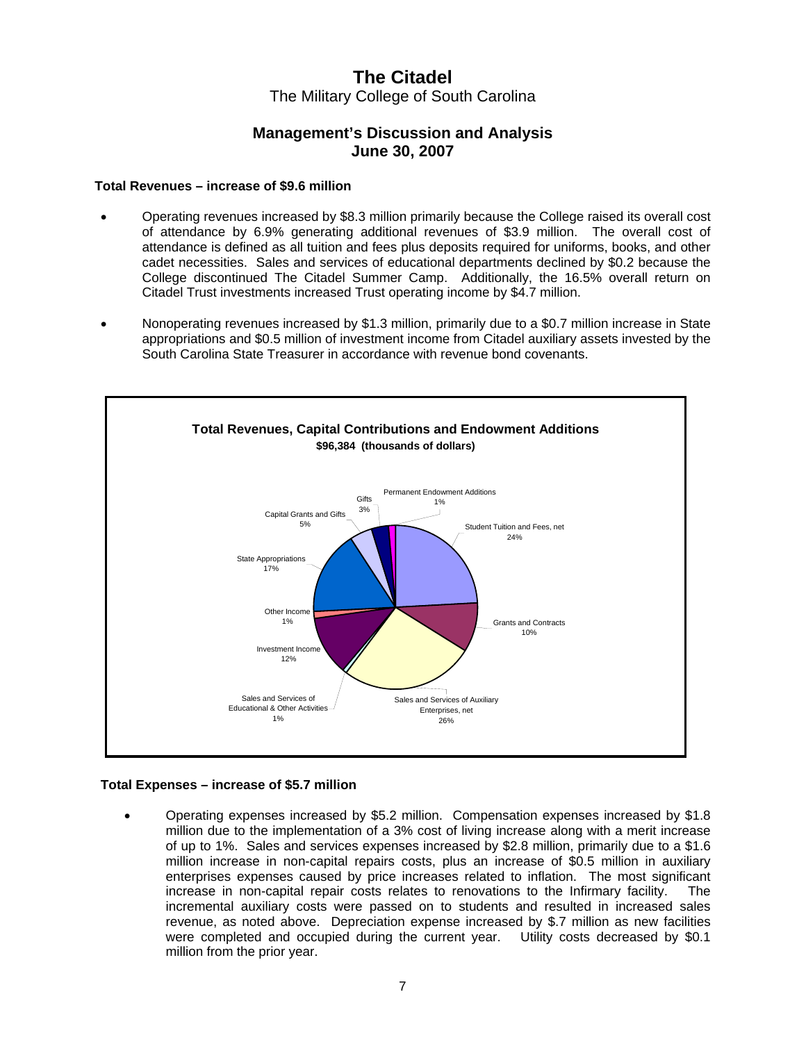# The Citadel

The Military College of South Carolina

## Management's Discussion and Analysis
## June 30, 2007

**Total Revenues – increase of $9.6 million**

- Operating revenues increased by $8.3 million primarily because the College raised its overall cost of attendance by 6.9% generating additional revenues of $3.9 million. The overall cost of attendance is defined as all tuition and fees plus deposits required for uniforms, books, and other cadet necessities. Sales and services of educational departments declined by $0.2 because the College discontinued The Citadel Summer Camp. Additionally, the 16.5% overall return on Citadel Trust investments increased Trust operating income by $4.7 million.

- Nonoperating revenues increased by $1.3 million, primarily due to a $0.7 million increase in State appropriations and $0.5 million of investment income from Citadel auxiliary assets invested by the South Carolina State Treasurer in accordance with revenue bond covenants.

**Total Revenues, Capital Contributions and Endowment Additions**
**$96,384 (thousands of dollars)**

| Category | Percentage |
|---|---|
| Student Tuition and Fees, net | 24% |
| Grants and Contracts | 10% |
| Sales and Services of Auxiliary Enterprises, net | 26% |
| Sales and Services of Educational & Other Activities | 1% |
| Investment Income | 12% |
| Other Income | 1% |
| State Appropriations | 17% |
| Capital Grants and Gifts | 5% |
| Gifts | 3% |
| Permanent Endowment Additions | 1% |

**Total Expenses – increase of $5.7 million**

- Operating expenses increased by $5.2 million. Compensation expenses increased by $1.8 million due to the implementation of a 3% cost of living increase along with a merit increase of up to 1%. Sales and services expenses increased by $2.8 million, primarily due to a $1.6 million increase in non-capital repairs costs, plus an increase of $0.5 million in auxiliary enterprises expenses caused by price increases related to inflation. The most significant increase in non-capital repair costs relates to renovations to the Infirmary facility. The incremental auxiliary costs were passed on to students and resulted in increased sales revenue, as noted above. Depreciation expense increased by $.7 million as new facilities were completed and occupied during the current year. Utility costs decreased by $0.1 million from the prior year.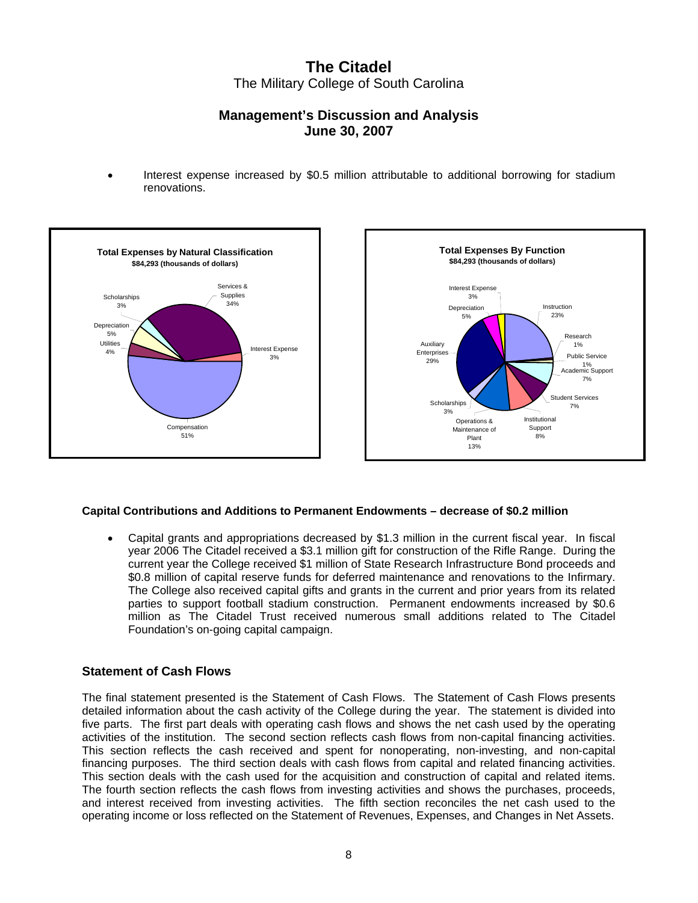- Interest expense increased by $0.5 million attributable to additional borrowing for stadium renovations.

**Total Expenses by Natural Classification**
**$84,293 (thousands of dollars)**

| Category | Percent |
| --- | --- |
| Compensation | 51% |
| Services & Supplies | 34% |
| Interest Expense | 3% |
| Utilities | 4% |
| Depreciation | 5% |
| Scholarships | 3% |

**Total Expenses By Function**
**$84,293 (thousands of dollars)**

| Category | Percent |
| --- | --- |
| Instruction | 23% |
| Research | 1% |
| Public Service | 1% |
| Academic Support | 7% |
| Student Services | 7% |
| Institutional Support | 8% |
| Operations & Maintenance of Plant | 13% |
| Scholarships | 3% |
| Auxiliary Enterprises | 29% |
| Depreciation | 5% |
| Interest Expense | 3% |

**Capital Contributions and Additions to Permanent Endowments – decrease of $0.2 million**

- Capital grants and appropriations decreased by $1.3 million in the current fiscal year. In fiscal year 2006 The Citadel received a $3.1 million gift for construction of the Rifle Range. During the current year the College received $1 million of State Research Infrastructure Bond proceeds and $0.8 million of capital reserve funds for deferred maintenance and renovations to the Infirmary. The College also received capital gifts and grants in the current and prior years from its related parties to support football stadium construction. Permanent endowments increased by $0.6 million as The Citadel Trust received numerous small additions related to The Citadel Foundation's on-going capital campaign.

## Statement of Cash Flows

The final statement presented is the Statement of Cash Flows. The Statement of Cash Flows presents detailed information about the cash activity of the College during the year. The statement is divided into five parts. The first part deals with operating cash flows and shows the net cash used by the operating activities of the institution. The second section reflects cash flows from non-capital financing activities. This section reflects the cash received and spent for nonoperating, non-investing, and non-capital financing purposes. The third section deals with cash flows from capital and related financing activities. This section deals with the cash used for the acquisition and construction of capital and related items. The fourth section reflects the cash flows from investing activities and shows the purchases, proceeds, and interest received from investing activities. The fifth section reconciles the net cash used to the operating income or loss reflected on the Statement of Revenues, Expenses, and Changes in Net Assets.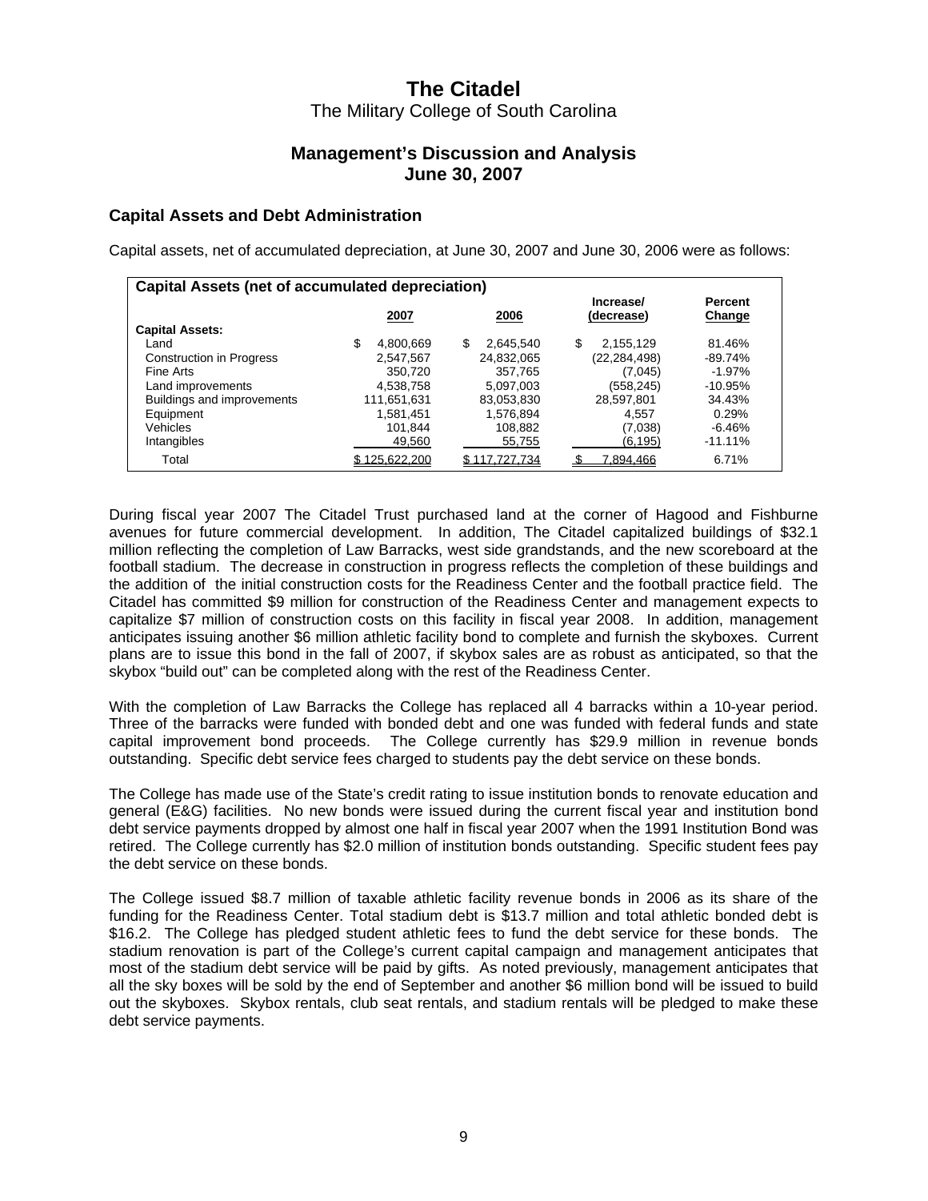# The Citadel

The Military College of South Carolina

## Management's Discussion and Analysis
## June 30, 2007

### Capital Assets and Debt Administration

Capital assets, net of accumulated depreciation, at June 30, 2007 and June 30, 2006 were as follows:

| Capital Assets (net of accumulated depreciation) | 2007 | 2006 | Increase/ (decrease) | Percent Change |
|---|---|---|---|---|
| **Capital Assets:** | | | | |
| Land | $ 4,800,669 | $ 2,645,540 | $ 2,155,129 | 81.46% |
| Construction in Progress | 2,547,567 | 24,832,065 | (22,284,498) | -89.74% |
| Fine Arts | 350,720 | 357,765 | (7,045) | -1.97% |
| Land improvements | 4,538,758 | 5,097,003 | (558,245) | -10.95% |
| Buildings and improvements | 111,651,631 | 83,053,830 | 28,597,801 | 34.43% |
| Equipment | 1,581,451 | 1,576,894 | 4,557 | 0.29% |
| Vehicles | 101,844 | 108,882 | (7,038) | -6.46% |
| Intangibles | 49,560 | 55,755 | (6,195) | -11.11% |
| Total | $ 125,622,200 | $ 117,727,734 | $ 7,894,466 | 6.71% |

During fiscal year 2007 The Citadel Trust purchased land at the corner of Hagood and Fishburne avenues for future commercial development. In addition, The Citadel capitalized buildings of $32.1 million reflecting the completion of Law Barracks, west side grandstands, and the new scoreboard at the football stadium. The decrease in construction in progress reflects the completion of these buildings and the addition of the initial construction costs for the Readiness Center and the football practice field. The Citadel has committed $9 million for construction of the Readiness Center and management expects to capitalize $7 million of construction costs on this facility in fiscal year 2008. In addition, management anticipates issuing another $6 million athletic facility bond to complete and furnish the skyboxes. Current plans are to issue this bond in the fall of 2007, if skybox sales are as robust as anticipated, so that the skybox "build out" can be completed along with the rest of the Readiness Center.

With the completion of Law Barracks the College has replaced all 4 barracks within a 10-year period. Three of the barracks were funded with bonded debt and one was funded with federal funds and state capital improvement bond proceeds. The College currently has $29.9 million in revenue bonds outstanding. Specific debt service fees charged to students pay the debt service on these bonds.

The College has made use of the State's credit rating to issue institution bonds to renovate education and general (E&G) facilities. No new bonds were issued during the current fiscal year and institution bond debt service payments dropped by almost one half in fiscal year 2007 when the 1991 Institution Bond was retired. The College currently has $2.0 million of institution bonds outstanding. Specific student fees pay the debt service on these bonds.

The College issued $8.7 million of taxable athletic facility revenue bonds in 2006 as its share of the funding for the Readiness Center. Total stadium debt is $13.7 million and total athletic bonded debt is $16.2. The College has pledged student athletic fees to fund the debt service for these bonds. The stadium renovation is part of the College's current capital campaign and management anticipates that most of the stadium debt service will be paid by gifts. As noted previously, management anticipates that all the sky boxes will be sold by the end of September and another $6 million bond will be issued to build out the skyboxes. Skybox rentals, club seat rentals, and stadium rentals will be pledged to make these debt service payments.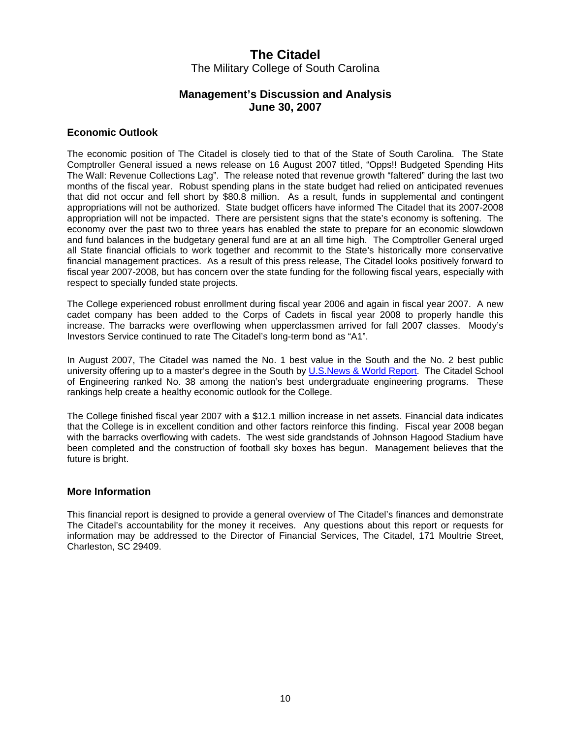# The Citadel

The Military College of South Carolina

## Management's Discussion and Analysis
## June 30, 2007

### Economic Outlook

The economic position of The Citadel is closely tied to that of the State of South Carolina. The State Comptroller General issued a news release on 16 August 2007 titled, "Opps!! Budgeted Spending Hits The Wall: Revenue Collections Lag". The release noted that revenue growth "faltered" during the last two months of the fiscal year. Robust spending plans in the state budget had relied on anticipated revenues that did not occur and fell short by $80.8 million. As a result, funds in supplemental and contingent appropriations will not be authorized. State budget officers have informed The Citadel that its 2007-2008 appropriation will not be impacted. There are persistent signs that the state's economy is softening. The economy over the past two to three years has enabled the state to prepare for an economic slowdown and fund balances in the budgetary general fund are at an all time high. The Comptroller General urged all State financial officials to work together and recommit to the State's historically more conservative financial management practices. As a result of this press release, The Citadel looks positively forward to fiscal year 2007-2008, but has concern over the state funding for the following fiscal years, especially with respect to specially funded state projects.

The College experienced robust enrollment during fiscal year 2006 and again in fiscal year 2007. A new cadet company has been added to the Corps of Cadets in fiscal year 2008 to properly handle this increase. The barracks were overflowing when upperclassmen arrived for fall 2007 classes. Moody's Investors Service continued to rate The Citadel's long-term bond as "A1".

In August 2007, The Citadel was named the No. 1 best value in the South and the No. 2 best public university offering up to a master's degree in the South by U.S.News & World Report. The Citadel School of Engineering ranked No. 38 among the nation's best undergraduate engineering programs. These rankings help create a healthy economic outlook for the College.

The College finished fiscal year 2007 with a $12.1 million increase in net assets. Financial data indicates that the College is in excellent condition and other factors reinforce this finding. Fiscal year 2008 began with the barracks overflowing with cadets. The west side grandstands of Johnson Hagood Stadium have been completed and the construction of football sky boxes has begun. Management believes that the future is bright.

### More Information

This financial report is designed to provide a general overview of The Citadel's finances and demonstrate The Citadel's accountability for the money it receives. Any questions about this report or requests for information may be addressed to the Director of Financial Services, The Citadel, 171 Moultrie Street, Charleston, SC 29409.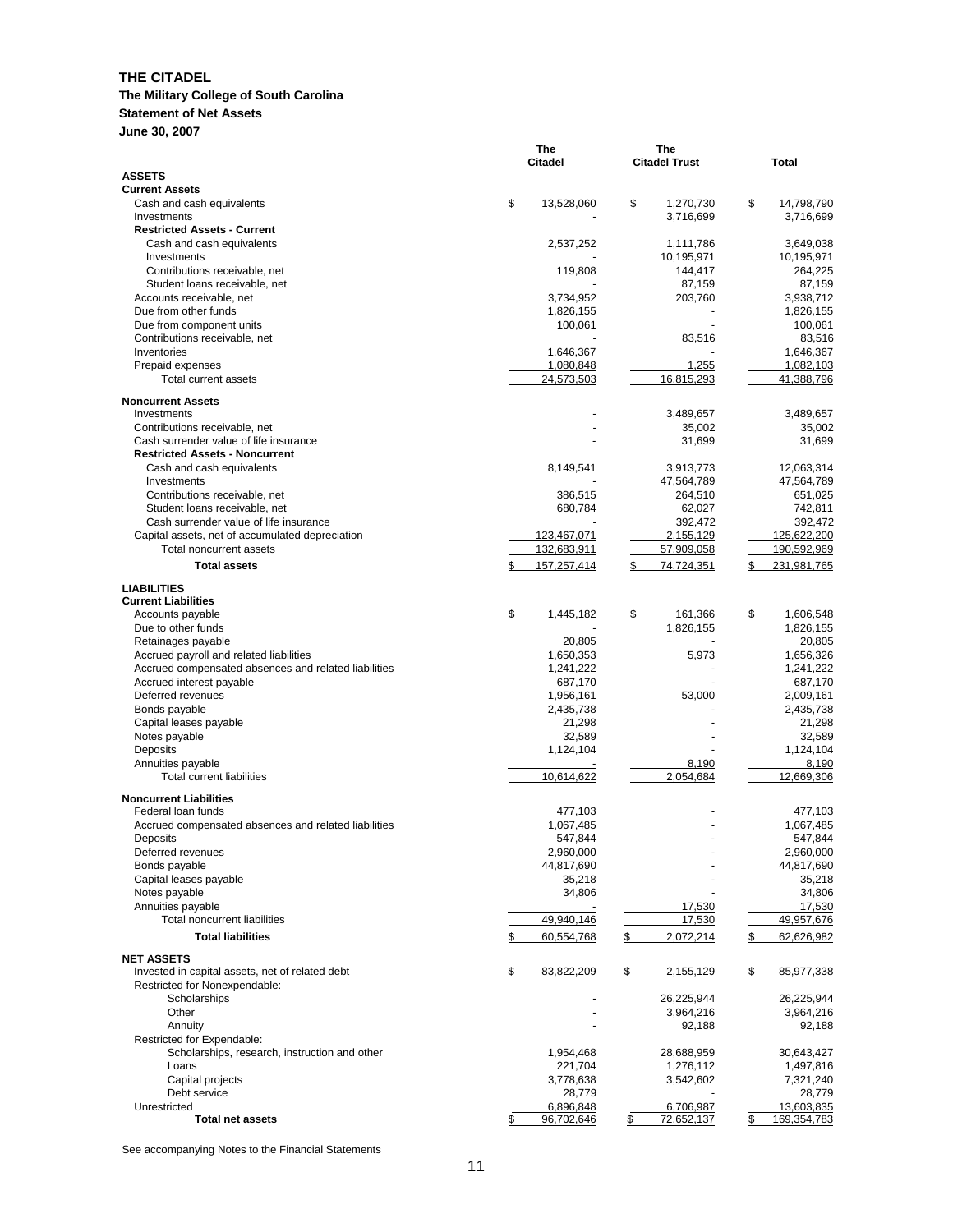# THE CITADEL

## The Military College of South Carolina

### Statement of Net Assets

### June 30, 2007

| | The Citadel | The Citadel Trust | Total |
|---|---|---|---|
| **ASSETS** | | | |
| **Current Assets** | | | |
| Cash and cash equivalents | $ 13,528,060 | $ 1,270,730 | $ 14,798,790 |
| Investments | - | 3,716,699 | 3,716,699 |
| **Restricted Assets - Current** | | | |
| Cash and cash equivalents | 2,537,252 | 1,111,786 | 3,649,038 |
| Investments | - | 10,195,971 | 10,195,971 |
| Contributions receivable, net | 119,808 | 144,417 | 264,225 |
| Student loans receivable, net | - | 87,159 | 87,159 |
| Accounts receivable, net | 3,734,952 | 203,760 | 3,938,712 |
| Due from other funds | 1,826,155 | - | 1,826,155 |
| Due from component units | 100,061 | - | 100,061 |
| Contributions receivable, net | - | 83,516 | 83,516 |
| Inventories | 1,646,367 | - | 1,646,367 |
| Prepaid expenses | 1,080,848 | 1,255 | 1,082,103 |
| Total current assets | 24,573,503 | 16,815,293 | 41,388,796 |
| **Noncurrent Assets** | | | |
| Investments | - | 3,489,657 | 3,489,657 |
| Contributions receivable, net | - | 35,002 | 35,002 |
| Cash surrender value of life insurance | - | 31,699 | 31,699 |
| **Restricted Assets - Noncurrent** | | | |
| Cash and cash equivalents | 8,149,541 | 3,913,773 | 12,063,314 |
| Investments | - | 47,564,789 | 47,564,789 |
| Contributions receivable, net | 386,515 | 264,510 | 651,025 |
| Student loans receivable, net | 680,784 | 62,027 | 742,811 |
| Cash surrender value of life insurance | - | 392,472 | 392,472 |
| Capital assets, net of accumulated depreciation | 123,467,071 | 2,155,129 | 125,622,200 |
| Total noncurrent assets | 132,683,911 | 57,909,058 | 190,592,969 |
| **Total assets** | $ 157,257,414 | $ 74,724,351 | $ 231,981,765 |
| **LIABILITIES** | | | |
| **Current Liabilities** | | | |
| Accounts payable | $ 1,445,182 | $ 161,366 | $ 1,606,548 |
| Due to other funds | - | 1,826,155 | 1,826,155 |
| Retainages payable | 20,805 | - | 20,805 |
| Accrued payroll and related liabilities | 1,650,353 | 5,973 | 1,656,326 |
| Accrued compensated absences and related liabilities | 1,241,222 | - | 1,241,222 |
| Accrued interest payable | 687,170 | - | 687,170 |
| Deferred revenues | 1,956,161 | 53,000 | 2,009,161 |
| Bonds payable | 2,435,738 | - | 2,435,738 |
| Capital leases payable | 21,298 | - | 21,298 |
| Notes payable | 32,589 | - | 32,589 |
| Deposits | 1,124,104 | - | 1,124,104 |
| Annuities payable | - | 8,190 | 8,190 |
| Total current liabilities | 10,614,622 | 2,054,684 | 12,669,306 |
| **Noncurrent Liabilities** | | | |
| Federal loan funds | 477,103 | - | 477,103 |
| Accrued compensated absences and related liabilities | 1,067,485 | - | 1,067,485 |
| Deposits | 547,844 | - | 547,844 |
| Deferred revenues | 2,960,000 | - | 2,960,000 |
| Bonds payable | 44,817,690 | - | 44,817,690 |
| Capital leases payable | 35,218 | - | 35,218 |
| Notes payable | 34,806 | - | 34,806 |
| Annuities payable | - | 17,530 | 17,530 |
| Total noncurrent liabilities | 49,940,146 | 17,530 | 49,957,676 |
| **Total liabilities** | $ 60,554,768 | $ 2,072,214 | $ 62,626,982 |
| **NET ASSETS** | | | |
| Invested in capital assets, net of related debt | $ 83,822,209 | $ 2,155,129 | $ 85,977,338 |
| Restricted for Nonexpendable: | | | |
| Scholarships | - | 26,225,944 | 26,225,944 |
| Other | - | 3,964,216 | 3,964,216 |
| Annuity | - | 92,188 | 92,188 |
| Restricted for Expendable: | | | |
| Scholarships, research, instruction and other | 1,954,468 | 28,688,959 | 30,643,427 |
| Loans | 221,704 | 1,276,112 | 1,497,816 |
| Capital projects | 3,778,638 | 3,542,602 | 7,321,240 |
| Debt service | 28,779 | - | 28,779 |
| Unrestricted | 6,896,848 | 6,706,987 | 13,603,835 |
| **Total net assets** | $ 96,702,646 | $ 72,652,137 | $ 169,354,783 |

See accompanying Notes to the Financial Statements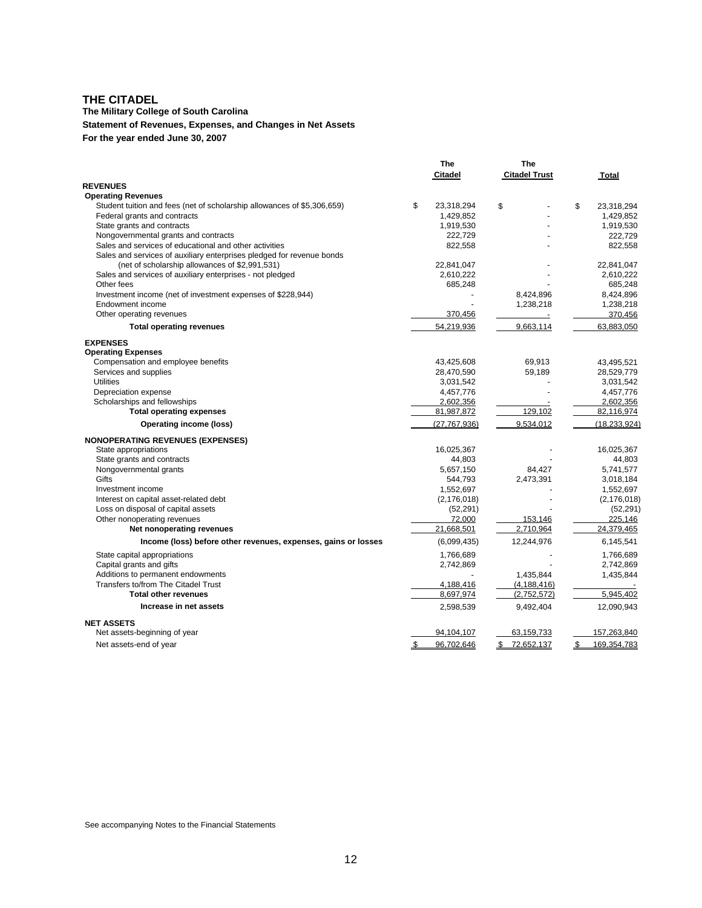# THE CITADEL

**The Military College of South Carolina**

**Statement of Revenues, Expenses, and Changes in Net Assets**

**For the year ended June 30, 2007**

| | The Citadel | The Citadel Trust | Total |
|---|---|---|---|
| **REVENUES** | | | |
| **Operating Revenues** | | | |
| Student tuition and fees (net of scholarship allowances of $5,306,659) | $ 23,318,294 | $ - | $ 23,318,294 |
| Federal grants and contracts | 1,429,852 | - | 1,429,852 |
| State grants and contracts | 1,919,530 | - | 1,919,530 |
| Nongovernmental grants and contracts | 222,729 | - | 222,729 |
| Sales and services of educational and other activities | 822,558 | - | 822,558 |
| Sales and services of auxiliary enterprises pledged for revenue bonds (net of scholarship allowances of $2,991,531) | 22,841,047 | - | 22,841,047 |
| Sales and services of auxiliary enterprises - not pledged | 2,610,222 | - | 2,610,222 |
| Other fees | 685,248 | - | 685,248 |
| Investment income (net of investment expenses of $228,944) | - | 8,424,896 | 8,424,896 |
| Endowment income | - | 1,238,218 | 1,238,218 |
| Other operating revenues | 370,456 | - | 370,456 |
| **Total operating revenues** | 54,219,936 | 9,663,114 | 63,883,050 |
| **EXPENSES** | | | |
| **Operating Expenses** | | | |
| Compensation and employee benefits | 43,425,608 | 69,913 | 43,495,521 |
| Services and supplies | 28,470,590 | 59,189 | 28,529,779 |
| Utilities | 3,031,542 | - | 3,031,542 |
| Depreciation expense | 4,457,776 | - | 4,457,776 |
| Scholarships and fellowships | 2,602,356 | - | 2,602,356 |
| **Total operating expenses** | 81,987,872 | 129,102 | 82,116,974 |
| **Operating income (loss)** | (27,767,936) | 9,534,012 | (18,233,924) |
| **NONOPERATING REVENUES (EXPENSES)** | | | |
| State appropriations | 16,025,367 | - | 16,025,367 |
| State grants and contracts | 44,803 | - | 44,803 |
| Nongovernmental grants | 5,657,150 | 84,427 | 5,741,577 |
| Gifts | 544,793 | 2,473,391 | 3,018,184 |
| Investment income | 1,552,697 | - | 1,552,697 |
| Interest on capital asset-related debt | (2,176,018) | - | (2,176,018) |
| Loss on disposal of capital assets | (52,291) | - | (52,291) |
| Other nonoperating revenues | 72,000 | 153,146 | 225,146 |
| **Net nonoperating revenues** | 21,668,501 | 2,710,964 | 24,379,465 |
| **Income (loss) before other revenues, expenses, gains or losses** | (6,099,435) | 12,244,976 | 6,145,541 |
| State capital appropriations | 1,766,689 | - | 1,766,689 |
| Capital grants and gifts | 2,742,869 | - | 2,742,869 |
| Additions to permanent endowments | - | 1,435,844 | 1,435,844 |
| Transfers to/from The Citadel Trust | 4,188,416 | (4,188,416) | - |
| **Total other revenues** | 8,697,974 | (2,752,572) | 5,945,402 |
| **Increase in net assets** | 2,598,539 | 9,492,404 | 12,090,943 |
| **NET ASSETS** | | | |
| Net assets-beginning of year | 94,104,107 | 63,159,733 | 157,263,840 |
| Net assets-end of year | $ 96,702,646 | $ 72,652,137 | $ 169,354,783 |

See accompanying Notes to the Financial Statements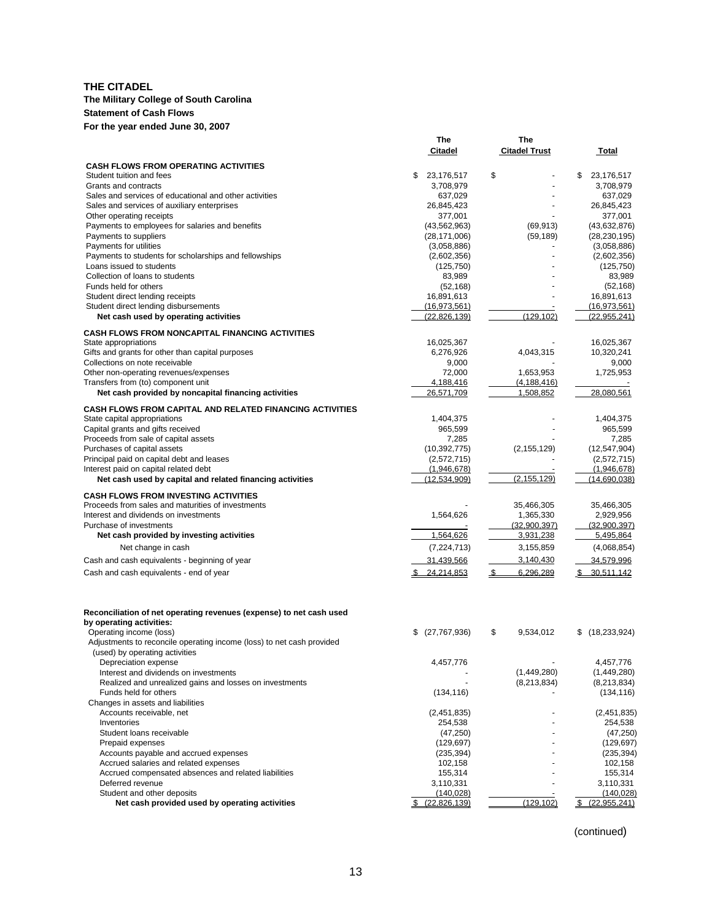# THE CITADEL

**The Military College of South Carolina**

**Statement of Cash Flows**

**For the year ended June 30, 2007**

| | The Citadel | The Citadel Trust | Total |
|---|---|---|---|
| **CASH FLOWS FROM OPERATING ACTIVITIES** | | | |
| Student tuition and fees | $ 23,176,517 | $ - | $ 23,176,517 |
| Grants and contracts | 3,708,979 | - | 3,708,979 |
| Sales and services of educational and other activities | 637,029 | - | 637,029 |
| Sales and services of auxiliary enterprises | 26,845,423 | - | 26,845,423 |
| Other operating receipts | 377,001 | - | 377,001 |
| Payments to employees for salaries and benefits | (43,562,963) | (69,913) | (43,632,876) |
| Payments to suppliers | (28,171,006) | (59,189) | (28,230,195) |
| Payments for utilities | (3,058,886) | - | (3,058,886) |
| Payments to students for scholarships and fellowships | (2,602,356) | - | (2,602,356) |
| Loans issued to students | (125,750) | - | (125,750) |
| Collection of loans to students | 83,989 | - | 83,989 |
| Funds held for others | (52,168) | - | (52,168) |
| Student direct lending receipts | 16,891,613 | - | 16,891,613 |
| Student direct lending disbursements | (16,973,561) | - | (16,973,561) |
| **Net cash used by operating activities** | (22,826,139) | (129,102) | (22,955,241) |
| **CASH FLOWS FROM NONCAPITAL FINANCING ACTIVITIES** | | | |
| State appropriations | 16,025,367 | - | 16,025,367 |
| Gifts and grants for other than capital purposes | 6,276,926 | 4,043,315 | 10,320,241 |
| Collections on note receivable | 9,000 | - | 9,000 |
| Other non-operating revenues/expenses | 72,000 | 1,653,953 | 1,725,953 |
| Transfers from (to) component unit | 4,188,416 | (4,188,416) | - |
| **Net cash provided by noncapital financing activities** | 26,571,709 | 1,508,852 | 28,080,561 |
| **CASH FLOWS FROM CAPITAL AND RELATED FINANCING ACTIVITIES** | | | |
| State capital appropriations | 1,404,375 | - | 1,404,375 |
| Capital grants and gifts received | 965,599 | - | 965,599 |
| Proceeds from sale of capital assets | 7,285 | - | 7,285 |
| Purchases of capital assets | (10,392,775) | (2,155,129) | (12,547,904) |
| Principal paid on capital debt and leases | (2,572,715) | - | (2,572,715) |
| Interest paid on capital related debt | (1,946,678) | - | (1,946,678) |
| **Net cash used by capital and related financing activities** | (12,534,909) | (2,155,129) | (14,690,038) |
| **CASH FLOWS FROM INVESTING ACTIVITIES** | | | |
| Proceeds from sales and maturities of investments | - | 35,466,305 | 35,466,305 |
| Interest and dividends on investments | 1,564,626 | 1,365,330 | 2,929,956 |
| Purchase of investments | - | (32,900,397) | (32,900,397) |
| **Net cash provided by investing activities** | 1,564,626 | 3,931,238 | 5,495,864 |
| Net change in cash | (7,224,713) | 3,155,859 | (4,068,854) |
| Cash and cash equivalents - beginning of year | 31,439,566 | 3,140,430 | 34,579,996 |
| Cash and cash equivalents - end of year | $ 24,214,853 | $ 6,296,289 | $ 30,511,142 |

| | The Citadel | The Citadel Trust | Total |
|---|---|---|---|
| **Reconciliation of net operating revenues (expense) to net cash used by operating activities:** | | | |
| Operating income (loss) | $ (27,767,936) | $ 9,534,012 | $ (18,233,924) |
| Adjustments to reconcile operating income (loss) to net cash provided (used) by operating activities | | | |
| Depreciation expense | 4,457,776 | - | 4,457,776 |
| Interest and dividends on investments | - | (1,449,280) | (1,449,280) |
| Realized and unrealized gains and losses on investments | - | (8,213,834) | (8,213,834) |
| Funds held for others | (134,116) | - | (134,116) |
| Changes in assets and liabilities | | | |
| Accounts receivable, net | (2,451,835) | - | (2,451,835) |
| Inventories | 254,538 | - | 254,538 |
| Student loans receivable | (47,250) | - | (47,250) |
| Prepaid expenses | (129,697) | - | (129,697) |
| Accounts payable and accrued expenses | (235,394) | - | (235,394) |
| Accrued salaries and related expenses | 102,158 | - | 102,158 |
| Accrued compensated absences and related liabilities | 155,314 | - | 155,314 |
| Deferred revenue | 3,110,331 | - | 3,110,331 |
| Student and other deposits | (140,028) | - | (140,028) |
| **Net cash provided used by operating activities** | $ (22,826,139) | (129,102) | $ (22,955,241) |

(continued)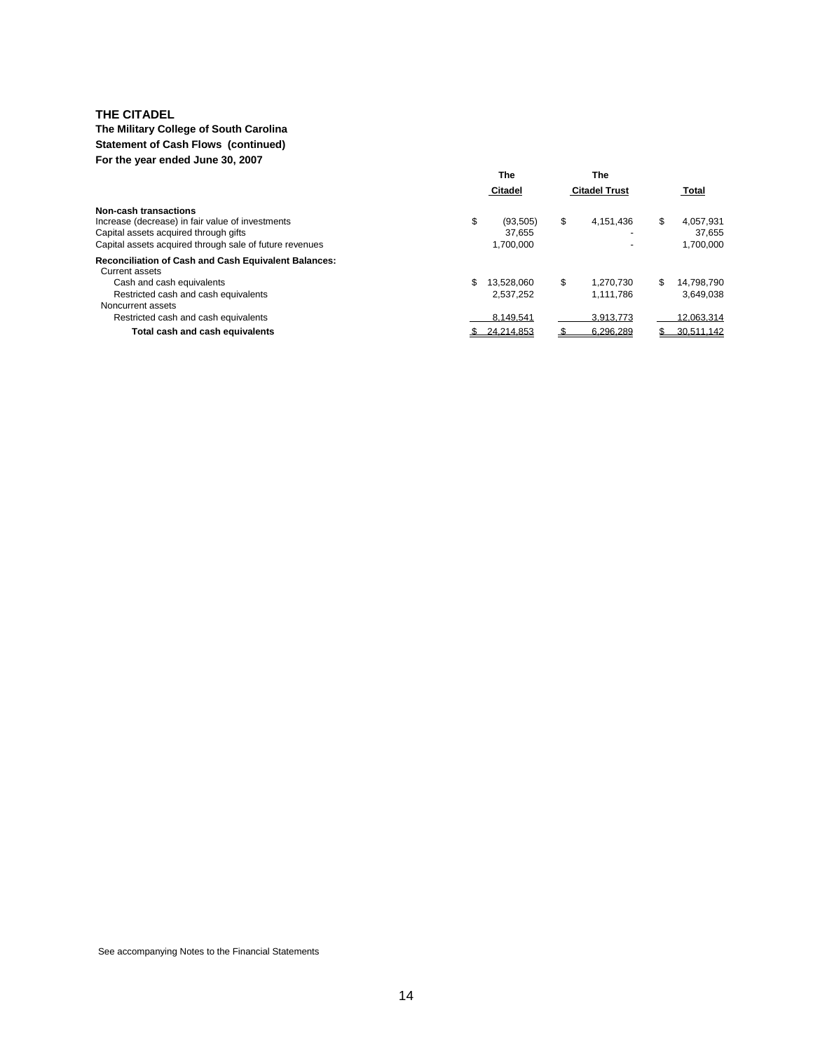# THE CITADEL

**The Military College of South Carolina**
**Statement of Cash Flows (continued)**
**For the year ended June 30, 2007**

| | The Citadel | The Citadel Trust | Total |
|---|---|---|---|
| **Non-cash transactions** | | | |
| Increase (decrease) in fair value of investments | $ (93,505) | $ 4,151,436 | $ 4,057,931 |
| Capital assets acquired through gifts | 37,655 | - | 37,655 |
| Capital assets acquired through sale of future revenues | 1,700,000 | - | 1,700,000 |
| **Reconciliation of Cash and Cash Equivalent Balances:** | | | |
| Current assets | | | |
| Cash and cash equivalents | $ 13,528,060 | $ 1,270,730 | $ 14,798,790 |
| Restricted cash and cash equivalents | 2,537,252 | 1,111,786 | 3,649,038 |
| Noncurrent assets | | | |
| Restricted cash and cash equivalents | 8,149,541 | 3,913,773 | 12,063,314 |
| **Total cash and cash equivalents** | $ 24,214,853 | $ 6,296,289 | $ 30,511,142 |

See accompanying Notes to the Financial Statements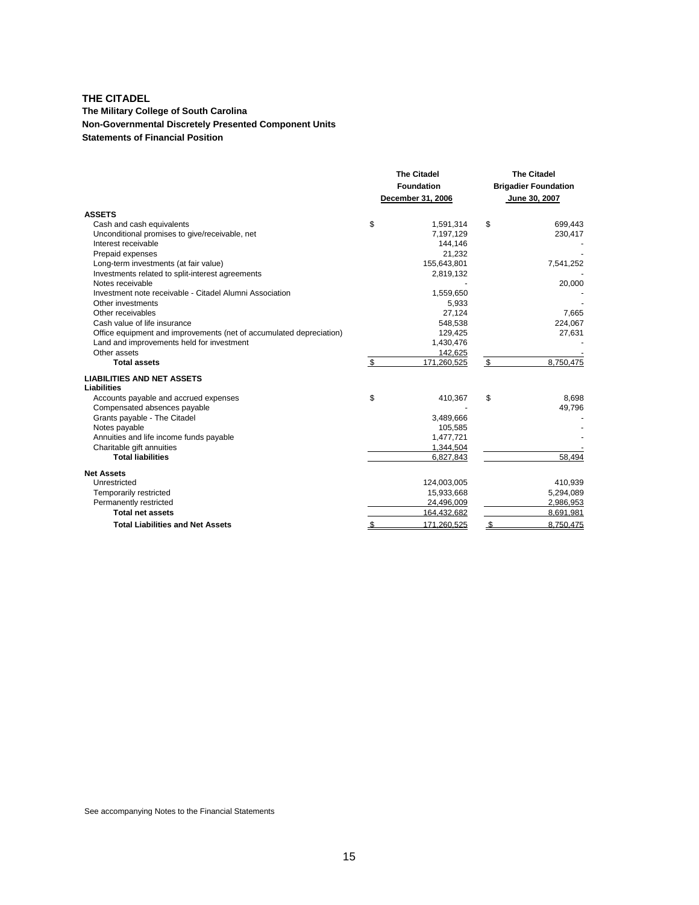# THE CITADEL

**The Military College of South Carolina**
**Non-Governmental Discretely Presented Component Units**
**Statements of Financial Position**

| | The Citadel Foundation December 31, 2006 | The Citadel Brigadier Foundation June 30, 2007 |
|---|---|---|
| **ASSETS** | | |
| Cash and cash equivalents | $ 1,591,314 | $ 699,443 |
| Unconditional promises to give/receivable, net | 7,197,129 | 230,417 |
| Interest receivable | 144,146 | - |
| Prepaid expenses | 21,232 | - |
| Long-term investments (at fair value) | 155,643,801 | 7,541,252 |
| Investments related to split-interest agreements | 2,819,132 | - |
| Notes receivable | - | 20,000 |
| Investment note receivable - Citadel Alumni Association | 1,559,650 | - |
| Other investments | 5,933 | - |
| Other receivables | 27,124 | 7,665 |
| Cash value of life insurance | 548,538 | 224,067 |
| Office equipment and improvements (net of accumulated depreciation) | 129,425 | 27,631 |
| Land and improvements held for investment | 1,430,476 | - |
| Other assets | 142,625 | - |
| **Total assets** | $ 171,260,525 | $ 8,750,475 |
| **LIABILITIES AND NET ASSETS** | | |
| **Liabilities** | | |
| Accounts payable and accrued expenses | $ 410,367 | $ 8,698 |
| Compensated absences payable | - | 49,796 |
| Grants payable - The Citadel | 3,489,666 | - |
| Notes payable | 105,585 | - |
| Annuities and life income funds payable | 1,477,721 | - |
| Charitable gift annuities | 1,344,504 | - |
| **Total liabilities** | 6,827,843 | 58,494 |
| **Net Assets** | | |
| Unrestricted | 124,003,005 | 410,939 |
| Temporarily restricted | 15,933,668 | 5,294,089 |
| Permanently restricted | 24,496,009 | 2,986,953 |
| **Total net assets** | 164,432,682 | 8,691,981 |
| **Total Liabilities and Net Assets** | $ 171,260,525 | $ 8,750,475 |

See accompanying Notes to the Financial Statements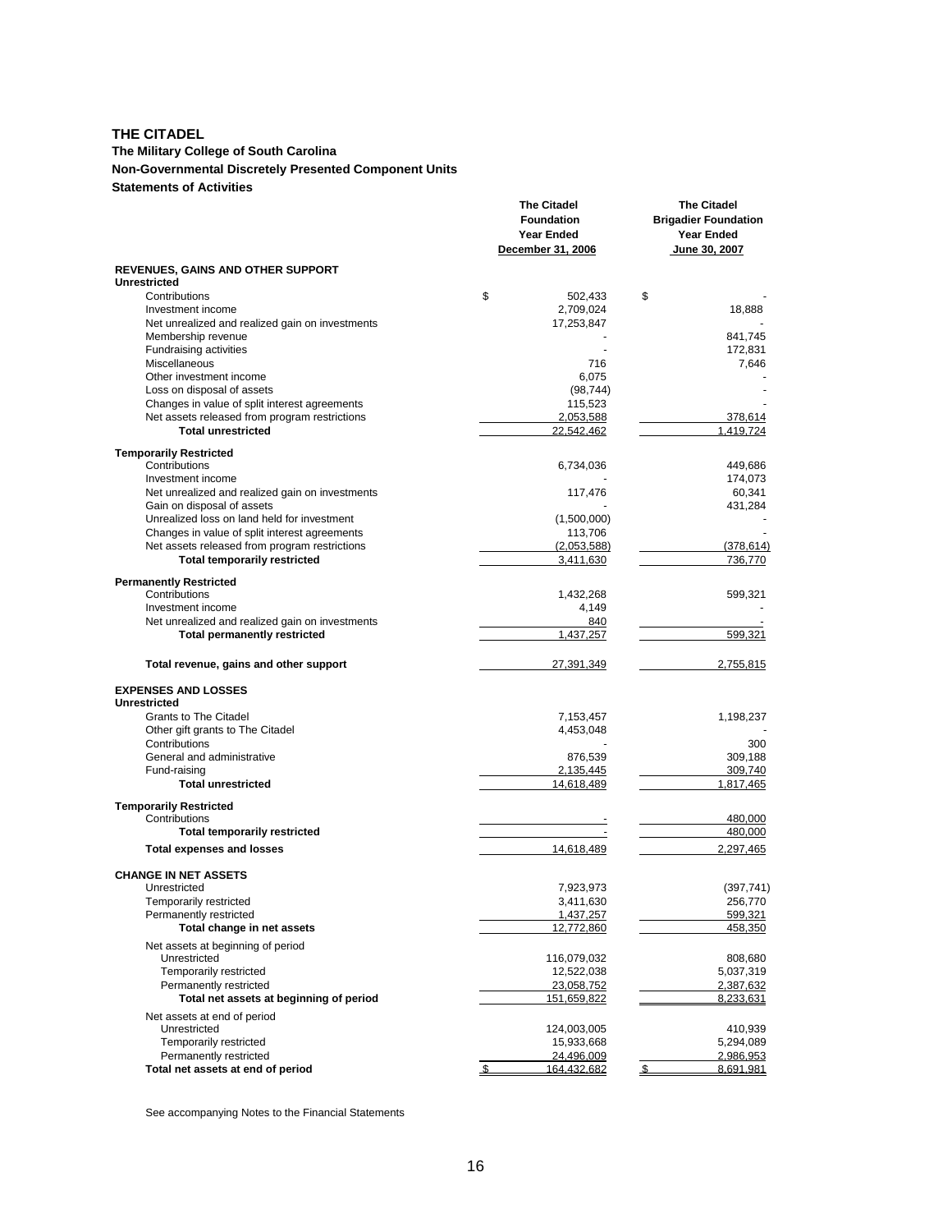# THE CITADEL

**The Military College of South Carolina**

**Non-Governmental Discretely Presented Component Units**

**Statements of Activities**

| | The Citadel Foundation Year Ended December 31, 2006 | The Citadel Brigadier Foundation Year Ended June 30, 2007 |
|---|---|---|
| **REVENUES, GAINS AND OTHER SUPPORT** | | |
| **Unrestricted** | | |
| Contributions | $ 502,433 | $ - |
| Investment income | 2,709,024 | 18,888 |
| Net unrealized and realized gain on investments | 17,253,847 | - |
| Membership revenue | - | 841,745 |
| Fundraising activities | - | 172,831 |
| Miscellaneous | 716 | 7,646 |
| Other investment income | 6,075 | - |
| Loss on disposal of assets | (98,744) | - |
| Changes in value of split interest agreements | 115,523 | - |
| Net assets released from program restrictions | 2,053,588 | 378,614 |
| **Total unrestricted** | 22,542,462 | 1,419,724 |
| **Temporarily Restricted** | | |
| Contributions | 6,734,036 | 449,686 |
| Investment income | - | 174,073 |
| Net unrealized and realized gain on investments | 117,476 | 60,341 |
| Gain on disposal of assets | - | 431,284 |
| Unrealized loss on land held for investment | (1,500,000) | - |
| Changes in value of split interest agreements | 113,706 | - |
| Net assets released from program restrictions | (2,053,588) | (378,614) |
| **Total temporarily restricted** | 3,411,630 | 736,770 |
| **Permanently Restricted** | | |
| Contributions | 1,432,268 | 599,321 |
| Investment income | 4,149 | - |
| Net unrealized and realized gain on investments | 840 | - |
| **Total permanently restricted** | 1,437,257 | 599,321 |
| **Total revenue, gains and other support** | 27,391,349 | 2,755,815 |
| **EXPENSES AND LOSSES** | | |
| **Unrestricted** | | |
| Grants to The Citadel | 7,153,457 | 1,198,237 |
| Other gift grants to The Citadel | 4,453,048 | - |
| Contributions | - | 300 |
| General and administrative | 876,539 | 309,188 |
| Fund-raising | 2,135,445 | 309,740 |
| **Total unrestricted** | 14,618,489 | 1,817,465 |
| **Temporarily Restricted** | | |
| Contributions | - | 480,000 |
| **Total temporarily restricted** | - | 480,000 |
| **Total expenses and losses** | 14,618,489 | 2,297,465 |
| **CHANGE IN NET ASSETS** | | |
| Unrestricted | 7,923,973 | (397,741) |
| Temporarily restricted | 3,411,630 | 256,770 |
| Permanently restricted | 1,437,257 | 599,321 |
| **Total change in net assets** | 12,772,860 | 458,350 |
| Net assets at beginning of period | | |
| Unrestricted | 116,079,032 | 808,680 |
| Temporarily restricted | 12,522,038 | 5,037,319 |
| Permanently restricted | 23,058,752 | 2,387,632 |
| **Total net assets at beginning of period** | 151,659,822 | 8,233,631 |
| Net assets at end of period | | |
| Unrestricted | 124,003,005 | 410,939 |
| Temporarily restricted | 15,933,668 | 5,294,089 |
| Permanently restricted | 24,496,009 | 2,986,953 |
| **Total net assets at end of period** | $ 164,432,682 | $ 8,691,981 |

See accompanying Notes to the Financial Statements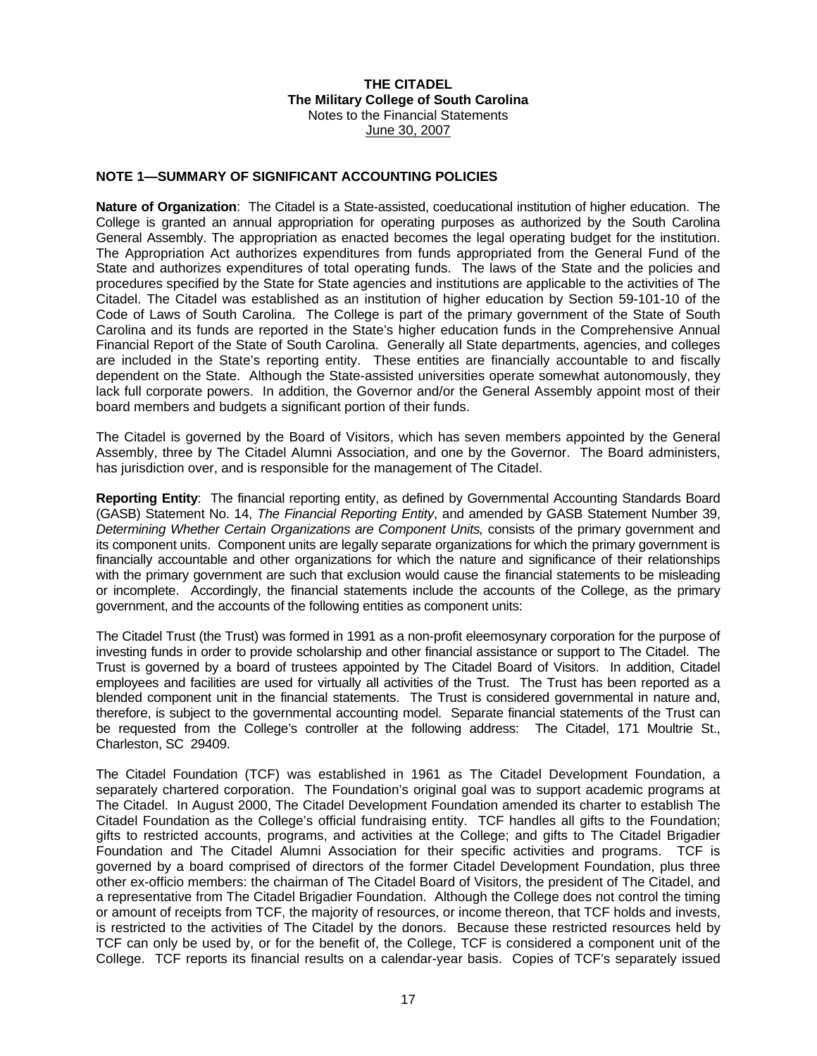**THE CITADEL**
**The Military College of South Carolina**
Notes to the Financial Statements
June 30, 2007

## NOTE 1—SUMMARY OF SIGNIFICANT ACCOUNTING POLICIES

**Nature of Organization**: The Citadel is a State-assisted, coeducational institution of higher education. The College is granted an annual appropriation for operating purposes as authorized by the South Carolina General Assembly. The appropriation as enacted becomes the legal operating budget for the institution. The Appropriation Act authorizes expenditures from funds appropriated from the General Fund of the State and authorizes expenditures of total operating funds. The laws of the State and the policies and procedures specified by the State for State agencies and institutions are applicable to the activities of The Citadel. The Citadel was established as an institution of higher education by Section 59-101-10 of the Code of Laws of South Carolina. The College is part of the primary government of the State of South Carolina and its funds are reported in the State's higher education funds in the Comprehensive Annual Financial Report of the State of South Carolina. Generally all State departments, agencies, and colleges are included in the State's reporting entity. These entities are financially accountable to and fiscally dependent on the State. Although the State-assisted universities operate somewhat autonomously, they lack full corporate powers. In addition, the Governor and/or the General Assembly appoint most of their board members and budgets a significant portion of their funds.

The Citadel is governed by the Board of Visitors, which has seven members appointed by the General Assembly, three by The Citadel Alumni Association, and one by the Governor. The Board administers, has jurisdiction over, and is responsible for the management of The Citadel.

**Reporting Entity**: The financial reporting entity, as defined by Governmental Accounting Standards Board (GASB) Statement No. 14, *The Financial Reporting Entity*, and amended by GASB Statement Number 39, *Determining Whether Certain Organizations are Component Units,* consists of the primary government and its component units. Component units are legally separate organizations for which the primary government is financially accountable and other organizations for which the nature and significance of their relationships with the primary government are such that exclusion would cause the financial statements to be misleading or incomplete. Accordingly, the financial statements include the accounts of the College, as the primary government, and the accounts of the following entities as component units:

The Citadel Trust (the Trust) was formed in 1991 as a non-profit eleemosynary corporation for the purpose of investing funds in order to provide scholarship and other financial assistance or support to The Citadel. The Trust is governed by a board of trustees appointed by The Citadel Board of Visitors. In addition, Citadel employees and facilities are used for virtually all activities of the Trust. The Trust has been reported as a blended component unit in the financial statements. The Trust is considered governmental in nature and, therefore, is subject to the governmental accounting model. Separate financial statements of the Trust can be requested from the College's controller at the following address: The Citadel, 171 Moultrie St., Charleston, SC 29409.

The Citadel Foundation (TCF) was established in 1961 as The Citadel Development Foundation, a separately chartered corporation. The Foundation's original goal was to support academic programs at The Citadel. In August 2000, The Citadel Development Foundation amended its charter to establish The Citadel Foundation as the College's official fundraising entity. TCF handles all gifts to the Foundation; gifts to restricted accounts, programs, and activities at the College; and gifts to The Citadel Brigadier Foundation and The Citadel Alumni Association for their specific activities and programs. TCF is governed by a board comprised of directors of the former Citadel Development Foundation, plus three other ex-officio members: the chairman of The Citadel Board of Visitors, the president of The Citadel, and a representative from The Citadel Brigadier Foundation. Although the College does not control the timing or amount of receipts from TCF, the majority of resources, or income thereon, that TCF holds and invests, is restricted to the activities of The Citadel by the donors. Because these restricted resources held by TCF can only be used by, or for the benefit of, the College, TCF is considered a component unit of the College. TCF reports its financial results on a calendar-year basis. Copies of TCF's separately issued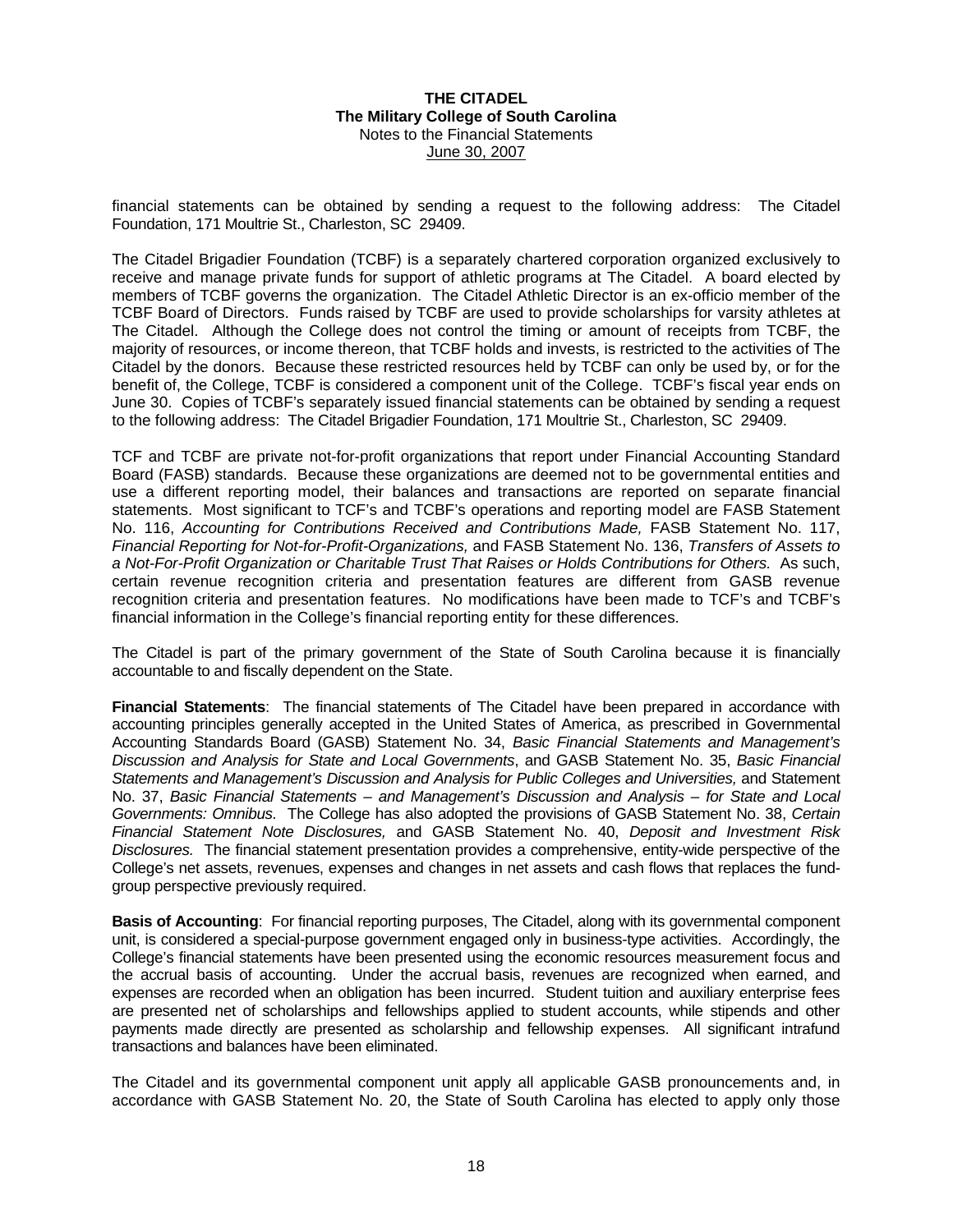financial statements can be obtained by sending a request to the following address: The Citadel Foundation, 171 Moultrie St., Charleston, SC 29409.

The Citadel Brigadier Foundation (TCBF) is a separately chartered corporation organized exclusively to receive and manage private funds for support of athletic programs at The Citadel. A board elected by members of TCBF governs the organization. The Citadel Athletic Director is an ex-officio member of the TCBF Board of Directors. Funds raised by TCBF are used to provide scholarships for varsity athletes at The Citadel. Although the College does not control the timing or amount of receipts from TCBF, the majority of resources, or income thereon, that TCBF holds and invests, is restricted to the activities of The Citadel by the donors. Because these restricted resources held by TCBF can only be used by, or for the benefit of, the College, TCBF is considered a component unit of the College. TCBF's fiscal year ends on June 30. Copies of TCBF's separately issued financial statements can be obtained by sending a request to the following address: The Citadel Brigadier Foundation, 171 Moultrie St., Charleston, SC 29409.

TCF and TCBF are private not-for-profit organizations that report under Financial Accounting Standard Board (FASB) standards. Because these organizations are deemed not to be governmental entities and use a different reporting model, their balances and transactions are reported on separate financial statements. Most significant to TCF's and TCBF's operations and reporting model are FASB Statement No. 116, *Accounting for Contributions Received and Contributions Made,* FASB Statement No. 117, *Financial Reporting for Not-for-Profit-Organizations,* and FASB Statement No. 136, *Transfers of Assets to a Not-For-Profit Organization or Charitable Trust That Raises or Holds Contributions for Others.* As such, certain revenue recognition criteria and presentation features are different from GASB revenue recognition criteria and presentation features. No modifications have been made to TCF's and TCBF's financial information in the College's financial reporting entity for these differences.

The Citadel is part of the primary government of the State of South Carolina because it is financially accountable to and fiscally dependent on the State.

**Financial Statements**: The financial statements of The Citadel have been prepared in accordance with accounting principles generally accepted in the United States of America, as prescribed in Governmental Accounting Standards Board (GASB) Statement No. 34, *Basic Financial Statements and Management's Discussion and Analysis for State and Local Governments*, and GASB Statement No. 35, *Basic Financial Statements and Management's Discussion and Analysis for Public Colleges and Universities,* and Statement No. 37, *Basic Financial Statements – and Management's Discussion and Analysis – for State and Local Governments: Omnibus.* The College has also adopted the provisions of GASB Statement No. 38, *Certain Financial Statement Note Disclosures,* and GASB Statement No. 40, *Deposit and Investment Risk Disclosures.* The financial statement presentation provides a comprehensive, entity-wide perspective of the College's net assets, revenues, expenses and changes in net assets and cash flows that replaces the fund-group perspective previously required.

**Basis of Accounting**: For financial reporting purposes, The Citadel, along with its governmental component unit, is considered a special-purpose government engaged only in business-type activities. Accordingly, the College's financial statements have been presented using the economic resources measurement focus and the accrual basis of accounting. Under the accrual basis, revenues are recognized when earned, and expenses are recorded when an obligation has been incurred. Student tuition and auxiliary enterprise fees are presented net of scholarships and fellowships applied to student accounts, while stipends and other payments made directly are presented as scholarship and fellowship expenses. All significant intrafund transactions and balances have been eliminated.

The Citadel and its governmental component unit apply all applicable GASB pronouncements and, in accordance with GASB Statement No. 20, the State of South Carolina has elected to apply only those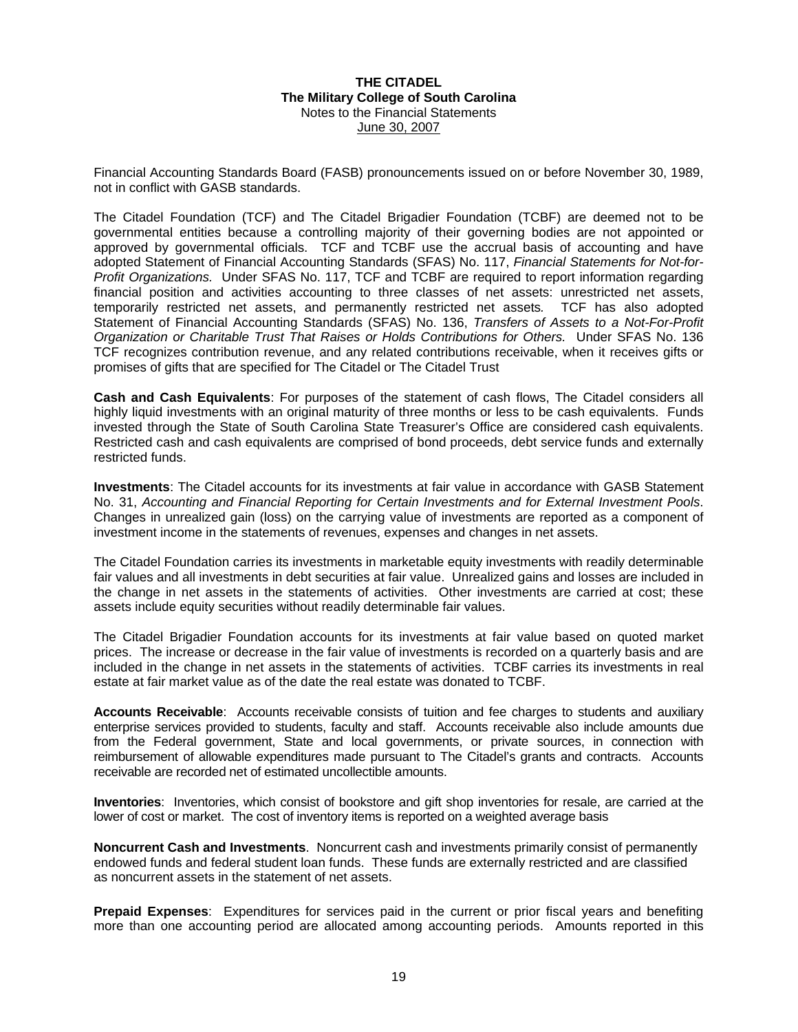Financial Accounting Standards Board (FASB) pronouncements issued on or before November 30, 1989, not in conflict with GASB standards.

The Citadel Foundation (TCF) and The Citadel Brigadier Foundation (TCBF) are deemed not to be governmental entities because a controlling majority of their governing bodies are not appointed or approved by governmental officials. TCF and TCBF use the accrual basis of accounting and have adopted Statement of Financial Accounting Standards (SFAS) No. 117, *Financial Statements for Not-for-Profit Organizations.* Under SFAS No. 117, TCF and TCBF are required to report information regarding financial position and activities according to three classes of net assets: unrestricted net assets, temporarily restricted net assets, and permanently restricted net assets. TCF has also adopted Statement of Financial Accounting Standards (SFAS) No. 136, *Transfers of Assets to a Not-For-Profit Organization or Charitable Trust That Raises or Holds Contributions for Others.* Under SFAS No. 136 TCF recognizes contribution revenue, and any related contributions receivable, when it receives gifts or promises of gifts that are specified for The Citadel or The Citadel Trust

**Cash and Cash Equivalents**: For purposes of the statement of cash flows, The Citadel considers all highly liquid investments with an original maturity of three months or less to be cash equivalents. Funds invested through the State of South Carolina State Treasurer's Office are considered cash equivalents. Restricted cash and cash equivalents are comprised of bond proceeds, debt service funds and externally restricted funds.

**Investments**: The Citadel accounts for its investments at fair value in accordance with GASB Statement No. 31, *Accounting and Financial Reporting for Certain Investments and for External Investment Pools*. Changes in unrealized gain (loss) on the carrying value of investments are reported as a component of investment income in the statements of revenues, expenses and changes in net assets.

The Citadel Foundation carries its investments in marketable equity investments with readily determinable fair values and all investments in debt securities at fair value. Unrealized gains and losses are included in the change in net assets in the statements of activities. Other investments are carried at cost; these assets include equity securities without readily determinable fair values.

The Citadel Brigadier Foundation accounts for its investments at fair value based on quoted market prices. The increase or decrease in the fair value of investments is recorded on a quarterly basis and are included in the change in net assets in the statements of activities. TCBF carries its investments in real estate at fair market value as of the date the real estate was donated to TCBF.

**Accounts Receivable**: Accounts receivable consists of tuition and fee charges to students and auxiliary enterprise services provided to students, faculty and staff. Accounts receivable also include amounts due from the Federal government, State and local governments, or private sources, in connection with reimbursement of allowable expenditures made pursuant to The Citadel's grants and contracts. Accounts receivable are recorded net of estimated uncollectible amounts.

**Inventories**: Inventories, which consist of bookstore and gift shop inventories for resale, are carried at the lower of cost or market. The cost of inventory items is reported on a weighted average basis

**Noncurrent Cash and Investments**. Noncurrent cash and investments primarily consist of permanently endowed funds and federal student loan funds. These funds are externally restricted and are classified as noncurrent assets in the statement of net assets.

**Prepaid Expenses**: Expenditures for services paid in the current or prior fiscal years and benefiting more than one accounting period are allocated among accounting periods. Amounts reported in this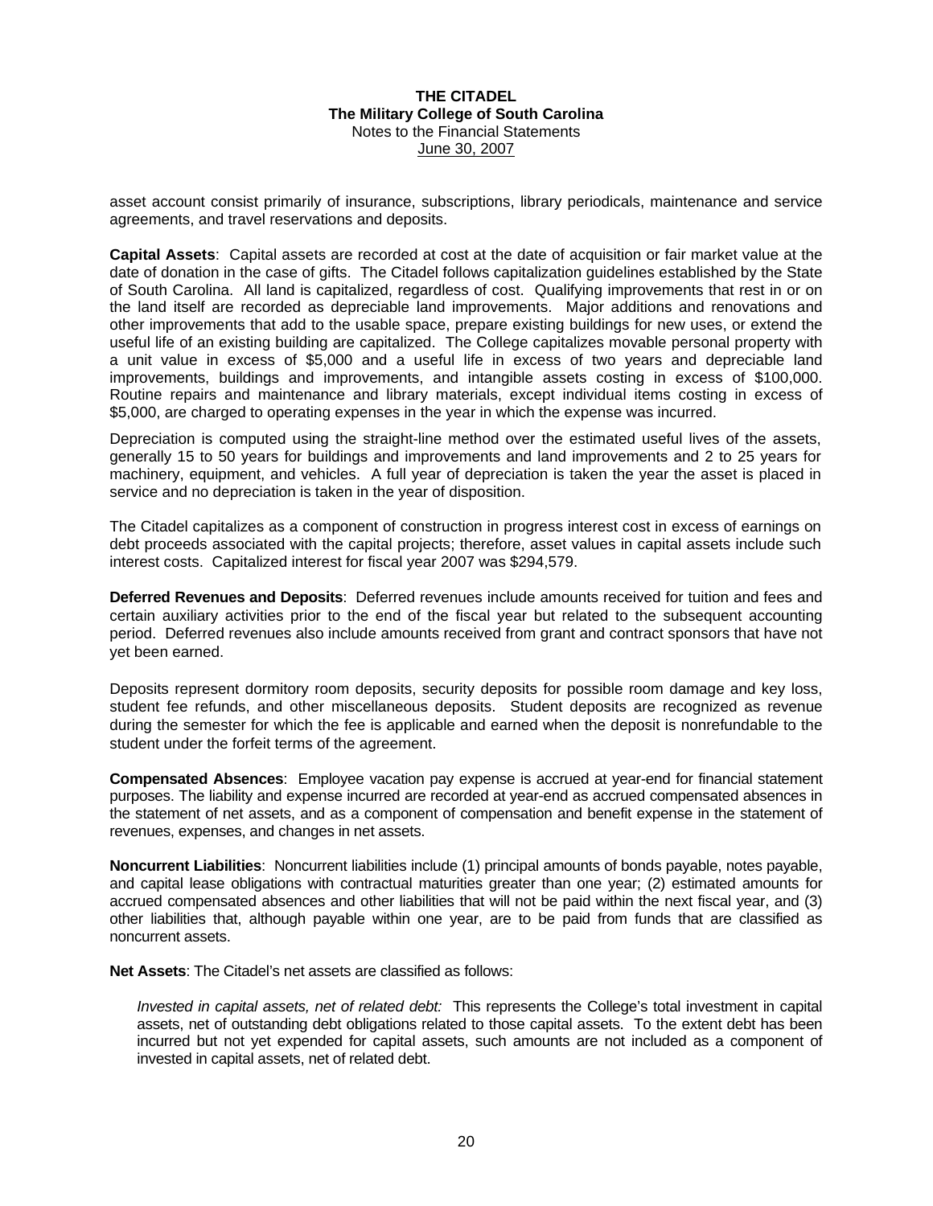asset account consist primarily of insurance, subscriptions, library periodicals, maintenance and service agreements, and travel reservations and deposits.

**Capital Assets**: Capital assets are recorded at cost at the date of acquisition or fair market value at the date of donation in the case of gifts. The Citadel follows capitalization guidelines established by the State of South Carolina. All land is capitalized, regardless of cost. Qualifying improvements that rest in or on the land itself are recorded as depreciable land improvements. Major additions and renovations and other improvements that add to the usable space, prepare existing buildings for new uses, or extend the useful life of an existing building are capitalized. The College capitalizes movable personal property with a unit value in excess of $5,000 and a useful life in excess of two years and depreciable land improvements, buildings and improvements, and intangible assets costing in excess of $100,000. Routine repairs and maintenance and library materials, except individual items costing in excess of $5,000, are charged to operating expenses in the year in which the expense was incurred.

Depreciation is computed using the straight-line method over the estimated useful lives of the assets, generally 15 to 50 years for buildings and improvements and land improvements and 2 to 25 years for machinery, equipment, and vehicles. A full year of depreciation is taken the year the asset is placed in service and no depreciation is taken in the year of disposition.

The Citadel capitalizes as a component of construction in progress interest cost in excess of earnings on debt proceeds associated with the capital projects; therefore, asset values in capital assets include such interest costs. Capitalized interest for fiscal year 2007 was $294,579.

**Deferred Revenues and Deposits**: Deferred revenues include amounts received for tuition and fees and certain auxiliary activities prior to the end of the fiscal year but related to the subsequent accounting period. Deferred revenues also include amounts received from grant and contract sponsors that have not yet been earned.

Deposits represent dormitory room deposits, security deposits for possible room damage and key loss, student fee refunds, and other miscellaneous deposits. Student deposits are recognized as revenue during the semester for which the fee is applicable and earned when the deposit is nonrefundable to the student under the forfeit terms of the agreement.

**Compensated Absences**: Employee vacation pay expense is accrued at year-end for financial statement purposes. The liability and expense incurred are recorded at year-end as accrued compensated absences in the statement of net assets, and as a component of compensation and benefit expense in the statement of revenues, expenses, and changes in net assets.

**Noncurrent Liabilities**: Noncurrent liabilities include (1) principal amounts of bonds payable, notes payable, and capital lease obligations with contractual maturities greater than one year; (2) estimated amounts for accrued compensated absences and other liabilities that will not be paid within the next fiscal year, and (3) other liabilities that, although payable within one year, are to be paid from funds that are classified as noncurrent assets.

**Net Assets**: The Citadel's net assets are classified as follows:

*Invested in capital assets, net of related debt:* This represents the College's total investment in capital assets, net of outstanding debt obligations related to those capital assets. To the extent debt has been incurred but not yet expended for capital assets, such amounts are not included as a component of invested in capital assets, net of related debt.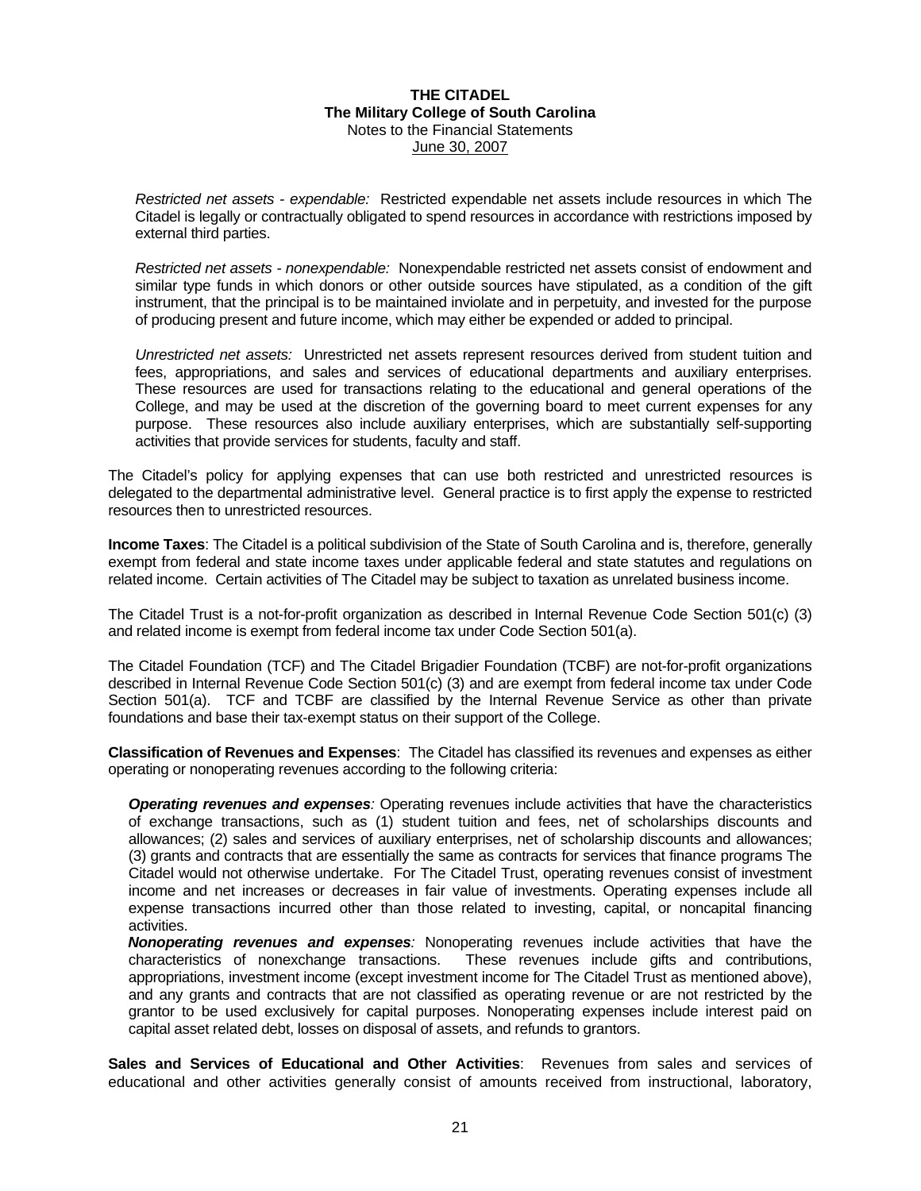*Restricted net assets - expendable:* Restricted expendable net assets include resources in which The Citadel is legally or contractually obligated to spend resources in accordance with restrictions imposed by external third parties.

*Restricted net assets - nonexpendable:* Nonexpendable restricted net assets consist of endowment and similar type funds in which donors or other outside sources have stipulated, as a condition of the gift instrument, that the principal is to be maintained inviolate and in perpetuity, and invested for the purpose of producing present and future income, which may either be expended or added to principal.

*Unrestricted net assets:* Unrestricted net assets represent resources derived from student tuition and fees, appropriations, and sales and services of educational departments and auxiliary enterprises. These resources are used for transactions relating to the educational and general operations of the College, and may be used at the discretion of the governing board to meet current expenses for any purpose. These resources also include auxiliary enterprises, which are substantially self-supporting activities that provide services for students, faculty and staff.

The Citadel's policy for applying expenses that can use both restricted and unrestricted resources is delegated to the departmental administrative level. General practice is to first apply the expense to restricted resources then to unrestricted resources.

**Income Taxes**: The Citadel is a political subdivision of the State of South Carolina and is, therefore, generally exempt from federal and state income taxes under applicable federal and state statutes and regulations on related income. Certain activities of The Citadel may be subject to taxation as unrelated business income.

The Citadel Trust is a not-for-profit organization as described in Internal Revenue Code Section 501(c) (3) and related income is exempt from federal income tax under Code Section 501(a).

The Citadel Foundation (TCF) and The Citadel Brigadier Foundation (TCBF) are not-for-profit organizations described in Internal Revenue Code Section 501(c) (3) and are exempt from federal income tax under Code Section 501(a). TCF and TCBF are classified by the Internal Revenue Service as other than private foundations and base their tax-exempt status on their support of the College.

**Classification of Revenues and Expenses**: The Citadel has classified its revenues and expenses as either operating or nonoperating revenues according to the following criteria:

***Operating revenues and expenses**:* Operating revenues include activities that have the characteristics of exchange transactions, such as (1) student tuition and fees, net of scholarships discounts and allowances; (2) sales and services of auxiliary enterprises, net of scholarship discounts and allowances; (3) grants and contracts that are essentially the same as contracts for services that finance programs The Citadel would not otherwise undertake. For The Citadel Trust, operating revenues consist of investment income and net increases or decreases in fair value of investments. Operating expenses include all expense transactions incurred other than those related to investing, capital, or noncapital financing activities.

***Nonoperating revenues and expenses**:* Nonoperating revenues include activities that have the characteristics of nonexchange transactions. These revenues include gifts and contributions, appropriations, investment income (except investment income for The Citadel Trust as mentioned above), and any grants and contracts that are not classified as operating revenue or are not restricted by the grantor to be used exclusively for capital purposes. Nonoperating expenses include interest paid on capital asset related debt, losses on disposal of assets, and refunds to grantors.

**Sales and Services of Educational and Other Activities**: Revenues from sales and services of educational and other activities generally consist of amounts received from instructional, laboratory,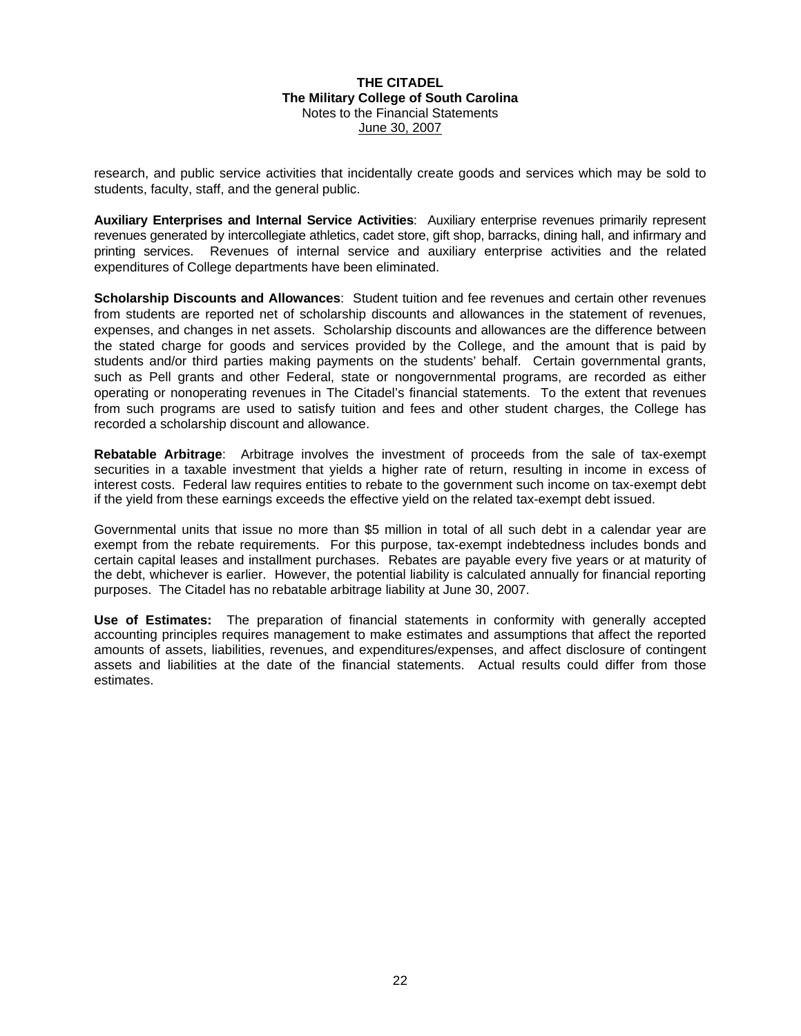research, and public service activities that incidentally create goods and services which may be sold to students, faculty, staff, and the general public.

**Auxiliary Enterprises and Internal Service Activities**: Auxiliary enterprise revenues primarily represent revenues generated by intercollegiate athletics, cadet store, gift shop, barracks, dining hall, and infirmary and printing services. Revenues of internal service and auxiliary enterprise activities and the related expenditures of College departments have been eliminated.

**Scholarship Discounts and Allowances**: Student tuition and fee revenues and certain other revenues from students are reported net of scholarship discounts and allowances in the statement of revenues, expenses, and changes in net assets. Scholarship discounts and allowances are the difference between the stated charge for goods and services provided by the College, and the amount that is paid by students and/or third parties making payments on the students' behalf. Certain governmental grants, such as Pell grants and other Federal, state or nongovernmental programs, are recorded as either operating or nonoperating revenues in The Citadel's financial statements. To the extent that revenues from such programs are used to satisfy tuition and fees and other student charges, the College has recorded a scholarship discount and allowance.

**Rebatable Arbitrage**: Arbitrage involves the investment of proceeds from the sale of tax-exempt securities in a taxable investment that yields a higher rate of return, resulting in income in excess of interest costs. Federal law requires entities to rebate to the government such income on tax-exempt debt if the yield from these earnings exceeds the effective yield on the related tax-exempt debt issued.

Governmental units that issue no more than $5 million in total of all such debt in a calendar year are exempt from the rebate requirements. For this purpose, tax-exempt indebtedness includes bonds and certain capital leases and installment purchases. Rebates are payable every five years or at maturity of the debt, whichever is earlier. However, the potential liability is calculated annually for financial reporting purposes. The Citadel has no rebatable arbitrage liability at June 30, 2007.

**Use of Estimates:** The preparation of financial statements in conformity with generally accepted accounting principles requires management to make estimates and assumptions that affect the reported amounts of assets, liabilities, revenues, and expenditures/expenses, and affect disclosure of contingent assets and liabilities at the date of the financial statements. Actual results could differ from those estimates.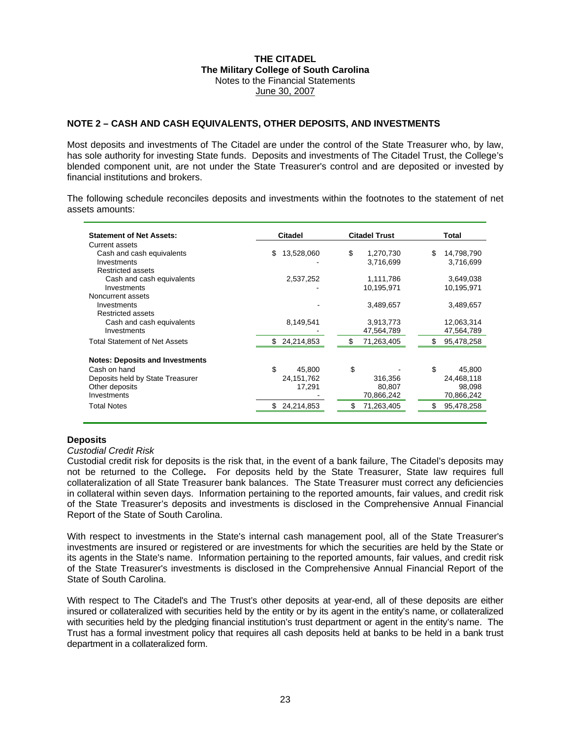## NOTE 2 – CASH AND CASH EQUIVALENTS, OTHER DEPOSITS, AND INVESTMENTS

Most deposits and investments of The Citadel are under the control of the State Treasurer who, by law, has sole authority for investing State funds. Deposits and investments of The Citadel Trust, the College's blended component unit, are not under the State Treasurer's control and are deposited or invested by financial institutions and brokers.

The following schedule reconciles deposits and investments within the footnotes to the statement of net assets amounts:

| Statement of Net Assets: | Citadel | Citadel Trust | Total |
|---|---|---|---|
| Current assets | | | |
| Cash and cash equivalents | $ 13,528,060 | $ 1,270,730 | $ 14,798,790 |
| Investments | - | 3,716,699 | 3,716,699 |
| Restricted assets | | | |
| Cash and cash equivalents | 2,537,252 | 1,111,786 | 3,649,038 |
| Investments | - | 10,195,971 | 10,195,971 |
| Noncurrent assets | | | |
| Investments | - | 3,489,657 | 3,489,657 |
| Restricted assets | | | |
| Cash and cash equivalents | 8,149,541 | 3,913,773 | 12,063,314 |
| Investments | - | 47,564,789 | 47,564,789 |
| Total Statement of Net Assets | $ 24,214,853 | $ 71,263,405 | $ 95,478,258 |
| **Notes: Deposits and Investments** | | | |
| Cash on hand | $ 45,800 | $ - | $ 45,800 |
| Deposits held by State Treasurer | 24,151,762 | 316,356 | 24,468,118 |
| Other deposits | 17,291 | 80,807 | 98,098 |
| Investments | - | 70,866,242 | 70,866,242 |
| Total Notes | $ 24,214,853 | $ 71,263,405 | $ 95,478,258 |

### Deposits

*Custodial Credit Risk*

Custodial credit risk for deposits is the risk that, in the event of a bank failure, The Citadel's deposits may not be returned to the College**.** For deposits held by the State Treasurer, State law requires full collateralization of all State Treasurer bank balances. The State Treasurer must correct any deficiencies in collateral within seven days. Information pertaining to the reported amounts, fair values, and credit risk of the State Treasurer's deposits and investments is disclosed in the Comprehensive Annual Financial Report of the State of South Carolina.

With respect to investments in the State's internal cash management pool, all of the State Treasurer's investments are insured or registered or are investments for which the securities are held by the State or its agents in the State's name. Information pertaining to the reported amounts, fair values, and credit risk of the State Treasurer's investments is disclosed in the Comprehensive Annual Financial Report of the State of South Carolina.

With respect to The Citadel's and The Trust's other deposits at year-end, all of these deposits are either insured or collateralized with securities held by the entity or by its agent in the entity's name, or collateralized with securities held by the pledging financial institution's trust department or agent in the entity's name. The Trust has a formal investment policy that requires all cash deposits held at banks to be held in a bank trust department in a collateralized form.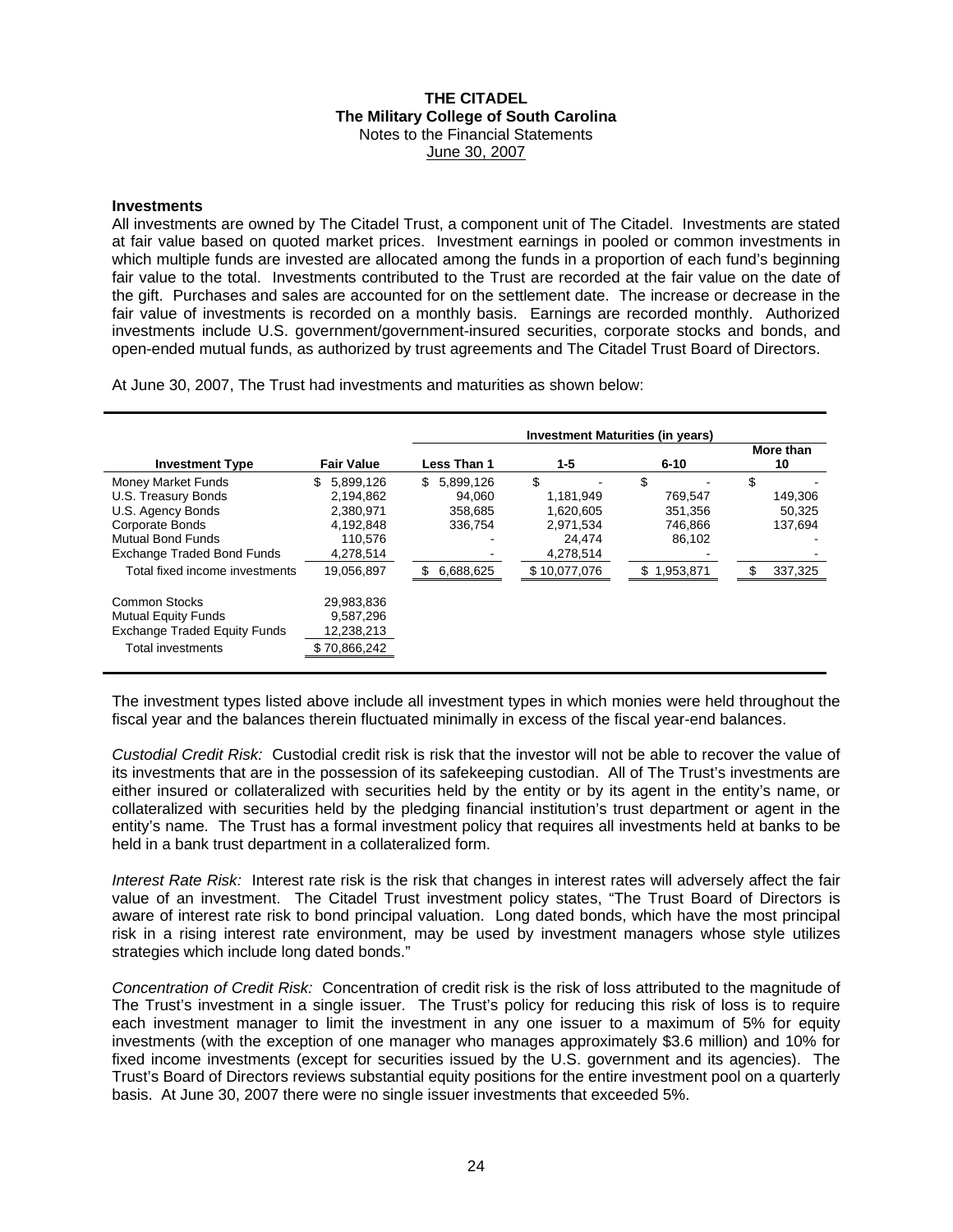**THE CITADEL**
**The Military College of South Carolina**
Notes to the Financial Statements
June 30, 2007

### Investments

All investments are owned by The Citadel Trust, a component unit of The Citadel. Investments are stated at fair value based on quoted market prices. Investment earnings in pooled or common investments in which multiple funds are invested are allocated among the funds in a proportion of each fund's beginning fair value to the total. Investments contributed to the Trust are recorded at the fair value on the date of the gift. Purchases and sales are accounted for on the settlement date. The increase or decrease in the fair value of investments is recorded on a monthly basis. Earnings are recorded monthly. Authorized investments include U.S. government/government-insured securities, corporate stocks and bonds, and open-ended mutual funds, as authorized by trust agreements and The Citadel Trust Board of Directors.

At June 30, 2007, The Trust had investments and maturities as shown below:

| | | Investment Maturities (in years) | | | |
|---|---|---|---|---|---|
| **Investment Type** | **Fair Value** | **Less Than 1** | **1-5** | **6-10** | **More than 10** |
| Money Market Funds | $ 5,899,126 | $ 5,899,126 | $ - | $ - | $ - |
| U.S. Treasury Bonds | 2,194,862 | 94,060 | 1,181,949 | 769,547 | 149,306 |
| U.S. Agency Bonds | 2,380,971 | 358,685 | 1,620,605 | 351,356 | 50,325 |
| Corporate Bonds | 4,192,848 | 336,754 | 2,971,534 | 746,866 | 137,694 |
| Mutual Bond Funds | 110,576 | - | 24,474 | 86,102 | - |
| Exchange Traded Bond Funds | 4,278,514 | - | 4,278,514 | - | - |
| Total fixed income investments | 19,056,897 | $ 6,688,625 | $ 10,077,076 | $ 1,953,871 | $ 337,325 |
| Common Stocks | 29,983,836 | | | | |
| Mutual Equity Funds | 9,587,296 | | | | |
| Exchange Traded Equity Funds | 12,238,213 | | | | |
| Total investments | $ 70,866,242 | | | | |

The investment types listed above include all investment types in which monies were held throughout the fiscal year and the balances therein fluctuated minimally in excess of the fiscal year-end balances.

*Custodial Credit Risk:* Custodial credit risk is risk that the investor will not be able to recover the value of its investments that are in the possession of its safekeeping custodian. All of The Trust's investments are either insured or collateralized with securities held by the entity or by its agent in the entity's name, or collateralized with securities held by the pledging financial institution's trust department or agent in the entity's name. The Trust has a formal investment policy that requires all investments held at banks to be held in a bank trust department in a collateralized form.

*Interest Rate Risk:* Interest rate risk is the risk that changes in interest rates will adversely affect the fair value of an investment. The Citadel Trust investment policy states, "The Trust Board of Directors is aware of interest rate risk to bond principal valuation. Long dated bonds, which have the most principal risk in a rising interest rate environment, may be used by investment managers whose style utilizes strategies which include long dated bonds."

*Concentration of Credit Risk:* Concentration of credit risk is the risk of loss attributed to the magnitude of The Trust's investment in a single issuer. The Trust's policy for reducing this risk of loss is to require each investment manager to limit the investment in any one issuer to a maximum of 5% for equity investments (with the exception of one manager who manages approximately $3.6 million) and 10% for fixed income investments (except for securities issued by the U.S. government and its agencies). The Trust's Board of Directors reviews substantial equity positions for the entire investment pool on a quarterly basis. At June 30, 2007 there were no single issuer investments that exceeded 5%.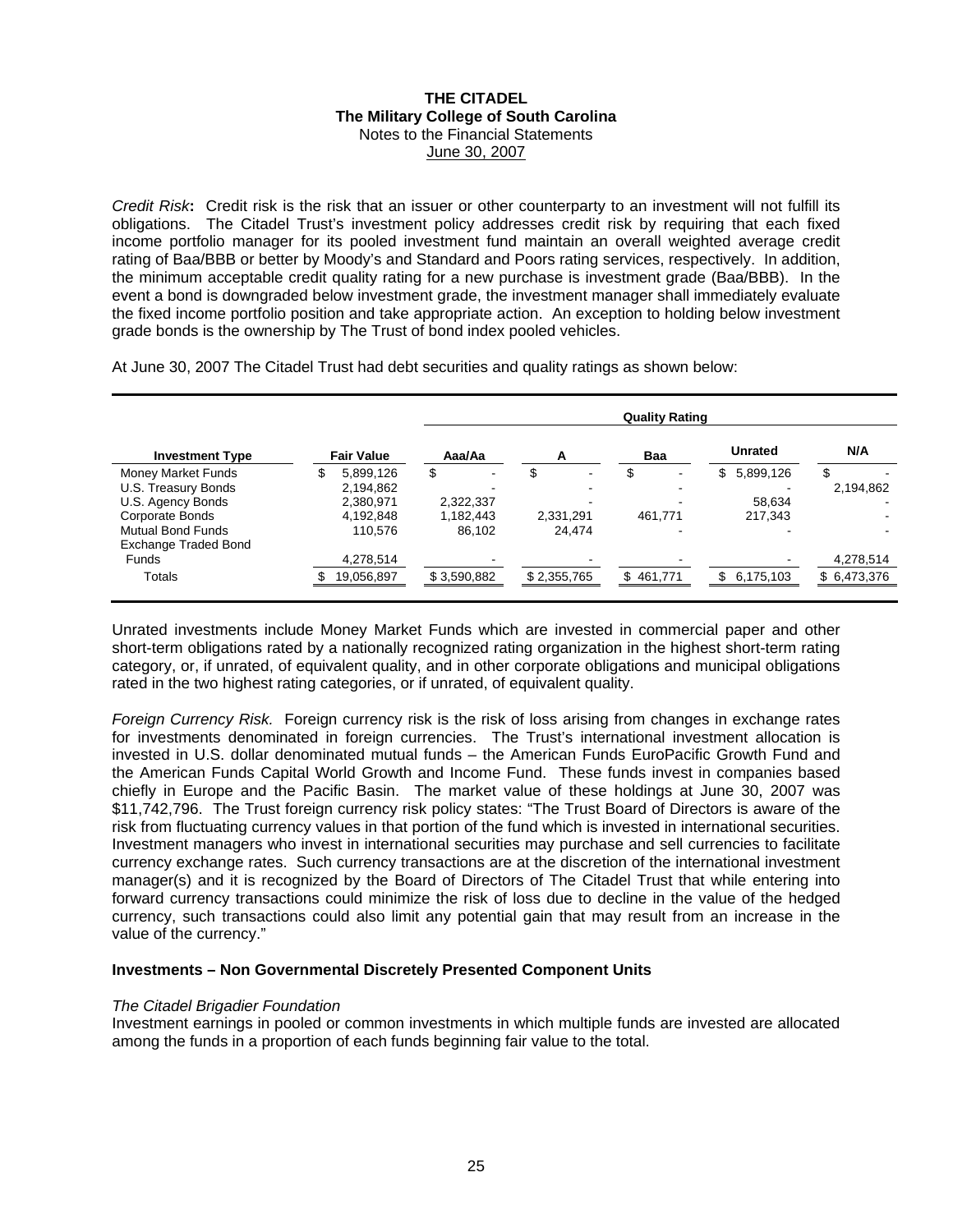*Credit Risk***:** Credit risk is the risk that an issuer or other counterparty to an investment will not fulfill its obligations. The Citadel Trust's investment policy addresses credit risk by requiring that each fixed income portfolio manager for its pooled investment fund maintain an overall weighted average credit rating of Baa/BBB or better by Moody's and Standard and Poors rating services, respectively. In addition, the minimum acceptable credit quality rating for a new purchase is investment grade (Baa/BBB). In the event a bond is downgraded below investment grade, the investment manager shall immediately evaluate the fixed income portfolio position and take appropriate action. An exception to holding below investment grade bonds is the ownership by The Trust of bond index pooled vehicles.

At June 30, 2007 The Citadel Trust had debt securities and quality ratings as shown below:

| | | Quality Rating | | | | |
|---|---|---|---|---|---|---|
| **Investment Type** | **Fair Value** | **Aaa/Aa** | **A** | **Baa** | **Unrated** | **N/A** |
| Money Market Funds | $ 5,899,126 | $ - | $ - | $ - | $ 5,899,126 | $ - |
| U.S. Treasury Bonds | 2,194,862 | - | - | - | - | 2,194,862 |
| U.S. Agency Bonds | 2,380,971 | 2,322,337 | - | - | 58,634 | - |
| Corporate Bonds | 4,192,848 | 1,182,443 | 2,331,291 | 461,771 | 217,343 | - |
| Mutual Bond Funds | 110,576 | 86,102 | 24,474 | - | - | - |
| Exchange Traded Bond Funds | 4,278,514 | - | - | - | - | 4,278,514 |
| Totals | $ 19,056,897 | $ 3,590,882 | $ 2,355,765 | $ 461,771 | $ 6,175,103 | $ 6,473,376 |

Unrated investments include Money Market Funds which are invested in commercial paper and other short-term obligations rated by a nationally recognized rating organization in the highest short-term rating category, or, if unrated, of equivalent quality, and in other corporate obligations and municipal obligations rated in the two highest rating categories, or if unrated, of equivalent quality.

*Foreign Currency Risk.* Foreign currency risk is the risk of loss arising from changes in exchange rates for investments denominated in foreign currencies. The Trust's international investment allocation is invested in U.S. dollar denominated mutual funds – the American Funds EuroPacific Growth Fund and the American Funds Capital World Growth and Income Fund. These funds invest in companies based chiefly in Europe and the Pacific Basin. The market value of these holdings at June 30, 2007 was $11,742,796. The Trust foreign currency risk policy states: "The Trust Board of Directors is aware of the risk from fluctuating currency values in that portion of the fund which is invested in international securities. Investment managers who invest in international securities may purchase and sell currencies to facilitate currency exchange rates. Such currency transactions are at the discretion of the international investment manager(s) and it is recognized by the Board of Directors of The Citadel Trust that while entering into forward currency transactions could minimize the risk of loss due to decline in the value of the hedged currency, such transactions could also limit any potential gain that may result from an increase in the value of the currency."

**Investments – Non Governmental Discretely Presented Component Units**

*The Citadel Brigadier Foundation*

Investment earnings in pooled or common investments in which multiple funds are invested are allocated among the funds in a proportion of each funds beginning fair value to the total.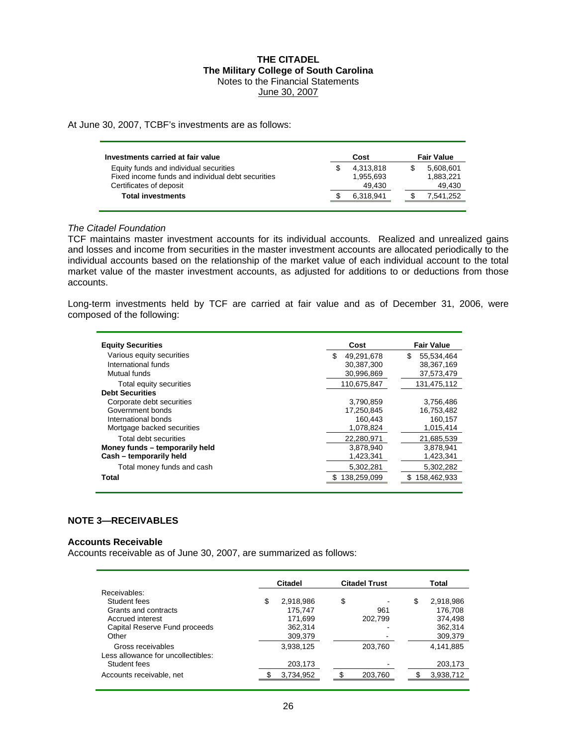At June 30, 2007, TCBF's investments are as follows:

| Investments carried at fair value | Cost | Fair Value |
|---|---|---|
| Equity funds and individual securities | $ 4,313,818 | $ 5,608,601 |
| Fixed income funds and individual debt securities | 1,955,693 | 1,883,221 |
| Certificates of deposit | 49,430 | 49,430 |
| **Total investments** | $ 6,318,941 | $ 7,541,252 |

*The Citadel Foundation*

TCF maintains master investment accounts for its individual accounts. Realized and unrealized gains and losses and income from securities in the master investment accounts are allocated periodically to the individual accounts based on the relationship of the market value of each individual account to the total market value of the master investment accounts, as adjusted for additions to or deductions from those accounts.

Long-term investments held by TCF are carried at fair value and as of December 31, 2006, were composed of the following:

| **Equity Securities** | Cost | Fair Value |
|---|---|---|
| Various equity securities | $ 49,291,678 | $ 55,534,464 |
| International funds | 30,387,300 | 38,367,169 |
| Mutual funds | 30,996,869 | 37,573,479 |
| Total equity securities | 110,675,847 | 131,475,112 |
| **Debt Securities** | | |
| Corporate debt securities | 3,790,859 | 3,756,486 |
| Government bonds | 17,250,845 | 16,753,482 |
| International bonds | 160,443 | 160,157 |
| Mortgage backed securities | 1,078,824 | 1,015,414 |
| Total debt securities | 22,280,971 | 21,685,539 |
| **Money funds – temporarily held** | 3,878,940 | 3,878,941 |
| **Cash – temporarily held** | 1,423,341 | 1,423,341 |
| Total money funds and cash | 5,302,281 | 5,302,282 |
| **Total** | $ 138,259,099 | $ 158,462,933 |

## NOTE 3—RECEIVABLES

### Accounts Receivable

Accounts receivable as of June 30, 2007, are summarized as follows:

| | Citadel | Citadel Trust | Total |
|---|---|---|---|
| Receivables: | | | |
| Student fees | $ 2,918,986 | $ - | $ 2,918,986 |
| Grants and contracts | 175,747 | 961 | 176,708 |
| Accrued interest | 171,699 | 202,799 | 374,498 |
| Capital Reserve Fund proceeds | 362,314 | - | 362,314 |
| Other | 309,379 | - | 309,379 |
| Gross receivables | 3,938,125 | 203,760 | 4,141,885 |
| Less allowance for uncollectibles: | | | |
| Student fees | 203,173 | - | 203,173 |
| Accounts receivable, net | $ 3,734,952 | $ 203,760 | $ 3,938,712 |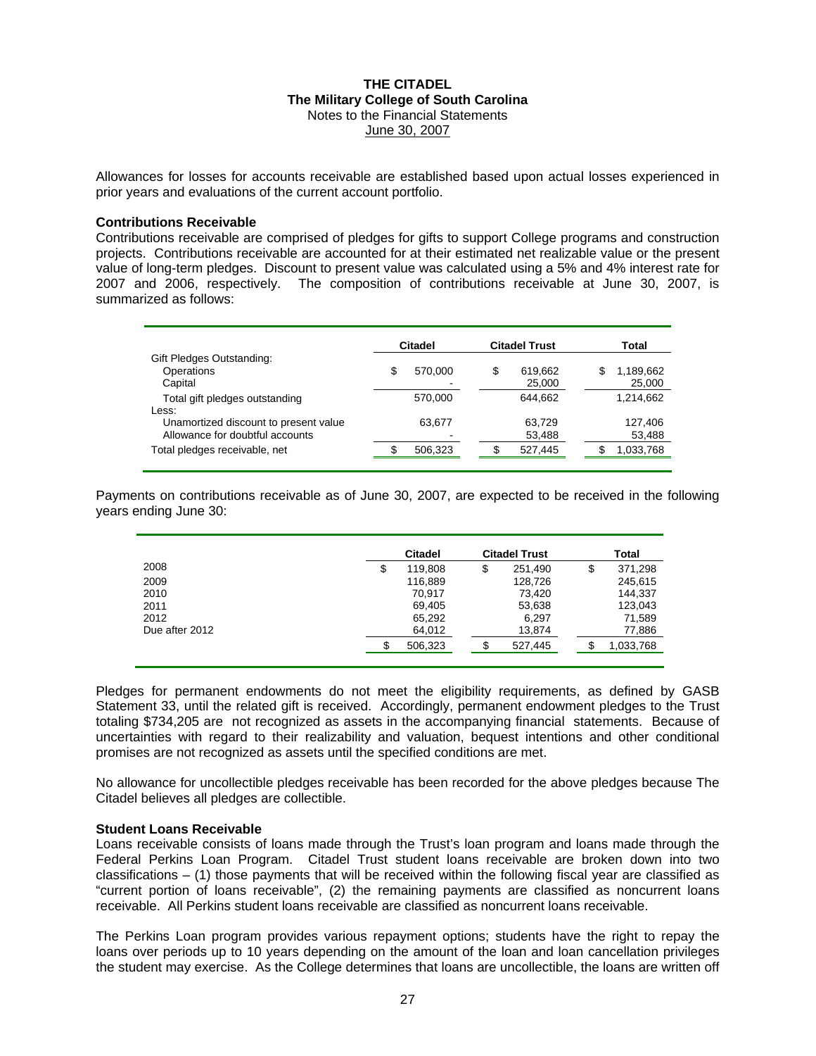Allowances for losses for accounts receivable are established based upon actual losses experienced in prior years and evaluations of the current account portfolio.

**Contributions Receivable**

Contributions receivable are comprised of pledges for gifts to support College programs and construction projects. Contributions receivable are accounted for at their estimated net realizable value or the present value of long-term pledges. Discount to present value was calculated using a 5% and 4% interest rate for 2007 and 2006, respectively. The composition of contributions receivable at June 30, 2007, is summarized as follows:

| | Citadel | Citadel Trust | Total |
|---|---|---|---|
| Gift Pledges Outstanding: | | | |
| Operations | $ 570,000 | $ 619,662 | $ 1,189,662 |
| Capital | - | 25,000 | 25,000 |
| Total gift pledges outstanding | 570,000 | 644,662 | 1,214,662 |
| Less: | | | |
| Unamortized discount to present value | 63,677 | 63,729 | 127,406 |
| Allowance for doubtful accounts | - | 53,488 | 53,488 |
| Total pledges receivable, net | $ 506,323 | $ 527,445 | $ 1,033,768 |

Payments on contributions receivable as of June 30, 2007, are expected to be received in the following years ending June 30:

| | Citadel | Citadel Trust | Total |
|---|---|---|---|
| 2008 | $ 119,808 | $ 251,490 | $ 371,298 |
| 2009 | 116,889 | 128,726 | 245,615 |
| 2010 | 70,917 | 73,420 | 144,337 |
| 2011 | 69,405 | 53,638 | 123,043 |
| 2012 | 65,292 | 6,297 | 71,589 |
| Due after 2012 | 64,012 | 13,874 | 77,886 |
| | $ 506,323 | $ 527,445 | $ 1,033,768 |

Pledges for permanent endowments do not meet the eligibility requirements, as defined by GASB Statement 33, until the related gift is received. Accordingly, permanent endowment pledges to the Trust totaling $734,205 are not recognized as assets in the accompanying financial statements. Because of uncertainties with regard to their realizability and valuation, bequest intentions and other conditional promises are not recognized as assets until the specified conditions are met.

No allowance for uncollectible pledges receivable has been recorded for the above pledges because The Citadel believes all pledges are collectible.

**Student Loans Receivable**

Loans receivable consists of loans made through the Trust's loan program and loans made through the Federal Perkins Loan Program. Citadel Trust student loans receivable are broken down into two classifications – (1) those payments that will be received within the following fiscal year are classified as "current portion of loans receivable", (2) the remaining payments are classified as noncurrent loans receivable. All Perkins student loans receivable are classified as noncurrent loans receivable.

The Perkins Loan program provides various repayment options; students have the right to repay the loans over periods up to 10 years depending on the amount of the loan and loan cancellation privileges the student may exercise. As the College determines that loans are uncollectible, the loans are written off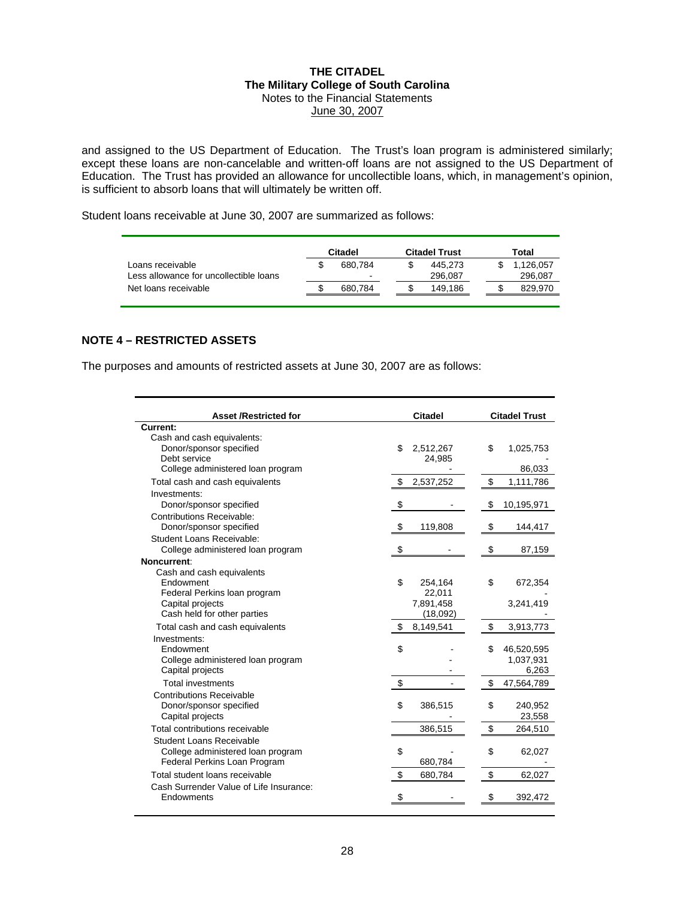and assigned to the US Department of Education. The Trust's loan program is administered similarly; except these loans are non-cancelable and written-off loans are not assigned to the US Department of Education. The Trust has provided an allowance for uncollectible loans, which, in management's opinion, is sufficient to absorb loans that will ultimately be written off.

Student loans receivable at June 30, 2007 are summarized as follows:

| | Citadel | Citadel Trust | Total |
|---|---|---|---|
| Loans receivable | $ 680,784 | $ 445,273 | $ 1,126,057 |
| Less allowance for uncollectible loans | - | 296,087 | 296,087 |
| Net loans receivable | $ 680,784 | $ 149,186 | $ 829,970 |

## NOTE 4 – RESTRICTED ASSETS

The purposes and amounts of restricted assets at June 30, 2007 are as follows:

| Asset /Restricted for | Citadel | Citadel Trust |
|---|---|---|
| **Current:** | | |
| Cash and cash equivalents: | | |
| Donor/sponsor specified | $ 2,512,267 | $ 1,025,753 |
| Debt service | 24,985 | - |
| College administered loan program | - | 86,033 |
| Total cash and cash equivalents | $ 2,537,252 | $ 1,111,786 |
| Investments: | | |
| Donor/sponsor specified | $ - | $ 10,195,971 |
| Contributions Receivable: | | |
| Donor/sponsor specified | $ 119,808 | $ 144,417 |
| Student Loans Receivable: | | |
| College administered loan program | $ - | $ 87,159 |
| **Noncurrent:** | | |
| Cash and cash equivalents | | |
| Endowment | $ 254,164 | $ 672,354 |
| Federal Perkins loan program | 22,011 | - |
| Capital projects | 7,891,458 | 3,241,419 |
| Cash held for other parties | (18,092) | - |
| Total cash and cash equivalents | $ 8,149,541 | $ 3,913,773 |
| Investments: | | |
| Endowment | $ - | $ 46,520,595 |
| College administered loan program | - | 1,037,931 |
| Capital projects | - | 6,263 |
| Total investments | $ - | $ 47,564,789 |
| Contributions Receivable | | |
| Donor/sponsor specified | $ 386,515 | $ 240,952 |
| Capital projects | - | 23,558 |
| Total contributions receivable | 386,515 | $ 264,510 |
| Student Loans Receivable | | |
| College administered loan program | $ - | $ 62,027 |
| Federal Perkins Loan Program | 680,784 | - |
| Total student loans receivable | $ 680,784 | $ 62,027 |
| Cash Surrender Value of Life Insurance: | | |
| Endowments | $ - | $ 392,472 |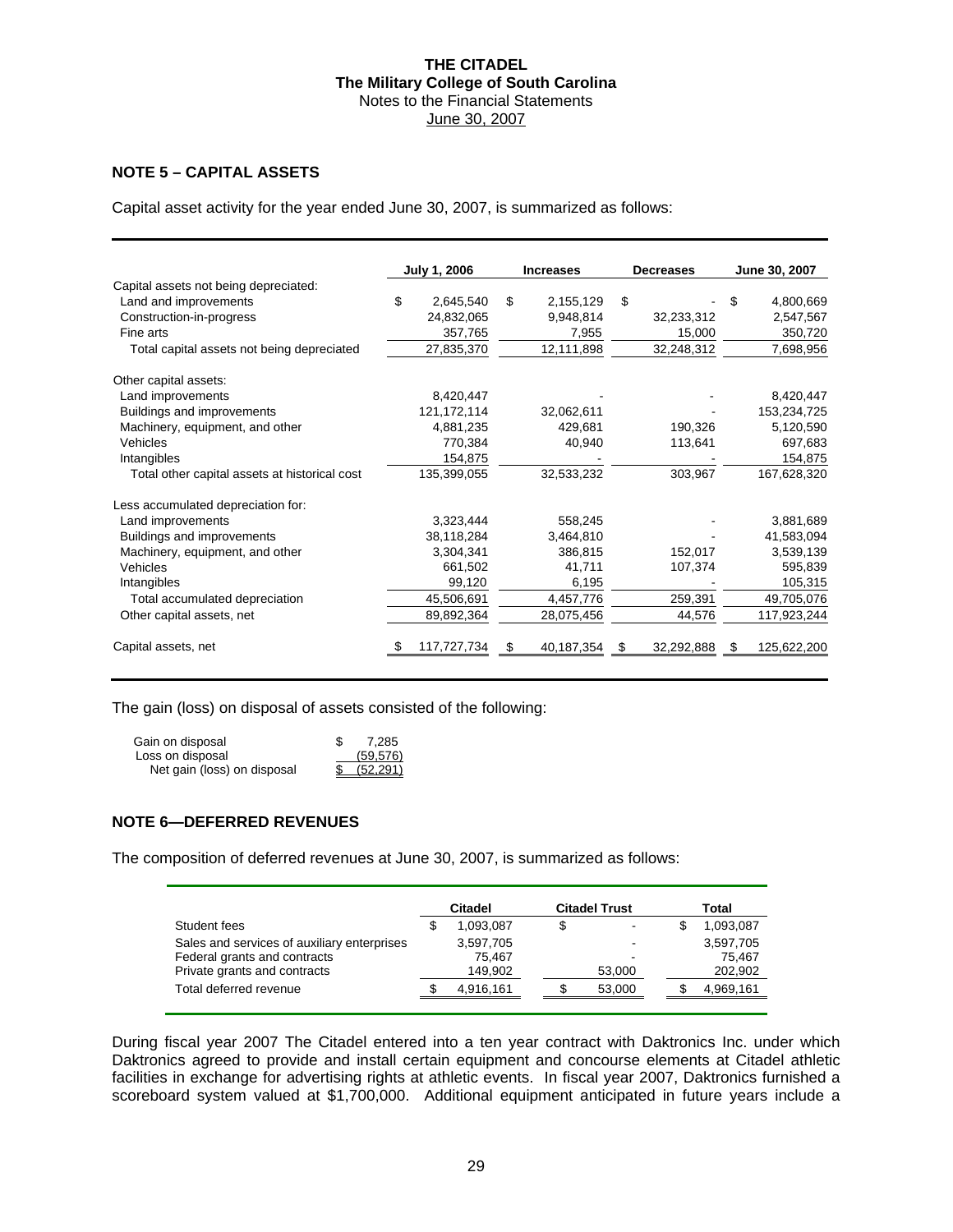**THE CITADEL**
**The Military College of South Carolina**
Notes to the Financial Statements
June 30, 2007

## NOTE 5 – CAPITAL ASSETS

Capital asset activity for the year ended June 30, 2007, is summarized as follows:

| | July 1, 2006 | Increases | Decreases | June 30, 2007 |
|---|---|---|---|---|
| Capital assets not being depreciated: | | | | |
| Land and improvements | $ 2,645,540 | $ 2,155,129 | $ - | $ 4,800,669 |
| Construction-in-progress | 24,832,065 | 9,948,814 | 32,233,312 | 2,547,567 |
| Fine arts | 357,765 | 7,955 | 15,000 | 350,720 |
| Total capital assets not being depreciated | 27,835,370 | 12,111,898 | 32,248,312 | 7,698,956 |
| Other capital assets: | | | | |
| Land improvements | 8,420,447 | - | - | 8,420,447 |
| Buildings and improvements | 121,172,114 | 32,062,611 | - | 153,234,725 |
| Machinery, equipment, and other | 4,881,235 | 429,681 | 190,326 | 5,120,590 |
| Vehicles | 770,384 | 40,940 | 113,641 | 697,683 |
| Intangibles | 154,875 | - | - | 154,875 |
| Total other capital assets at historical cost | 135,399,055 | 32,533,232 | 303,967 | 167,628,320 |
| Less accumulated depreciation for: | | | | |
| Land improvements | 3,323,444 | 558,245 | - | 3,881,689 |
| Buildings and improvements | 38,118,284 | 3,464,810 | - | 41,583,094 |
| Machinery, equipment, and other | 3,304,341 | 386,815 | 152,017 | 3,539,139 |
| Vehicles | 661,502 | 41,711 | 107,374 | 595,839 |
| Intangibles | 99,120 | 6,195 | - | 105,315 |
| Total accumulated depreciation | 45,506,691 | 4,457,776 | 259,391 | 49,705,076 |
| Other capital assets, net | 89,892,364 | 28,075,456 | 44,576 | 117,923,244 |
| Capital assets, net | $ 117,727,734 | $ 40,187,354 | $ 32,292,888 | $ 125,622,200 |

The gain (loss) on disposal of assets consisted of the following:

| | |
|---|---|
| Gain on disposal | $ 7,285 |
| Loss on disposal | (59,576) |
| Net gain (loss) on disposal | $ (52,291) |

## NOTE 6—DEFERRED REVENUES

The composition of deferred revenues at June 30, 2007, is summarized as follows:

| | Citadel | Citadel Trust | Total |
|---|---|---|---|
| Student fees | $ 1,093,087 | $ - | $ 1,093,087 |
| Sales and services of auxiliary enterprises | 3,597,705 | - | 3,597,705 |
| Federal grants and contracts | 75,467 | - | 75,467 |
| Private grants and contracts | 149,902 | 53,000 | 202,902 |
| Total deferred revenue | $ 4,916,161 | $ 53,000 | $ 4,969,161 |

During fiscal year 2007 The Citadel entered into a ten year contract with Daktronics Inc. under which Daktronics agreed to provide and install certain equipment and concourse elements at Citadel athletic facilities in exchange for advertising rights at athletic events. In fiscal year 2007, Daktronics furnished a scoreboard system valued at $1,700,000. Additional equipment anticipated in future years include a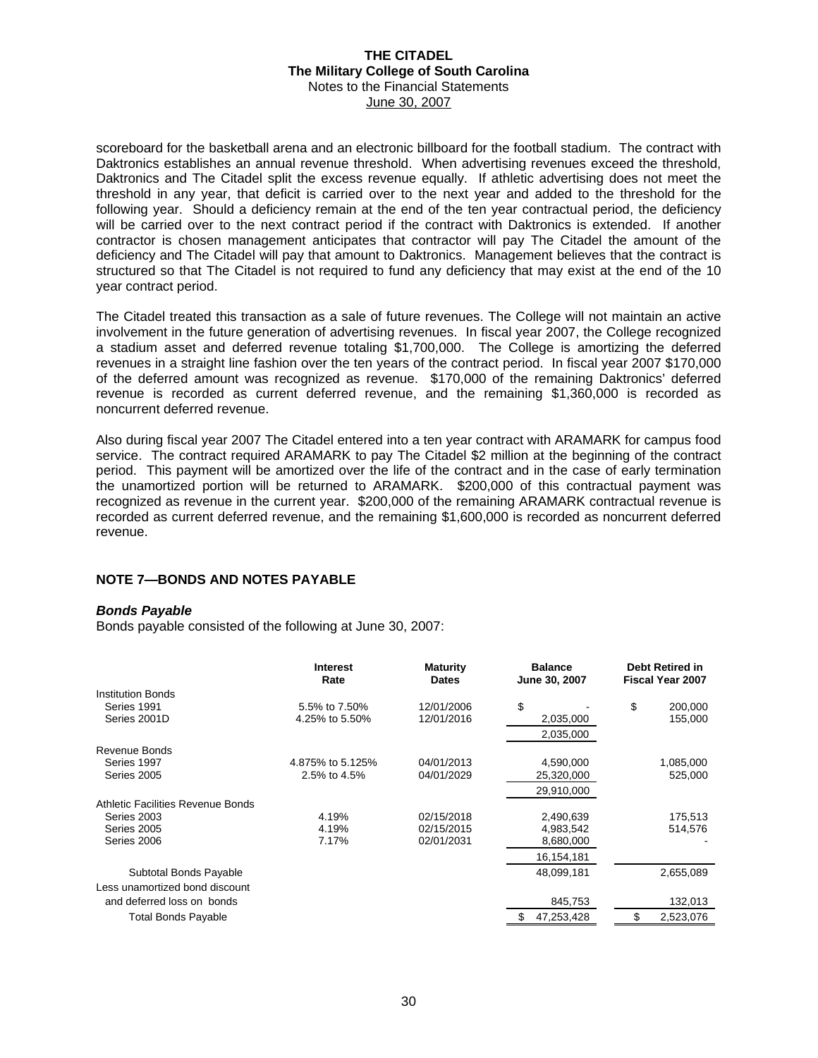scoreboard for the basketball arena and an electronic billboard for the football stadium. The contract with Daktronics establishes an annual revenue threshold. When advertising revenues exceed the threshold, Daktronics and The Citadel split the excess revenue equally. If athletic advertising does not meet the threshold in any year, that deficit is carried over to the next year and added to the threshold for the following year. Should a deficiency remain at the end of the ten year contractual period, the deficiency will be carried over to the next contract period if the contract with Daktronics is extended. If another contractor is chosen management anticipates that contractor will pay The Citadel the amount of the deficiency and The Citadel will pay that amount to Daktronics. Management believes that the contract is structured so that The Citadel is not required to fund any deficiency that may exist at the end of the 10 year contract period.

The Citadel treated this transaction as a sale of future revenues. The College will not maintain an active involvement in the future generation of advertising revenues. In fiscal year 2007, the College recognized a stadium asset and deferred revenue totaling $1,700,000. The College is amortizing the deferred revenues in a straight line fashion over the ten years of the contract period. In fiscal year 2007 $170,000 of the deferred amount was recognized as revenue. $170,000 of the remaining Daktronics' deferred revenue is recorded as current deferred revenue, and the remaining $1,360,000 is recorded as noncurrent deferred revenue.

Also during fiscal year 2007 The Citadel entered into a ten year contract with ARAMARK for campus food service. The contract required ARAMARK to pay The Citadel $2 million at the beginning of the contract period. This payment will be amortized over the life of the contract and in the case of early termination the unamortized portion will be returned to ARAMARK. $200,000 of this contractual payment was recognized as revenue in the current year. $200,000 of the remaining ARAMARK contractual revenue is recorded as current deferred revenue, and the remaining $1,600,000 is recorded as noncurrent deferred revenue.

## NOTE 7—BONDS AND NOTES PAYABLE

### *Bonds Payable*

Bonds payable consisted of the following at June 30, 2007:

| | Interest Rate | Maturity Dates | Balance June 30, 2007 | Debt Retired in Fiscal Year 2007 |
|---|---|---|---|---|
| Institution Bonds | | | | |
| Series 1991 | 5.5% to 7.50% | 12/01/2006 | $ - | $ 200,000 |
| Series 2001D | 4.25% to 5.50% | 12/01/2016 | 2,035,000 | 155,000 |
| | | | 2,035,000 | |
| Revenue Bonds | | | | |
| Series 1997 | 4.875% to 5.125% | 04/01/2013 | 4,590,000 | 1,085,000 |
| Series 2005 | 2.5% to 4.5% | 04/01/2029 | 25,320,000 | 525,000 |
| | | | 29,910,000 | |
| Athletic Facilities Revenue Bonds | | | | |
| Series 2003 | 4.19% | 02/15/2018 | 2,490,639 | 175,513 |
| Series 2005 | 4.19% | 02/15/2015 | 4,983,542 | 514,576 |
| Series 2006 | 7.17% | 02/01/2031 | 8,680,000 | - |
| | | | 16,154,181 | |
| Subtotal Bonds Payable | | | 48,099,181 | 2,655,089 |
| Less unamortized bond discount and deferred loss on bonds | | | 845,753 | 132,013 |
| Total Bonds Payable | | | $ 47,253,428 | $ 2,523,076 |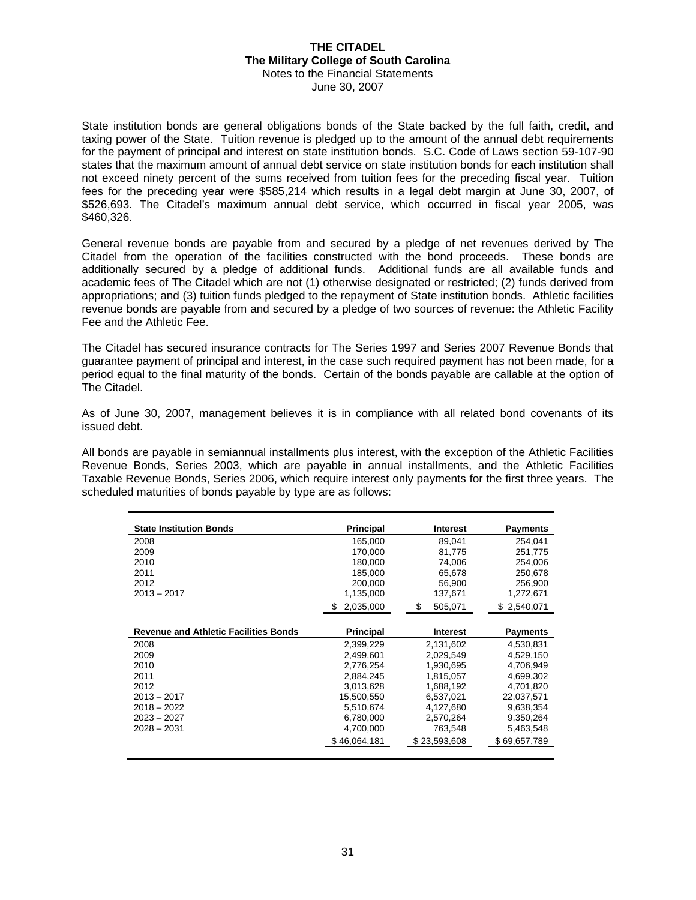State institution bonds are general obligations bonds of the State backed by the full faith, credit, and taxing power of the State. Tuition revenue is pledged up to the amount of the annual debt requirements for the payment of principal and interest on state institution bonds. S.C. Code of Laws section 59-107-90 states that the maximum amount of annual debt service on state institution bonds for each institution shall not exceed ninety percent of the sums received from tuition fees for the preceding fiscal year. Tuition fees for the preceding year were $585,214 which results in a legal debt margin at June 30, 2007, of $526,693. The Citadel's maximum annual debt service, which occurred in fiscal year 2005, was $460,326.

General revenue bonds are payable from and secured by a pledge of net revenues derived by The Citadel from the operation of the facilities constructed with the bond proceeds. These bonds are additionally secured by a pledge of additional funds. Additional funds are all available funds and academic fees of The Citadel which are not (1) otherwise designated or restricted; (2) funds derived from appropriations; and (3) tuition funds pledged to the repayment of State institution bonds. Athletic facilities revenue bonds are payable from and secured by a pledge of two sources of revenue: the Athletic Facility Fee and the Athletic Fee.

The Citadel has secured insurance contracts for The Series 1997 and Series 2007 Revenue Bonds that guarantee payment of principal and interest, in the case such required payment has not been made, for a period equal to the final maturity of the bonds. Certain of the bonds payable are callable at the option of The Citadel.

As of June 30, 2007, management believes it is in compliance with all related bond covenants of its issued debt.

All bonds are payable in semiannual installments plus interest, with the exception of the Athletic Facilities Revenue Bonds, Series 2003, which are payable in annual installments, and the Athletic Facilities Taxable Revenue Bonds, Series 2006, which require interest only payments for the first three years. The scheduled maturities of bonds payable by type are as follows:

| State Institution Bonds | Principal | Interest | Payments |
|---|---|---|---|
| 2008 | 165,000 | 89,041 | 254,041 |
| 2009 | 170,000 | 81,775 | 251,775 |
| 2010 | 180,000 | 74,006 | 254,006 |
| 2011 | 185,000 | 65,678 | 250,678 |
| 2012 | 200,000 | 56,900 | 256,900 |
| 2013 – 2017 | 1,135,000 | 137,671 | 1,272,671 |
| | $ 2,035,000 | $ 505,071 | $ 2,540,071 |

| Revenue and Athletic Facilities Bonds | Principal | Interest | Payments |
|---|---|---|---|
| 2008 | 2,399,229 | 2,131,602 | 4,530,831 |
| 2009 | 2,499,601 | 2,029,549 | 4,529,150 |
| 2010 | 2,776,254 | 1,930,695 | 4,706,949 |
| 2011 | 2,884,245 | 1,815,057 | 4,699,302 |
| 2012 | 3,013,628 | 1,688,192 | 4,701,820 |
| 2013 – 2017 | 15,500,550 | 6,537,021 | 22,037,571 |
| 2018 – 2022 | 5,510,674 | 4,127,680 | 9,638,354 |
| 2023 – 2027 | 6,780,000 | 2,570,264 | 9,350,264 |
| 2028 – 2031 | 4,700,000 | 763,548 | 5,463,548 |
| | $ 46,064,181 | $ 23,593,608 | $ 69,657,789 |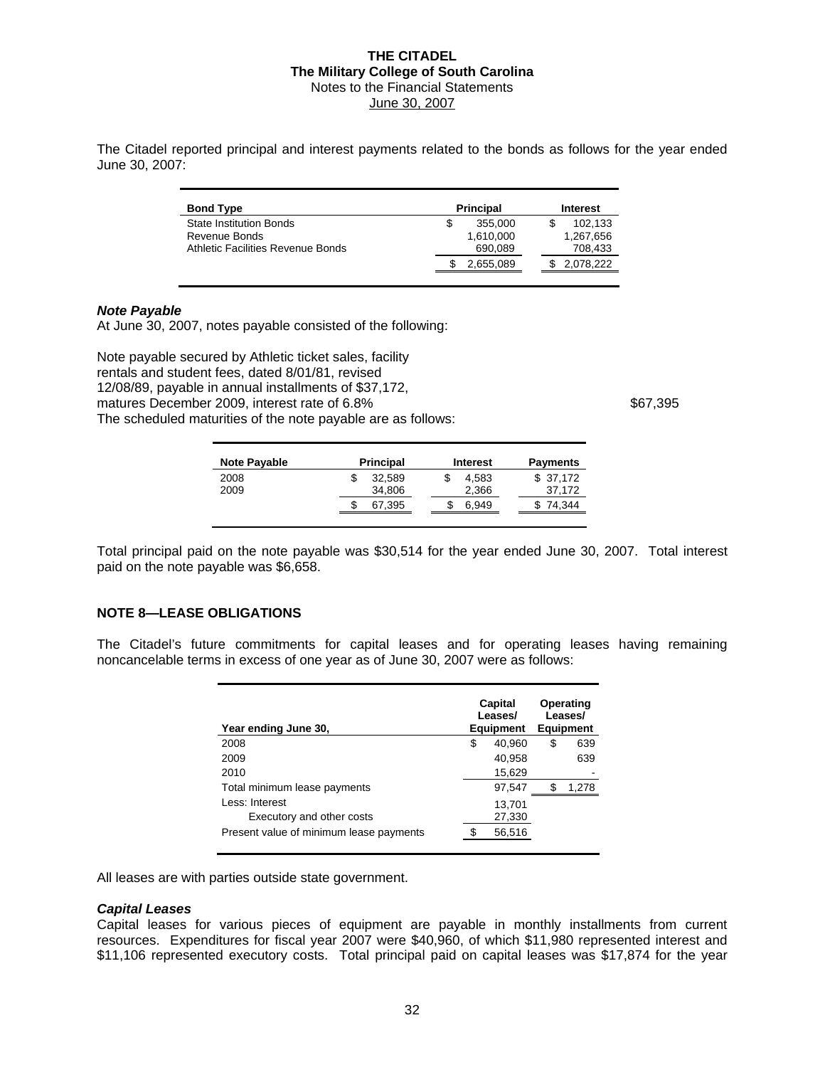The Citadel reported principal and interest payments related to the bonds as follows for the year ended June 30, 2007:

| Bond Type | Principal | Interest |
|---|---|---|
| State Institution Bonds | $ 355,000 | $ 102,133 |
| Revenue Bonds | 1,610,000 | 1,267,656 |
| Athletic Facilities Revenue Bonds | 690,089 | 708,433 |
| | $ 2,655,089 | $ 2,078,222 |

### *Note Payable*

At June 30, 2007, notes payable consisted of the following:

Note payable secured by Athletic ticket sales, facility rentals and student fees, dated 8/01/81, revised 12/08/89, payable in annual installments of $37,172, matures December 2009, interest rate of 6.8% $67,395

The scheduled maturities of the note payable are as follows:

| Note Payable | Principal | Interest | Payments |
|---|---|---|---|
| 2008 | $ 32,589 | $ 4,583 | $ 37,172 |
| 2009 | 34,806 | 2,366 | 37,172 |
| | $ 67,395 | $ 6,949 | $ 74,344 |

Total principal paid on the note payable was $30,514 for the year ended June 30, 2007. Total interest paid on the note payable was $6,658.

## NOTE 8—LEASE OBLIGATIONS

The Citadel's future commitments for capital leases and for operating leases having remaining noncancelable terms in excess of one year as of June 30, 2007 were as follows:

| Year ending June 30, | Capital Leases/ Equipment | Operating Leases/ Equipment |
|---|---|---|
| 2008 | $ 40,960 | $ 639 |
| 2009 | 40,958 | 639 |
| 2010 | 15,629 | - |
| Total minimum lease payments | 97,547 | $ 1,278 |
| Less: Interest | 13,701 | |
| Executory and other costs | 27,330 | |
| Present value of minimum lease payments | $ 56,516 | |

All leases are with parties outside state government.

### *Capital Leases*

Capital leases for various pieces of equipment are payable in monthly installments from current resources. Expenditures for fiscal year 2007 were $40,960, of which $11,980 represented interest and $11,106 represented executory costs. Total principal paid on capital leases was $17,874 for the year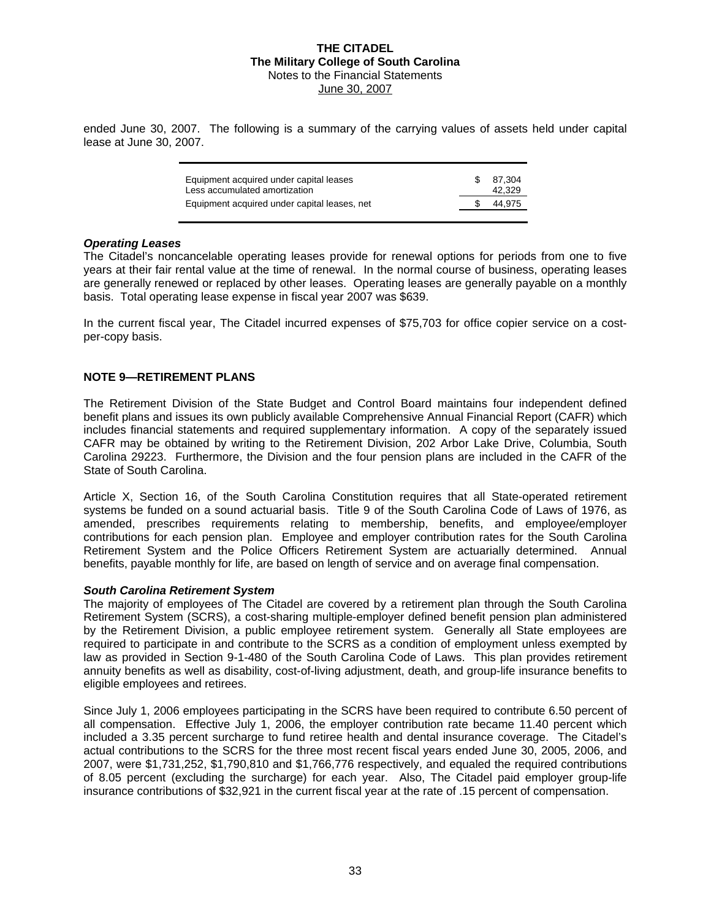ended June 30, 2007. The following is a summary of the carrying values of assets held under capital lease at June 30, 2007.

| | |
|---|---|
| Equipment acquired under capital leases | $ 87,304 |
| Less accumulated amortization | 42,329 |
| Equipment acquired under capital leases, net | $ 44,975 |

***Operating Leases***

The Citadel's noncancelable operating leases provide for renewal options for periods from one to five years at their fair rental value at the time of renewal. In the normal course of business, operating leases are generally renewed or replaced by other leases. Operating leases are generally payable on a monthly basis. Total operating lease expense in fiscal year 2007 was $639.

In the current fiscal year, The Citadel incurred expenses of $75,703 for office copier service on a cost-per-copy basis.

## NOTE 9—RETIREMENT PLANS

The Retirement Division of the State Budget and Control Board maintains four independent defined benefit plans and issues its own publicly available Comprehensive Annual Financial Report (CAFR) which includes financial statements and required supplementary information. A copy of the separately issued CAFR may be obtained by writing to the Retirement Division, 202 Arbor Lake Drive, Columbia, South Carolina 29223. Furthermore, the Division and the four pension plans are included in the CAFR of the State of South Carolina.

Article X, Section 16, of the South Carolina Constitution requires that all State-operated retirement systems be funded on a sound actuarial basis. Title 9 of the South Carolina Code of Laws of 1976, as amended, prescribes requirements relating to membership, benefits, and employee/employer contributions for each pension plan. Employee and employer contribution rates for the South Carolina Retirement System and the Police Officers Retirement System are actuarially determined. Annual benefits, payable monthly for life, are based on length of service and on average final compensation.

***South Carolina Retirement System***

The majority of employees of The Citadel are covered by a retirement plan through the South Carolina Retirement System (SCRS), a cost-sharing multiple-employer defined benefit pension plan administered by the Retirement Division, a public employee retirement system. Generally all State employees are required to participate in and contribute to the SCRS as a condition of employment unless exempted by law as provided in Section 9-1-480 of the South Carolina Code of Laws. This plan provides retirement annuity benefits as well as disability, cost-of-living adjustment, death, and group-life insurance benefits to eligible employees and retirees.

Since July 1, 2006 employees participating in the SCRS have been required to contribute 6.50 percent of all compensation. Effective July 1, 2006, the employer contribution rate became 11.40 percent which included a 3.35 percent surcharge to fund retiree health and dental insurance coverage. The Citadel's actual contributions to the SCRS for the three most recent fiscal years ended June 30, 2005, 2006, and 2007, were $1,731,252, $1,790,810 and $1,766,776 respectively, and equaled the required contributions of 8.05 percent (excluding the surcharge) for each year. Also, The Citadel paid employer group-life insurance contributions of $32,921 in the current fiscal year at the rate of .15 percent of compensation.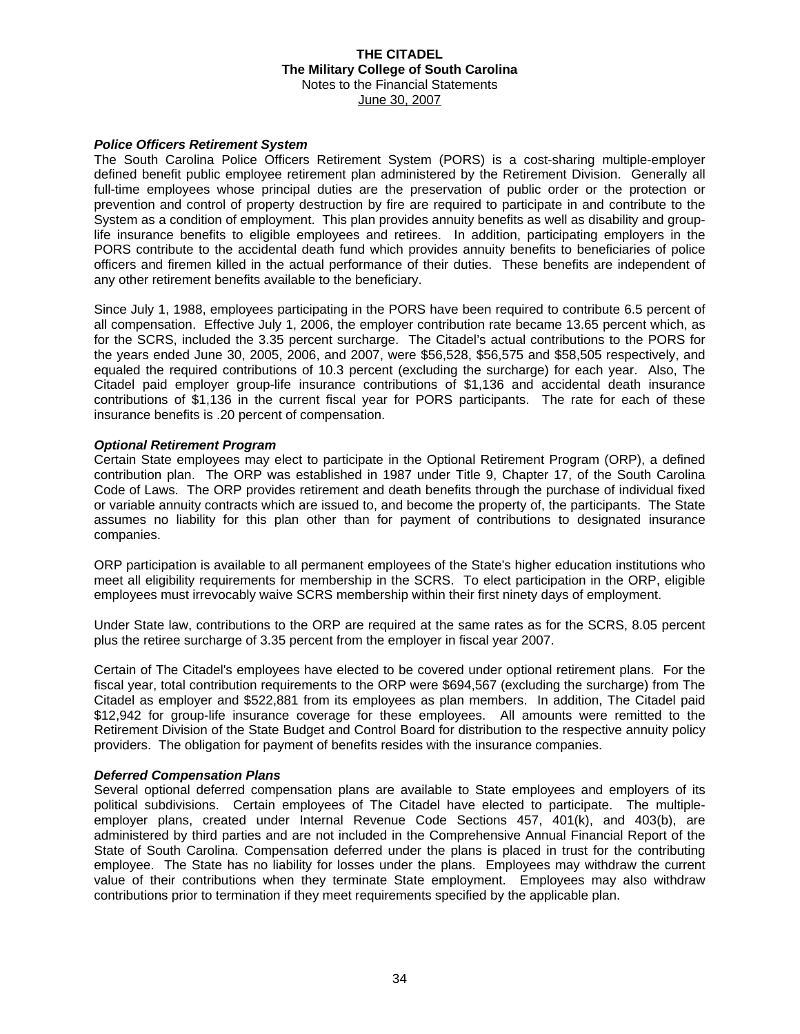### *Police Officers Retirement System*

The South Carolina Police Officers Retirement System (PORS) is a cost-sharing multiple-employer defined benefit public employee retirement plan administered by the Retirement Division. Generally all full-time employees whose principal duties are the preservation of public order or the protection or prevention and control of property destruction by fire are required to participate in and contribute to the System as a condition of employment. This plan provides annuity benefits as well as disability and group-life insurance benefits to eligible employees and retirees. In addition, participating employers in the PORS contribute to the accidental death fund which provides annuity benefits to beneficiaries of police officers and firemen killed in the actual performance of their duties. These benefits are independent of any other retirement benefits available to the beneficiary.

Since July 1, 1988, employees participating in the PORS have been required to contribute 6.5 percent of all compensation. Effective July 1, 2006, the employer contribution rate became 13.65 percent which, as for the SCRS, included the 3.35 percent surcharge. The Citadel's actual contributions to the PORS for the years ended June 30, 2005, 2006, and 2007, were $56,528, $56,575 and $58,505 respectively, and equaled the required contributions of 10.3 percent (excluding the surcharge) for each year. Also, The Citadel paid employer group-life insurance contributions of $1,136 and accidental death insurance contributions of $1,136 in the current fiscal year for PORS participants. The rate for each of these insurance benefits is .20 percent of compensation.

### *Optional Retirement Program*

Certain State employees may elect to participate in the Optional Retirement Program (ORP), a defined contribution plan. The ORP was established in 1987 under Title 9, Chapter 17, of the South Carolina Code of Laws. The ORP provides retirement and death benefits through the purchase of individual fixed or variable annuity contracts which are issued to, and become the property of, the participants. The State assumes no liability for this plan other than for payment of contributions to designated insurance companies.

ORP participation is available to all permanent employees of the State's higher education institutions who meet all eligibility requirements for membership in the SCRS. To elect participation in the ORP, eligible employees must irrevocably waive SCRS membership within their first ninety days of employment.

Under State law, contributions to the ORP are required at the same rates as for the SCRS, 8.05 percent plus the retiree surcharge of 3.35 percent from the employer in fiscal year 2007.

Certain of The Citadel's employees have elected to be covered under optional retirement plans. For the fiscal year, total contribution requirements to the ORP were $694,567 (excluding the surcharge) from The Citadel as employer and $522,881 from its employees as plan members. In addition, The Citadel paid $12,942 for group-life insurance coverage for these employees. All amounts were remitted to the Retirement Division of the State Budget and Control Board for distribution to the respective annuity policy providers. The obligation for payment of benefits resides with the insurance companies.

### *Deferred Compensation Plans*

Several optional deferred compensation plans are available to State employees and employers of its political subdivisions. Certain employees of The Citadel have elected to participate. The multiple-employer plans, created under Internal Revenue Code Sections 457, 401(k), and 403(b), are administered by third parties and are not included in the Comprehensive Annual Financial Report of the State of South Carolina. Compensation deferred under the plans is placed in trust for the contributing employee. The State has no liability for losses under the plans. Employees may withdraw the current value of their contributions when they terminate State employment. Employees may also withdraw contributions prior to termination if they meet requirements specified by the applicable plan.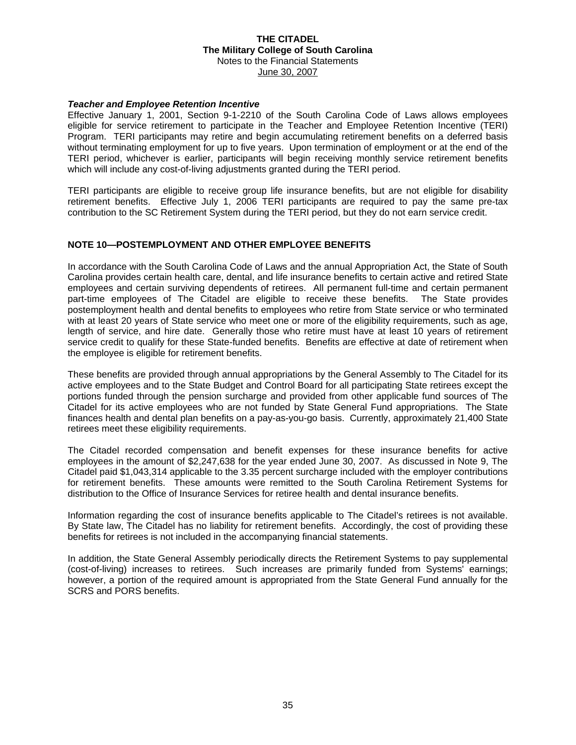### *Teacher and Employee Retention Incentive*

Effective January 1, 2001, Section 9-1-2210 of the South Carolina Code of Laws allows employees eligible for service retirement to participate in the Teacher and Employee Retention Incentive (TERI) Program. TERI participants may retire and begin accumulating retirement benefits on a deferred basis without terminating employment for up to five years. Upon termination of employment or at the end of the TERI period, whichever is earlier, participants will begin receiving monthly service retirement benefits which will include any cost-of-living adjustments granted during the TERI period.

TERI participants are eligible to receive group life insurance benefits, but are not eligible for disability retirement benefits. Effective July 1, 2006 TERI participants are required to pay the same pre-tax contribution to the SC Retirement System during the TERI period, but they do not earn service credit.

## NOTE 10—POSTEMPLOYMENT AND OTHER EMPLOYEE BENEFITS

In accordance with the South Carolina Code of Laws and the annual Appropriation Act, the State of South Carolina provides certain health care, dental, and life insurance benefits to certain active and retired State employees and certain surviving dependents of retirees. All permanent full-time and certain permanent part-time employees of The Citadel are eligible to receive these benefits. The State provides postemployment health and dental benefits to employees who retire from State service or who terminated with at least 20 years of State service who meet one or more of the eligibility requirements, such as age, length of service, and hire date. Generally those who retire must have at least 10 years of retirement service credit to qualify for these State-funded benefits. Benefits are effective at date of retirement when the employee is eligible for retirement benefits.

These benefits are provided through annual appropriations by the General Assembly to The Citadel for its active employees and to the State Budget and Control Board for all participating State retirees except the portions funded through the pension surcharge and provided from other applicable fund sources of The Citadel for its active employees who are not funded by State General Fund appropriations. The State finances health and dental plan benefits on a pay-as-you-go basis. Currently, approximately 21,400 State retirees meet these eligibility requirements.

The Citadel recorded compensation and benefit expenses for these insurance benefits for active employees in the amount of $2,247,638 for the year ended June 30, 2007. As discussed in Note 9, The Citadel paid $1,043,314 applicable to the 3.35 percent surcharge included with the employer contributions for retirement benefits. These amounts were remitted to the South Carolina Retirement Systems for distribution to the Office of Insurance Services for retiree health and dental insurance benefits.

Information regarding the cost of insurance benefits applicable to The Citadel's retirees is not available. By State law, The Citadel has no liability for retirement benefits. Accordingly, the cost of providing these benefits for retirees is not included in the accompanying financial statements.

In addition, the State General Assembly periodically directs the Retirement Systems to pay supplemental (cost-of-living) increases to retirees. Such increases are primarily funded from Systems' earnings; however, a portion of the required amount is appropriated from the State General Fund annually for the SCRS and PORS benefits.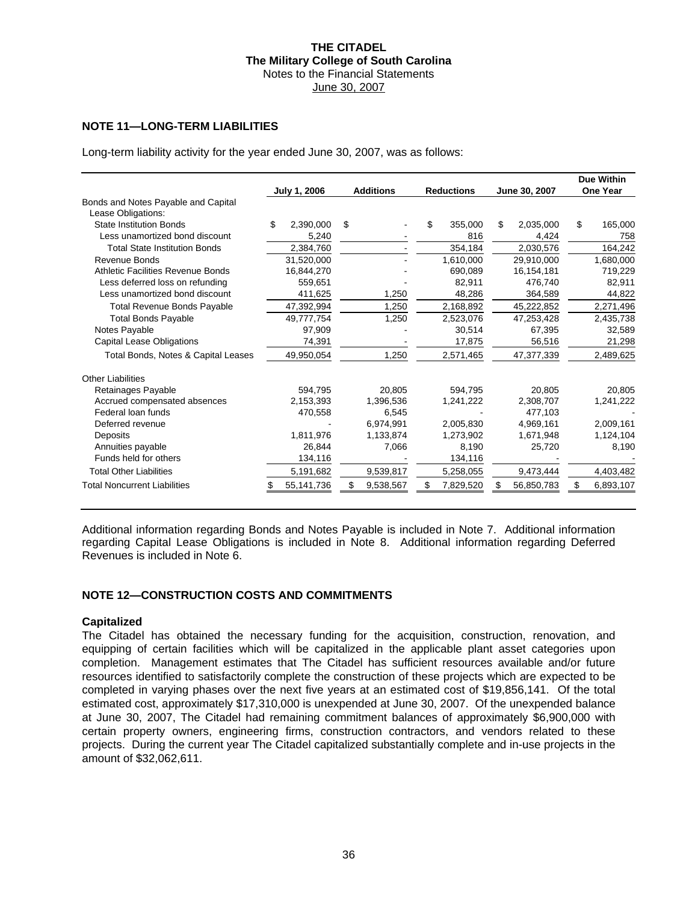**THE CITADEL**
**The Military College of South Carolina**
Notes to the Financial Statements
June 30, 2007

## NOTE 11—LONG-TERM LIABILITIES

Long-term liability activity for the year ended June 30, 2007, was as follows:

| | July 1, 2006 | Additions | Reductions | June 30, 2007 | Due Within One Year |
|---|---|---|---|---|---|
| Bonds and Notes Payable and Capital Lease Obligations: | | | | | |
| State Institution Bonds | $ 2,390,000 | $ - | $ 355,000 | $ 2,035,000 | $ 165,000 |
| Less unamortized bond discount | 5,240 | - | 816 | 4,424 | 758 |
| Total State Institution Bonds | 2,384,760 | - | 354,184 | 2,030,576 | 164,242 |
| Revenue Bonds | 31,520,000 | - | 1,610,000 | 29,910,000 | 1,680,000 |
| Athletic Facilities Revenue Bonds | 16,844,270 | - | 690,089 | 16,154,181 | 719,229 |
| Less deferred loss on refunding | 559,651 | - | 82,911 | 476,740 | 82,911 |
| Less unamortized bond discount | 411,625 | 1,250 | 48,286 | 364,589 | 44,822 |
| Total Revenue Bonds Payable | 47,392,994 | 1,250 | 2,168,892 | 45,222,852 | 2,271,496 |
| Total Bonds Payable | 49,777,754 | 1,250 | 2,523,076 | 47,253,428 | 2,435,738 |
| Notes Payable | 97,909 | - | 30,514 | 67,395 | 32,589 |
| Capital Lease Obligations | 74,391 | - | 17,875 | 56,516 | 21,298 |
| Total Bonds, Notes & Capital Leases | 49,950,054 | 1,250 | 2,571,465 | 47,377,339 | 2,489,625 |
| Other Liabilities | | | | | |
| Retainages Payable | 594,795 | 20,805 | 594,795 | 20,805 | 20,805 |
| Accrued compensated absences | 2,153,393 | 1,396,536 | 1,241,222 | 2,308,707 | 1,241,222 |
| Federal loan funds | 470,558 | 6,545 | - | 477,103 | - |
| Deferred revenue | - | 6,974,991 | 2,005,830 | 4,969,161 | 2,009,161 |
| Deposits | 1,811,976 | 1,133,874 | 1,273,902 | 1,671,948 | 1,124,104 |
| Annuities payable | 26,844 | 7,066 | 8,190 | 25,720 | 8,190 |
| Funds held for others | 134,116 | - | 134,116 | - | - |
| Total Other Liabilities | 5,191,682 | 9,539,817 | 5,258,055 | 9,473,444 | 4,403,482 |
| Total Noncurrent Liabilities | $ 55,141,736 | $ 9,538,567 | $ 7,829,520 | $ 56,850,783 | $ 6,893,107 |

Additional information regarding Bonds and Notes Payable is included in Note 7. Additional information regarding Capital Lease Obligations is included in Note 8. Additional information regarding Deferred Revenues is included in Note 6.

## NOTE 12—CONSTRUCTION COSTS AND COMMITMENTS

### Capitalized

The Citadel has obtained the necessary funding for the acquisition, construction, renovation, and equipping of certain facilities which will be capitalized in the applicable plant asset categories upon completion. Management estimates that The Citadel has sufficient resources available and/or future resources identified to satisfactorily complete the construction of these projects which are expected to be completed in varying phases over the next five years at an estimated cost of $19,856,141. Of the total estimated cost, approximately $17,310,000 is unexpended at June 30, 2007. Of the unexpended balance at June 30, 2007, The Citadel had remaining commitment balances of approximately $6,900,000 with certain property owners, engineering firms, construction contractors, and vendors related to these projects. During the current year The Citadel capitalized substantially complete and in-use projects in the amount of $32,062,611.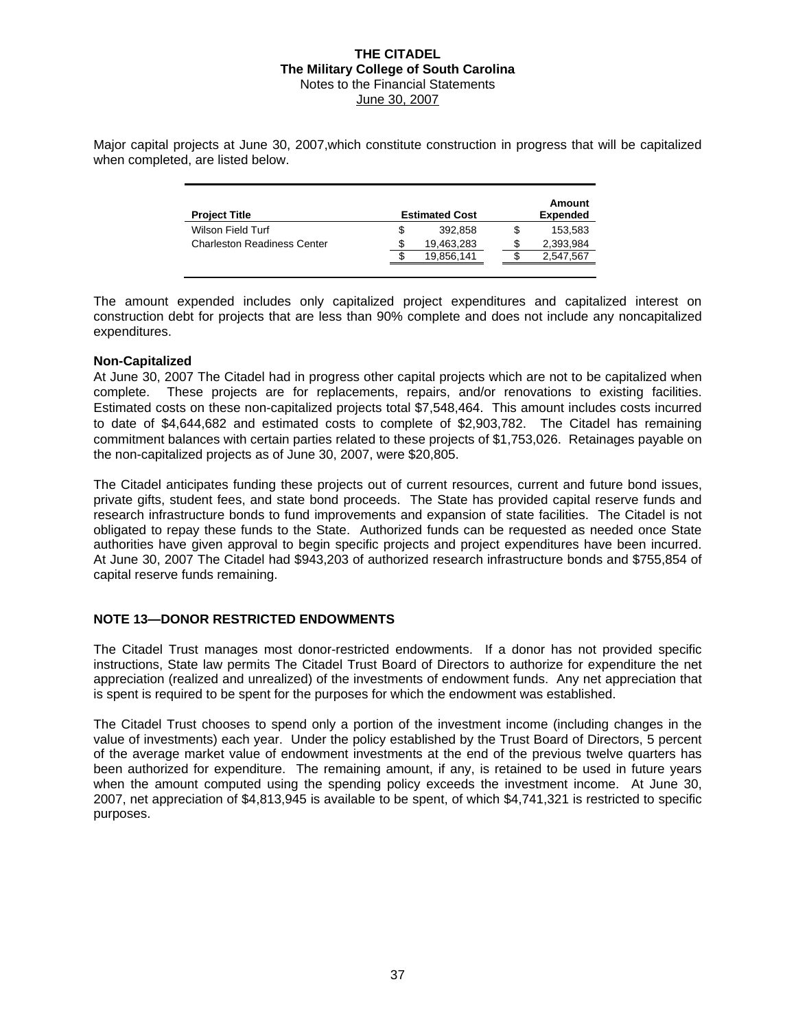Major capital projects at June 30, 2007,which constitute construction in progress that will be capitalized when completed, are listed below.

| Project Title | Estimated Cost | Amount Expended |
|---|---|---|
| Wilson Field Turf | $ 392,858 | $ 153,583 |
| Charleston Readiness Center | $ 19,463,283 | $ 2,393,984 |
| | $ 19,856,141 | $ 2,547,567 |

The amount expended includes only capitalized project expenditures and capitalized interest on construction debt for projects that are less than 90% complete and does not include any noncapitalized expenditures.

**Non-Capitalized**

At June 30, 2007 The Citadel had in progress other capital projects which are not to be capitalized when complete. These projects are for replacements, repairs, and/or renovations to existing facilities. Estimated costs on these non-capitalized projects total $7,548,464. This amount includes costs incurred to date of $4,644,682 and estimated costs to complete of $2,903,782. The Citadel has remaining commitment balances with certain parties related to these projects of $1,753,026. Retainages payable on the non-capitalized projects as of June 30, 2007, were $20,805.

The Citadel anticipates funding these projects out of current resources, current and future bond issues, private gifts, student fees, and state bond proceeds. The State has provided capital reserve funds and research infrastructure bonds to fund improvements and expansion of state facilities. The Citadel is not obligated to repay these funds to the State. Authorized funds can be requested as needed once State authorities have given approval to begin specific projects and project expenditures have been incurred. At June 30, 2007 The Citadel had $943,203 of authorized research infrastructure bonds and $755,854 of capital reserve funds remaining.

## NOTE 13—DONOR RESTRICTED ENDOWMENTS

The Citadel Trust manages most donor-restricted endowments. If a donor has not provided specific instructions, State law permits The Citadel Trust Board of Directors to authorize for expenditure the net appreciation (realized and unrealized) of the investments of endowment funds. Any net appreciation that is spent is required to be spent for the purposes for which the endowment was established.

The Citadel Trust chooses to spend only a portion of the investment income (including changes in the value of investments) each year. Under the policy established by the Trust Board of Directors, 5 percent of the average market value of endowment investments at the end of the previous twelve quarters has been authorized for expenditure. The remaining amount, if any, is retained to be used in future years when the amount computed using the spending policy exceeds the investment income. At June 30, 2007, net appreciation of $4,813,945 is available to be spent, of which $4,741,321 is restricted to specific purposes.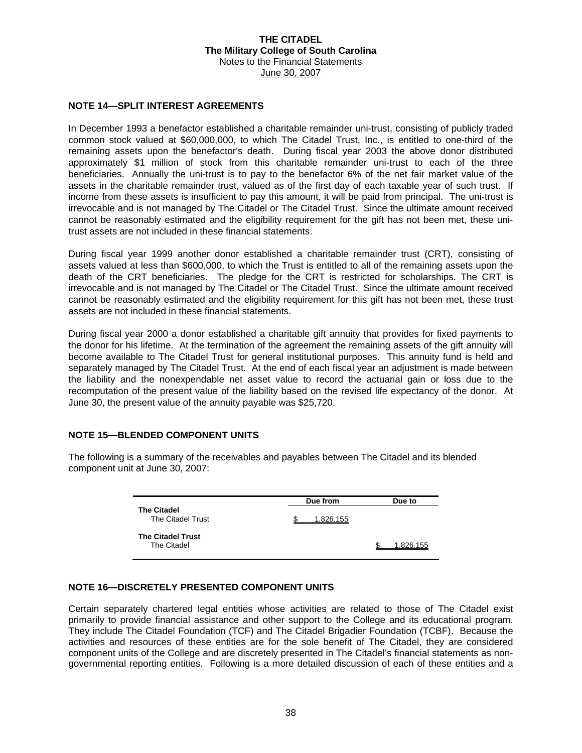## NOTE 14—SPLIT INTEREST AGREEMENTS

In December 1993 a benefactor established a charitable remainder uni-trust, consisting of publicly traded common stock valued at $60,000,000, to which The Citadel Trust, Inc., is entitled to one-third of the remaining assets upon the benefactor's death. During fiscal year 2003 the above donor distributed approximately $1 million of stock from this charitable remainder uni-trust to each of the three beneficiaries. Annually the uni-trust is to pay to the benefactor 6% of the net fair market value of the assets in the charitable remainder trust, valued as of the first day of each taxable year of such trust. If income from these assets is insufficient to pay this amount, it will be paid from principal. The uni-trust is irrevocable and is not managed by The Citadel or The Citadel Trust. Since the ultimate amount received cannot be reasonably estimated and the eligibility requirement for the gift has not been met, these uni-trust assets are not included in these financial statements.

During fiscal year 1999 another donor established a charitable remainder trust (CRT), consisting of assets valued at less than $600,000, to which the Trust is entitled to all of the remaining assets upon the death of the CRT beneficiaries. The pledge for the CRT is restricted for scholarships. The CRT is irrevocable and is not managed by The Citadel or The Citadel Trust. Since the ultimate amount received cannot be reasonably estimated and the eligibility requirement for this gift has not been met, these trust assets are not included in these financial statements.

During fiscal year 2000 a donor established a charitable gift annuity that provides for fixed payments to the donor for his lifetime. At the termination of the agreement the remaining assets of the gift annuity will become available to The Citadel Trust for general institutional purposes. This annuity fund is held and separately managed by The Citadel Trust. At the end of each fiscal year an adjustment is made between the liability and the nonexpendable net asset value to record the actuarial gain or loss due to the recomputation of the present value of the liability based on the revised life expectancy of the donor. At June 30, the present value of the annuity payable was $25,720.

## NOTE 15—BLENDED COMPONENT UNITS

The following is a summary of the receivables and payables between The Citadel and its blended component unit at June 30, 2007:

| | Due from | Due to |
|---|---|---|
| **The Citadel** | | |
| The Citadel Trust | $ 1,826,155 | |
| **The Citadel Trust** | | |
| The Citadel | | $ 1,826,155 |

## NOTE 16—DISCRETELY PRESENTED COMPONENT UNITS

Certain separately chartered legal entities whose activities are related to those of The Citadel exist primarily to provide financial assistance and other support to the College and its educational program. They include The Citadel Foundation (TCF) and The Citadel Brigadier Foundation (TCBF). Because the activities and resources of these entities are for the sole benefit of The Citadel, they are considered component units of the College and are discretely presented in The Citadel's financial statements as non-governmental reporting entities. Following is a more detailed discussion of each of these entities and a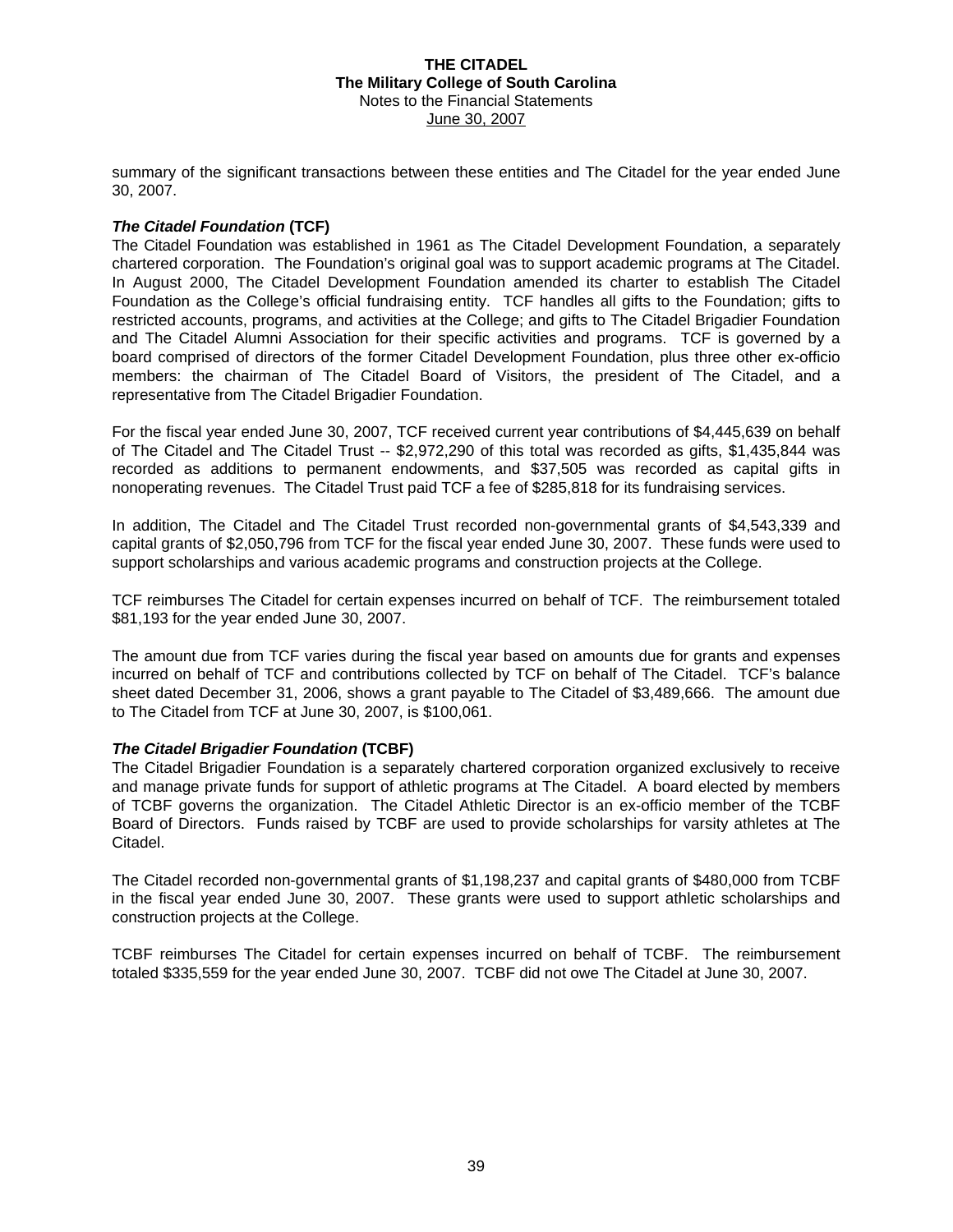summary of the significant transactions between these entities and The Citadel for the year ended June 30, 2007.

***The Citadel Foundation* (TCF)**

The Citadel Foundation was established in 1961 as The Citadel Development Foundation, a separately chartered corporation. The Foundation's original goal was to support academic programs at The Citadel. In August 2000, The Citadel Development Foundation amended its charter to establish The Citadel Foundation as the College's official fundraising entity. TCF handles all gifts to the Foundation; gifts to restricted accounts, programs, and activities at the College; and gifts to The Citadel Brigadier Foundation and The Citadel Alumni Association for their specific activities and programs. TCF is governed by a board comprised of directors of the former Citadel Development Foundation, plus three other ex-officio members: the chairman of The Citadel Board of Visitors, the president of The Citadel, and a representative from The Citadel Brigadier Foundation.

For the fiscal year ended June 30, 2007, TCF received current year contributions of $4,445,639 on behalf of The Citadel and The Citadel Trust -- $2,972,290 of this total was recorded as gifts, $1,435,844 was recorded as additions to permanent endowments, and $37,505 was recorded as capital gifts in nonoperating revenues. The Citadel Trust paid TCF a fee of $285,818 for its fundraising services.

In addition, The Citadel and The Citadel Trust recorded non-governmental grants of $4,543,339 and capital grants of $2,050,796 from TCF for the fiscal year ended June 30, 2007. These funds were used to support scholarships and various academic programs and construction projects at the College.

TCF reimburses The Citadel for certain expenses incurred on behalf of TCF. The reimbursement totaled $81,193 for the year ended June 30, 2007.

The amount due from TCF varies during the fiscal year based on amounts due for grants and expenses incurred on behalf of TCF and contributions collected by TCF on behalf of The Citadel. TCF's balance sheet dated December 31, 2006, shows a grant payable to The Citadel of $3,489,666. The amount due to The Citadel from TCF at June 30, 2007, is $100,061.

***The Citadel Brigadier Foundation* (TCBF)**

The Citadel Brigadier Foundation is a separately chartered corporation organized exclusively to receive and manage private funds for support of athletic programs at The Citadel. A board elected by members of TCBF governs the organization. The Citadel Athletic Director is an ex-officio member of the TCBF Board of Directors. Funds raised by TCBF are used to provide scholarships for varsity athletes at The Citadel.

The Citadel recorded non-governmental grants of $1,198,237 and capital grants of $480,000 from TCBF in the fiscal year ended June 30, 2007. These grants were used to support athletic scholarships and construction projects at the College.

TCBF reimburses The Citadel for certain expenses incurred on behalf of TCBF. The reimbursement totaled $335,559 for the year ended June 30, 2007. TCBF did not owe The Citadel at June 30, 2007.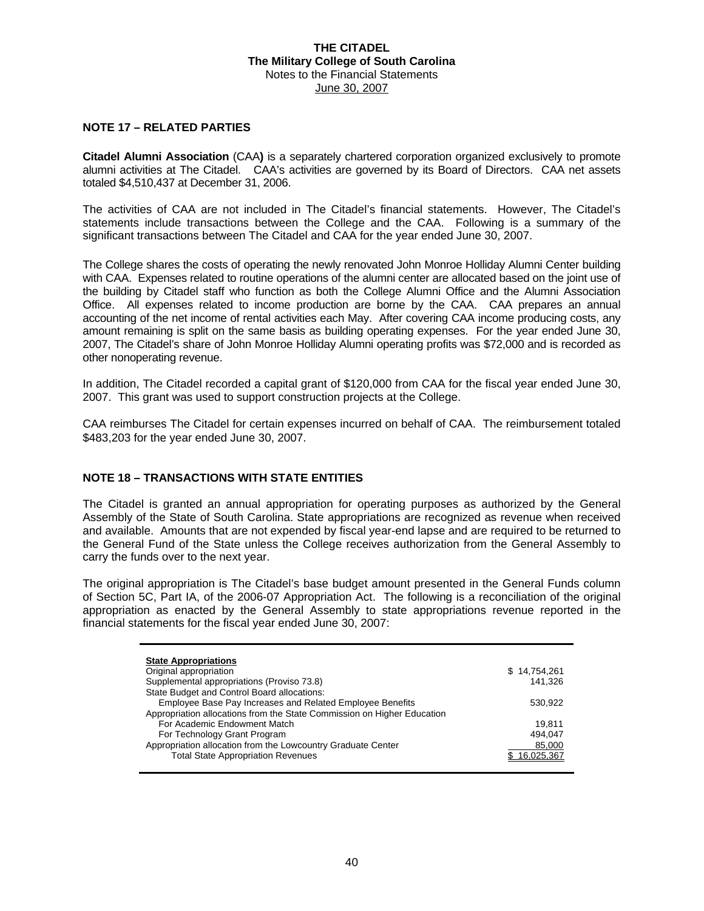## NOTE 17 – RELATED PARTIES

**Citadel Alumni Association** (CAA**)** is a separately chartered corporation organized exclusively to promote alumni activities at The Citadel. CAA's activities are governed by its Board of Directors. CAA net assets totaled $4,510,437 at December 31, 2006.

The activities of CAA are not included in The Citadel's financial statements. However, The Citadel's statements include transactions between the College and the CAA. Following is a summary of the significant transactions between The Citadel and CAA for the year ended June 30, 2007.

The College shares the costs of operating the newly renovated John Monroe Holliday Alumni Center building with CAA. Expenses related to routine operations of the alumni center are allocated based on the joint use of the building by Citadel staff who function as both the College Alumni Office and the Alumni Association Office. All expenses related to income production are borne by the CAA. CAA prepares an annual accounting of the net income of rental activities each May. After covering CAA income producing costs, any amount remaining is split on the same basis as building operating expenses. For the year ended June 30, 2007, The Citadel's share of John Monroe Holliday Alumni operating profits was $72,000 and is recorded as other nonoperating revenue.

In addition, The Citadel recorded a capital grant of $120,000 from CAA for the fiscal year ended June 30, 2007. This grant was used to support construction projects at the College.

CAA reimburses The Citadel for certain expenses incurred on behalf of CAA. The reimbursement totaled $483,203 for the year ended June 30, 2007.

## NOTE 18 – TRANSACTIONS WITH STATE ENTITIES

The Citadel is granted an annual appropriation for operating purposes as authorized by the General Assembly of the State of South Carolina. State appropriations are recognized as revenue when received and available. Amounts that are not expended by fiscal year-end lapse and are required to be returned to the General Fund of the State unless the College receives authorization from the General Assembly to carry the funds over to the next year.

The original appropriation is The Citadel's base budget amount presented in the General Funds column of Section 5C, Part IA, of the 2006-07 Appropriation Act. The following is a reconciliation of the original appropriation as enacted by the General Assembly to state appropriations revenue reported in the financial statements for the fiscal year ended June 30, 2007:

| State Appropriations | |
|---|---|
| Original appropriation | $ 14,754,261 |
| Supplemental appropriations (Proviso 73.8) | 141,326 |
| State Budget and Control Board allocations: | |
| Employee Base Pay Increases and Related Employee Benefits | 530,922 |
| Appropriation allocations from the State Commission on Higher Education | |
| For Academic Endowment Match | 19,811 |
| For Technology Grant Program | 494,047 |
| Appropriation allocation from the Lowcountry Graduate Center | 85,000 |
| Total State Appropriation Revenues | $ 16,025,367 |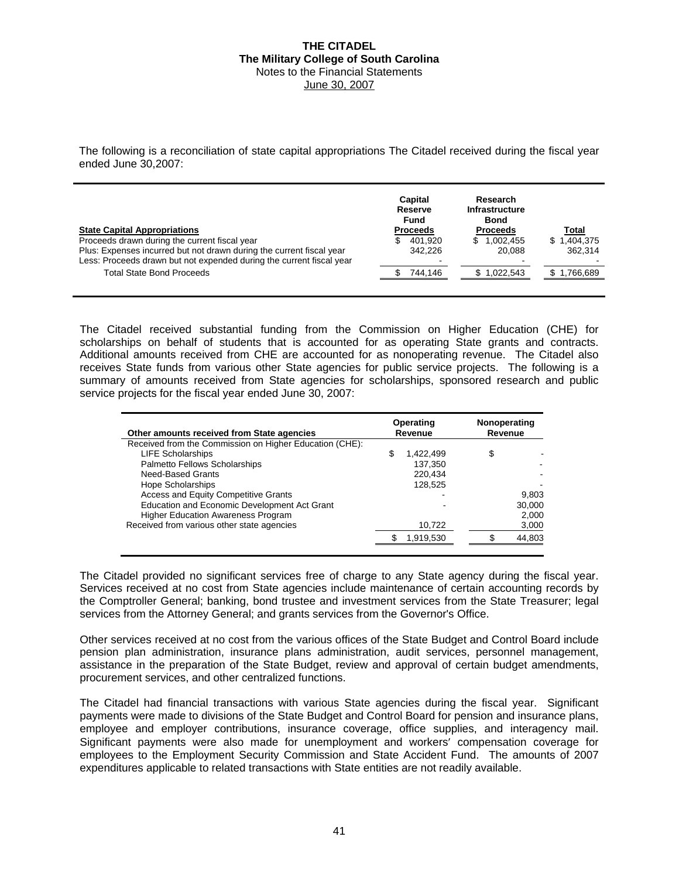The following is a reconciliation of state capital appropriations The Citadel received during the fiscal year ended June 30,2007:

| State Capital Appropriations | Capital Reserve Fund Proceeds | Research Infrastructure Bond Proceeds | Total |
|---|---|---|---|
| Proceeds drawn during the current fiscal year | $ 401,920 | $ 1,002,455 | $ 1,404,375 |
| Plus: Expenses incurred but not drawn during the current fiscal year | 342,226 | 20,088 | 362,314 |
| Less: Proceeds drawn but not expended during the current fiscal year | - | - | - |
| Total State Bond Proceeds | $ 744,146 | $ 1,022,543 | $ 1,766,689 |

The Citadel received substantial funding from the Commission on Higher Education (CHE) for scholarships on behalf of students that is accounted for as operating State grants and contracts. Additional amounts received from CHE are accounted for as nonoperating revenue. The Citadel also receives State funds from various other State agencies for public service projects. The following is a summary of amounts received from State agencies for scholarships, sponsored research and public service projects for the fiscal year ended June 30, 2007:

| Other amounts received from State agencies | Operating Revenue | Nonoperating Revenue |
|---|---|---|
| Received from the Commission on Higher Education (CHE): | | |
| LIFE Scholarships | $ 1,422,499 | $ - |
| Palmetto Fellows Scholarships | 137,350 | - |
| Need-Based Grants | 220,434 | - |
| Hope Scholarships | 128,525 | - |
| Access and Equity Competitive Grants | - | 9,803 |
| Education and Economic Development Act Grant | - | 30,000 |
| Higher Education Awareness Program | | 2,000 |
| Received from various other state agencies | 10,722 | 3,000 |
| | $ 1,919,530 | $ 44,803 |

The Citadel provided no significant services free of charge to any State agency during the fiscal year. Services received at no cost from State agencies include maintenance of certain accounting records by the Comptroller General; banking, bond trustee and investment services from the State Treasurer; legal services from the Attorney General; and grants services from the Governor's Office.

Other services received at no cost from the various offices of the State Budget and Control Board include pension plan administration, insurance plans administration, audit services, personnel management, assistance in the preparation of the State Budget, review and approval of certain budget amendments, procurement services, and other centralized functions.

The Citadel had financial transactions with various State agencies during the fiscal year. Significant payments were made to divisions of the State Budget and Control Board for pension and insurance plans, employee and employer contributions, insurance coverage, office supplies, and interagency mail. Significant payments were also made for unemployment and workers′ compensation coverage for employees to the Employment Security Commission and State Accident Fund. The amounts of 2007 expenditures applicable to related transactions with State entities are not readily available.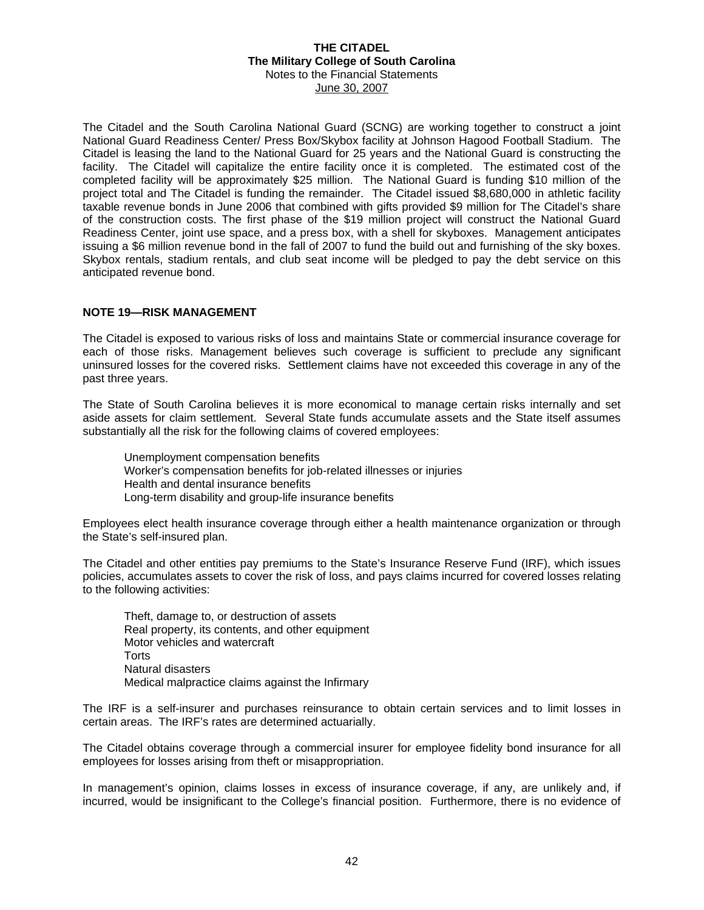The Citadel and the South Carolina National Guard (SCNG) are working together to construct a joint National Guard Readiness Center/ Press Box/Skybox facility at Johnson Hagood Football Stadium. The Citadel is leasing the land to the National Guard for 25 years and the National Guard is constructing the facility. The Citadel will capitalize the entire facility once it is completed. The estimated cost of the completed facility will be approximately $25 million. The National Guard is funding $10 million of the project total and The Citadel is funding the remainder. The Citadel issued $8,680,000 in athletic facility taxable revenue bonds in June 2006 that combined with gifts provided $9 million for The Citadel's share of the construction costs. The first phase of the $19 million project will construct the National Guard Readiness Center, joint use space, and a press box, with a shell for skyboxes. Management anticipates issuing a $6 million revenue bond in the fall of 2007 to fund the build out and furnishing of the sky boxes. Skybox rentals, stadium rentals, and club seat income will be pledged to pay the debt service on this anticipated revenue bond.

## NOTE 19—RISK MANAGEMENT

The Citadel is exposed to various risks of loss and maintains State or commercial insurance coverage for each of those risks. Management believes such coverage is sufficient to preclude any significant uninsured losses for the covered risks. Settlement claims have not exceeded this coverage in any of the past three years.

The State of South Carolina believes it is more economical to manage certain risks internally and set aside assets for claim settlement. Several State funds accumulate assets and the State itself assumes substantially all the risk for the following claims of covered employees:

- Unemployment compensation benefits
- Worker's compensation benefits for job-related illnesses or injuries
- Health and dental insurance benefits
- Long-term disability and group-life insurance benefits

Employees elect health insurance coverage through either a health maintenance organization or through the State's self-insured plan.

The Citadel and other entities pay premiums to the State's Insurance Reserve Fund (IRF), which issues policies, accumulates assets to cover the risk of loss, and pays claims incurred for covered losses relating to the following activities:

- Theft, damage to, or destruction of assets
- Real property, its contents, and other equipment
- Motor vehicles and watercraft
- Torts
- Natural disasters
- Medical malpractice claims against the Infirmary

The IRF is a self-insurer and purchases reinsurance to obtain certain services and to limit losses in certain areas. The IRF's rates are determined actuarially.

The Citadel obtains coverage through a commercial insurer for employee fidelity bond insurance for all employees for losses arising from theft or misappropriation.

In management's opinion, claims losses in excess of insurance coverage, if any, are unlikely and, if incurred, would be insignificant to the College's financial position. Furthermore, there is no evidence of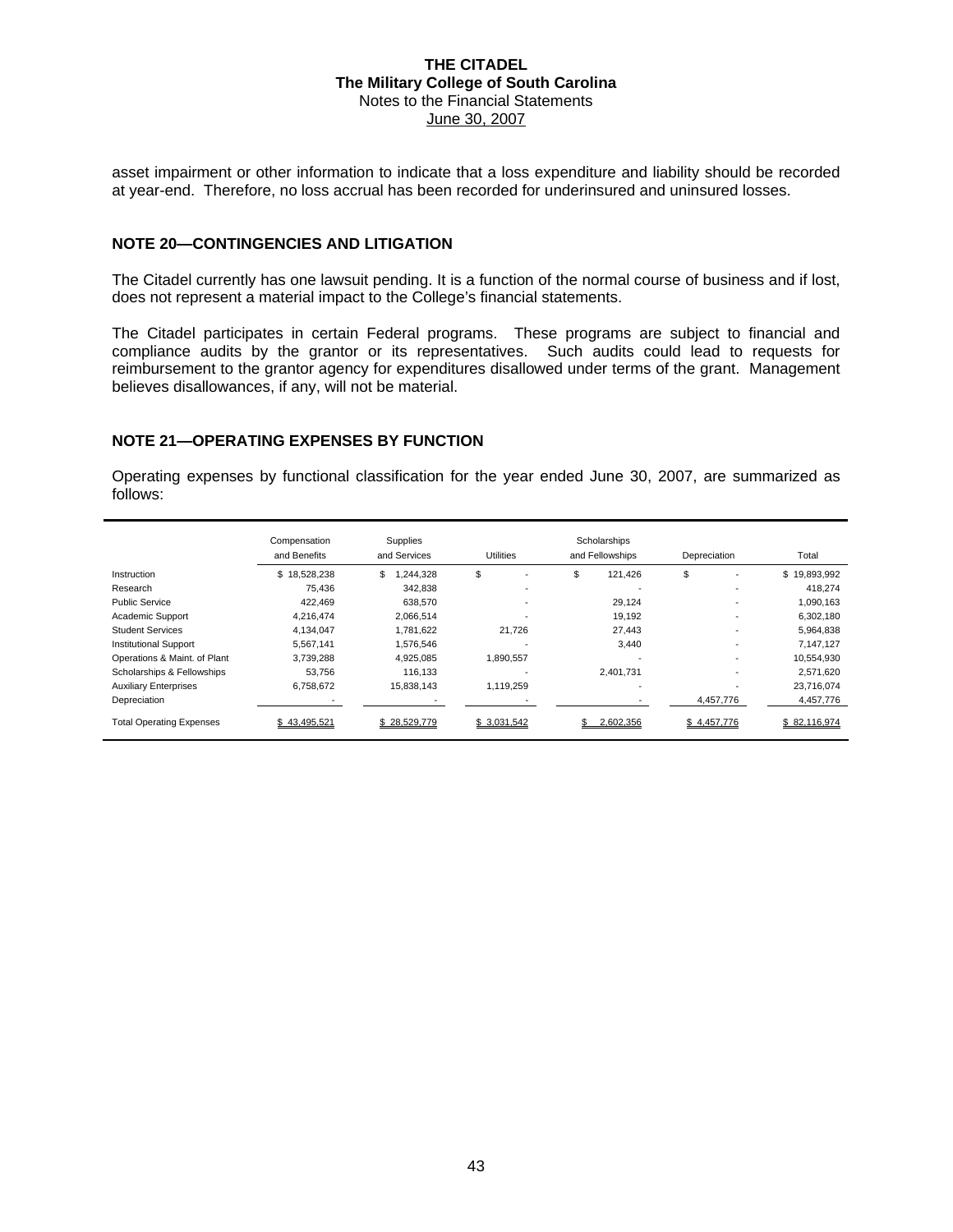asset impairment or other information to indicate that a loss expenditure and liability should be recorded at year-end. Therefore, no loss accrual has been recorded for underinsured and uninsured losses.

## NOTE 20—CONTINGENCIES AND LITIGATION

The Citadel currently has one lawsuit pending. It is a function of the normal course of business and if lost, does not represent a material impact to the College's financial statements.

The Citadel participates in certain Federal programs. These programs are subject to financial and compliance audits by the grantor or its representatives. Such audits could lead to requests for reimbursement to the grantor agency for expenditures disallowed under terms of the grant. Management believes disallowances, if any, will not be material.

## NOTE 21—OPERATING EXPENSES BY FUNCTION

Operating expenses by functional classification for the year ended June 30, 2007, are summarized as follows:

| | Compensation and Benefits | Supplies and Services | Utilities | Scholarships and Fellowships | Depreciation | Total |
|---|---|---|---|---|---|---|
| Instruction | $ 18,528,238 | $ 1,244,328 | $ - | $ 121,426 | $ - | $ 19,893,992 |
| Research | 75,436 | 342,838 | - | - | - | 418,274 |
| Public Service | 422,469 | 638,570 | - | 29,124 | - | 1,090,163 |
| Academic Support | 4,216,474 | 2,066,514 | - | 19,192 | - | 6,302,180 |
| Student Services | 4,134,047 | 1,781,622 | 21,726 | 27,443 | - | 5,964,838 |
| Institutional Support | 5,567,141 | 1,576,546 | - | 3,440 | - | 7,147,127 |
| Operations & Maint. of Plant | 3,739,288 | 4,925,085 | 1,890,557 | - | - | 10,554,930 |
| Scholarships & Fellowships | 53,756 | 116,133 | - | 2,401,731 | - | 2,571,620 |
| Auxiliary Enterprises | 6,758,672 | 15,838,143 | 1,119,259 | - | - | 23,716,074 |
| Depreciation | - | - | - | - | 4,457,776 | 4,457,776 |
| Total Operating Expenses | $ 43,495,521 | $ 28,529,779 | $ 3,031,542 | $ 2,602,356 | $ 4,457,776 | $ 82,116,974 |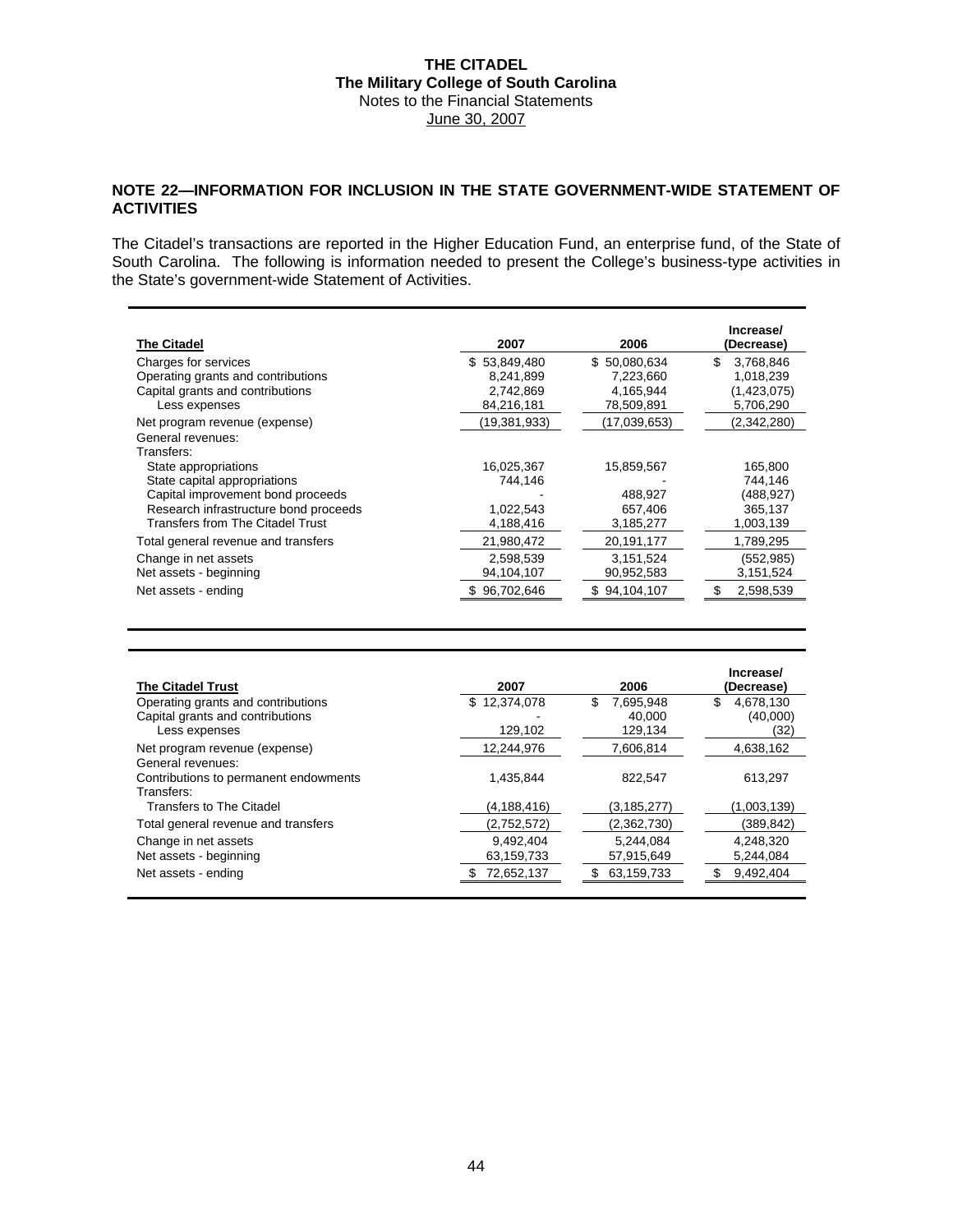**THE CITADEL**
**The Military College of South Carolina**
Notes to the Financial Statements
June 30, 2007

## NOTE 22—INFORMATION FOR INCLUSION IN THE STATE GOVERNMENT-WIDE STATEMENT OF ACTIVITIES

The Citadel's transactions are reported in the Higher Education Fund, an enterprise fund, of the State of South Carolina. The following is information needed to present the College's business-type activities in the State's government-wide Statement of Activities.

| The Citadel | 2007 | 2006 | Increase/ (Decrease) |
|---|---|---|---|
| Charges for services | $ 53,849,480 | $ 50,080,634 | $ 3,768,846 |
| Operating grants and contributions | 8,241,899 | 7,223,660 | 1,018,239 |
| Capital grants and contributions | 2,742,869 | 4,165,944 | (1,423,075) |
| Less expenses | 84,216,181 | 78,509,891 | 5,706,290 |
| Net program revenue (expense) | (19,381,933) | (17,039,653) | (2,342,280) |
| General revenues: | | | |
| Transfers: | | | |
| State appropriations | 16,025,367 | 15,859,567 | 165,800 |
| State capital appropriations | 744,146 | - | 744,146 |
| Capital improvement bond proceeds | - | 488,927 | (488,927) |
| Research infrastructure bond proceeds | 1,022,543 | 657,406 | 365,137 |
| Transfers from The Citadel Trust | 4,188,416 | 3,185,277 | 1,003,139 |
| Total general revenue and transfers | 21,980,472 | 20,191,177 | 1,789,295 |
| Change in net assets | 2,598,539 | 3,151,524 | (552,985) |
| Net assets - beginning | 94,104,107 | 90,952,583 | 3,151,524 |
| Net assets - ending | $ 96,702,646 | $ 94,104,107 | $ 2,598,539 |

| The Citadel Trust | 2007 | 2006 | Increase/ (Decrease) |
|---|---|---|---|
| Operating grants and contributions | $ 12,374,078 | $ 7,695,948 | $ 4,678,130 |
| Capital grants and contributions | - | 40,000 | (40,000) |
| Less expenses | 129,102 | 129,134 | (32) |
| Net program revenue (expense) | 12,244,976 | 7,606,814 | 4,638,162 |
| General revenues: | | | |
| Contributions to permanent endowments | 1,435,844 | 822,547 | 613,297 |
| Transfers: | | | |
| Transfers to The Citadel | (4,188,416) | (3,185,277) | (1,003,139) |
| Total general revenue and transfers | (2,752,572) | (2,362,730) | (389,842) |
| Change in net assets | 9,492,404 | 5,244,084 | 4,248,320 |
| Net assets - beginning | 63,159,733 | 57,915,649 | 5,244,084 |
| Net assets - ending | $ 72,652,137 | $ 63,159,733 | $ 9,492,404 |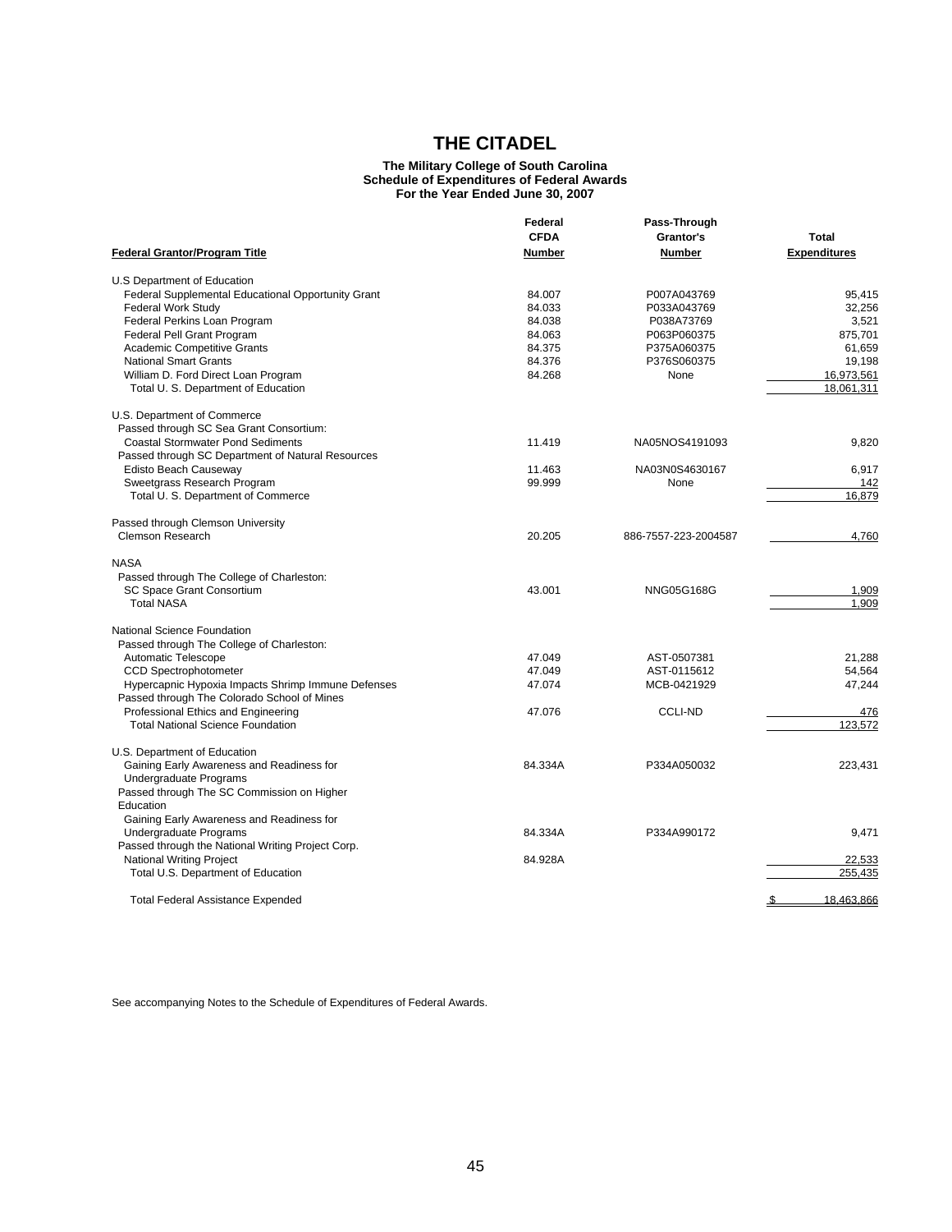# THE CITADEL

**The Military College of South Carolina**
**Schedule of Expenditures of Federal Awards**
**For the Year Ended June 30, 2007**

| Federal Grantor/Program Title | Federal CFDA Number | Pass-Through Grantor's Number | Total Expenditures |
|---|---|---|---|
| U.S Department of Education | | | |
| Federal Supplemental Educational Opportunity Grant | 84.007 | P007A043769 | 95,415 |
| Federal Work Study | 84.033 | P033A043769 | 32,256 |
| Federal Perkins Loan Program | 84.038 | P038A73769 | 3,521 |
| Federal Pell Grant Program | 84.063 | P063P060375 | 875,701 |
| Academic Competitive Grants | 84.375 | P375A060375 | 61,659 |
| National Smart Grants | 84.376 | P376S060375 | 19,198 |
| William D. Ford Direct Loan Program | 84.268 | None | 16,973,561 |
| Total U. S. Department of Education | | | 18,061,311 |
| U.S. Department of Commerce | | | |
| Passed through SC Sea Grant Consortium: | | | |
| Coastal Stormwater Pond Sediments | 11.419 | NA05NOS4191093 | 9,820 |
| Passed through SC Department of Natural Resources | | | |
| Edisto Beach Causeway | 11.463 | NA03N0S4630167 | 6,917 |
| Sweetgrass Research Program | 99.999 | None | 142 |
| Total U. S. Department of Commerce | | | 16,879 |
| Passed through Clemson University | | | |
| Clemson Research | 20.205 | 886-7557-223-2004587 | 4,760 |
| NASA | | | |
| Passed through The College of Charleston: | | | |
| SC Space Grant Consortium | 43.001 | NNG05G168G | 1,909 |
| Total NASA | | | 1,909 |
| National Science Foundation | | | |
| Passed through The College of Charleston: | | | |
| Automatic Telescope | 47.049 | AST-0507381 | 21,288 |
| CCD Spectrophotometer | 47.049 | AST-0115612 | 54,564 |
| Hypercapnic Hypoxia Impacts Shrimp Immune Defenses | 47.074 | MCB-0421929 | 47,244 |
| Passed through The Colorado School of Mines | | | |
| Professional Ethics and Engineering | 47.076 | CCLI-ND | 476 |
| Total National Science Foundation | | | 123,572 |
| U.S. Department of Education | | | |
| Gaining Early Awareness and Readiness for Undergraduate Programs | 84.334A | P334A050032 | 223,431 |
| Passed through The SC Commission on Higher Education | | | |
| Gaining Early Awareness and Readiness for Undergraduate Programs | 84.334A | P334A990172 | 9,471 |
| Passed through the National Writing Project Corp. | | | |
| National Writing Project | 84.928A | | 22,533 |
| Total U.S. Department of Education | | | 255,435 |
| Total Federal Assistance Expended | | | $ 18,463,866 |

See accompanying Notes to the Schedule of Expenditures of Federal Awards.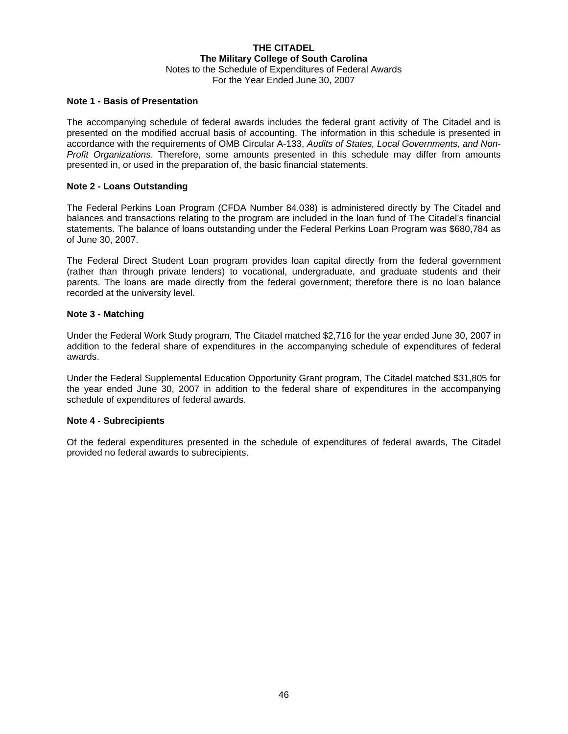**THE CITADEL**
**The Military College of South Carolina**
Notes to the Schedule of Expenditures of Federal Awards
For the Year Ended June 30, 2007

**Note 1 - Basis of Presentation**

The accompanying schedule of federal awards includes the federal grant activity of The Citadel and is presented on the modified accrual basis of accounting. The information in this schedule is presented in accordance with the requirements of OMB Circular A-133, *Audits of States, Local Governments, and Non-Profit Organizations*. Therefore, some amounts presented in this schedule may differ from amounts presented in, or used in the preparation of, the basic financial statements.

**Note 2 - Loans Outstanding**

The Federal Perkins Loan Program (CFDA Number 84.038) is administered directly by The Citadel and balances and transactions relating to the program are included in the loan fund of The Citadel's financial statements. The balance of loans outstanding under the Federal Perkins Loan Program was $680,784 as of June 30, 2007.

The Federal Direct Student Loan program provides loan capital directly from the federal government (rather than through private lenders) to vocational, undergraduate, and graduate students and their parents. The loans are made directly from the federal government; therefore there is no loan balance recorded at the university level.

**Note 3 - Matching**

Under the Federal Work Study program, The Citadel matched $2,716 for the year ended June 30, 2007 in addition to the federal share of expenditures in the accompanying schedule of expenditures of federal awards.

Under the Federal Supplemental Education Opportunity Grant program, The Citadel matched $31,805 for the year ended June 30, 2007 in addition to the federal share of expenditures in the accompanying schedule of expenditures of federal awards.

**Note 4 - Subrecipients**

Of the federal expenditures presented in the schedule of expenditures of federal awards, The Citadel provided no federal awards to subrecipients.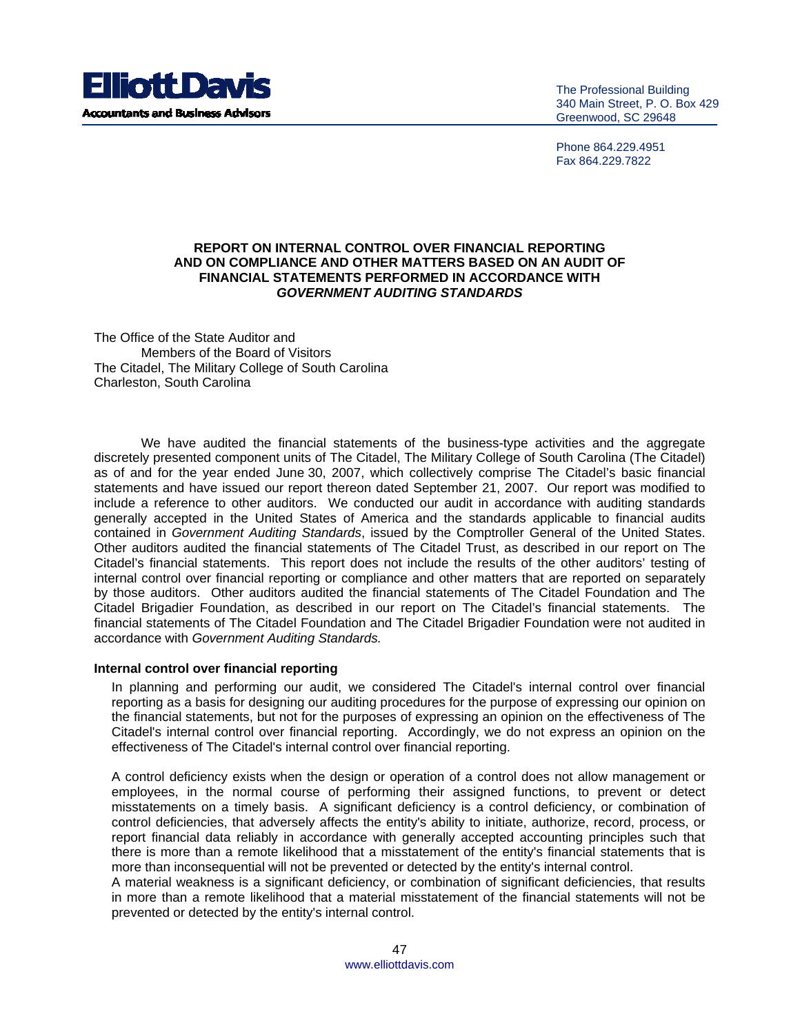**Elliott Davis**
**Accountants and Business Advisors**

The Professional Building
340 Main Street, P. O. Box 429
Greenwood, SC 29648

Phone 864.229.4951
Fax 864.229.7822

## REPORT ON INTERNAL CONTROL OVER FINANCIAL REPORTING AND ON COMPLIANCE AND OTHER MATTERS BASED ON AN AUDIT OF FINANCIAL STATEMENTS PERFORMED IN ACCORDANCE WITH *GOVERNMENT AUDITING STANDARDS*

The Office of the State Auditor and
Members of the Board of Visitors
The Citadel, The Military College of South Carolina
Charleston, South Carolina

We have audited the financial statements of the business-type activities and the aggregate discretely presented component units of The Citadel, The Military College of South Carolina (The Citadel) as of and for the year ended June 30, 2007, which collectively comprise The Citadel's basic financial statements and have issued our report thereon dated September 21, 2007. Our report was modified to include a reference to other auditors. We conducted our audit in accordance with auditing standards generally accepted in the United States of America and the standards applicable to financial audits contained in *Government Auditing Standards*, issued by the Comptroller General of the United States. Other auditors audited the financial statements of The Citadel Trust, as described in our report on The Citadel's financial statements. This report does not include the results of the other auditors' testing of internal control over financial reporting or compliance and other matters that are reported on separately by those auditors. Other auditors audited the financial statements of The Citadel Foundation and The Citadel Brigadier Foundation, as described in our report on The Citadel's financial statements. The financial statements of The Citadel Foundation and The Citadel Brigadier Foundation were not audited in accordance with *Government Auditing Standards.*

**Internal control over financial reporting**

In planning and performing our audit, we considered The Citadel's internal control over financial reporting as a basis for designing our auditing procedures for the purpose of expressing our opinion on the financial statements, but not for the purposes of expressing an opinion on the effectiveness of The Citadel's internal control over financial reporting. Accordingly, we do not express an opinion on the effectiveness of The Citadel's internal control over financial reporting.

A control deficiency exists when the design or operation of a control does not allow management or employees, in the normal course of performing their assigned functions, to prevent or detect misstatements on a timely basis. A significant deficiency is a control deficiency, or combination of control deficiencies, that adversely affects the entity's ability to initiate, authorize, record, process, or report financial data reliably in accordance with generally accepted accounting principles such that there is more than a remote likelihood that a misstatement of the entity's financial statements that is more than inconsequential will not be prevented or detected by the entity's internal control.

A material weakness is a significant deficiency, or combination of significant deficiencies, that results in more than a remote likelihood that a material misstatement of the financial statements will not be prevented or detected by the entity's internal control.

www.elliottdavis.com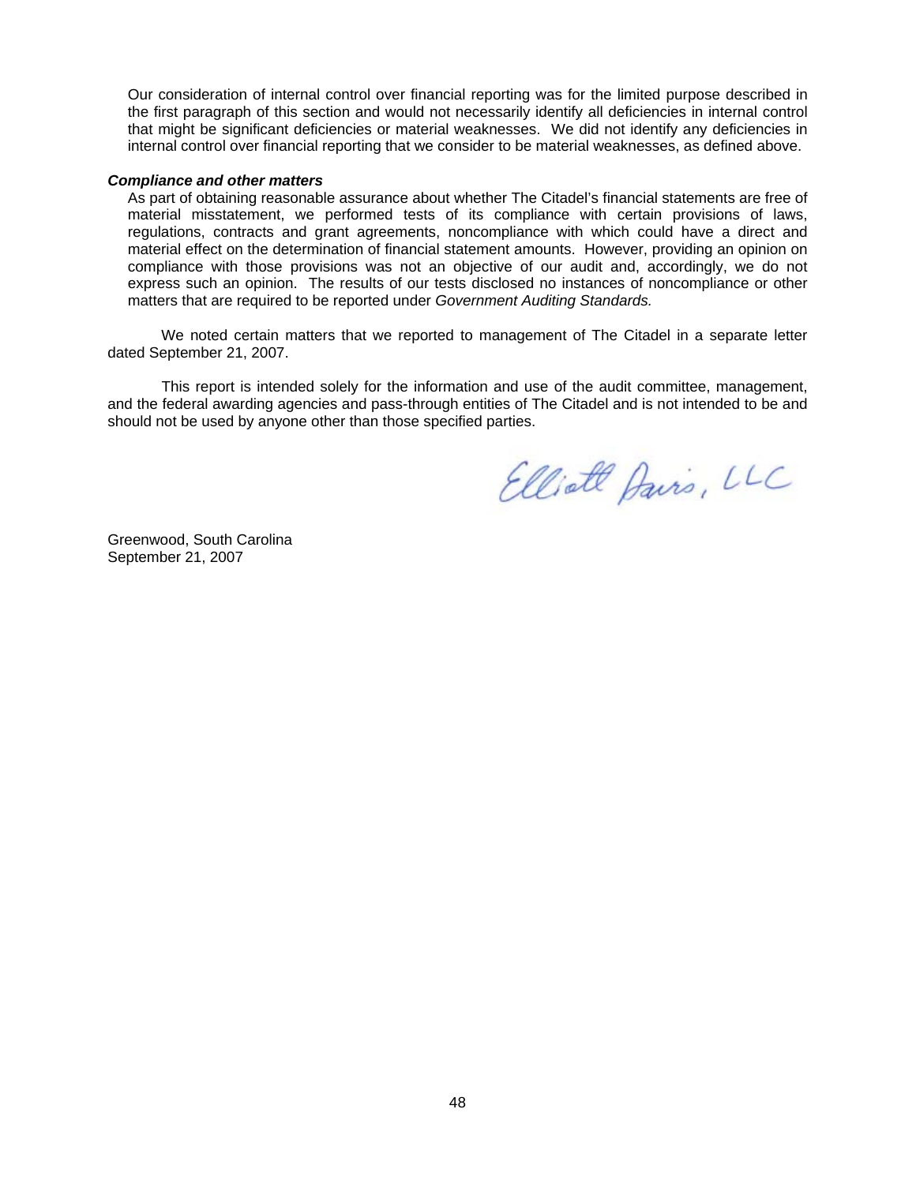Our consideration of internal control over financial reporting was for the limited purpose described in the first paragraph of this section and would not necessarily identify all deficiencies in internal control that might be significant deficiencies or material weaknesses. We did not identify any deficiencies in internal control over financial reporting that we consider to be material weaknesses, as defined above.

***Compliance and other matters***

As part of obtaining reasonable assurance about whether The Citadel's financial statements are free of material misstatement, we performed tests of its compliance with certain provisions of laws, regulations, contracts and grant agreements, noncompliance with which could have a direct and material effect on the determination of financial statement amounts. However, providing an opinion on compliance with those provisions was not an objective of our audit and, accordingly, we do not express such an opinion. The results of our tests disclosed no instances of noncompliance or other matters that are required to be reported under *Government Auditing Standards.*

We noted certain matters that we reported to management of The Citadel in a separate letter dated September 21, 2007.

This report is intended solely for the information and use of the audit committee, management, and the federal awarding agencies and pass-through entities of The Citadel and is not intended to be and should not be used by anyone other than those specified parties.

Elliott Davis, LLC

Greenwood, South Carolina
September 21, 2007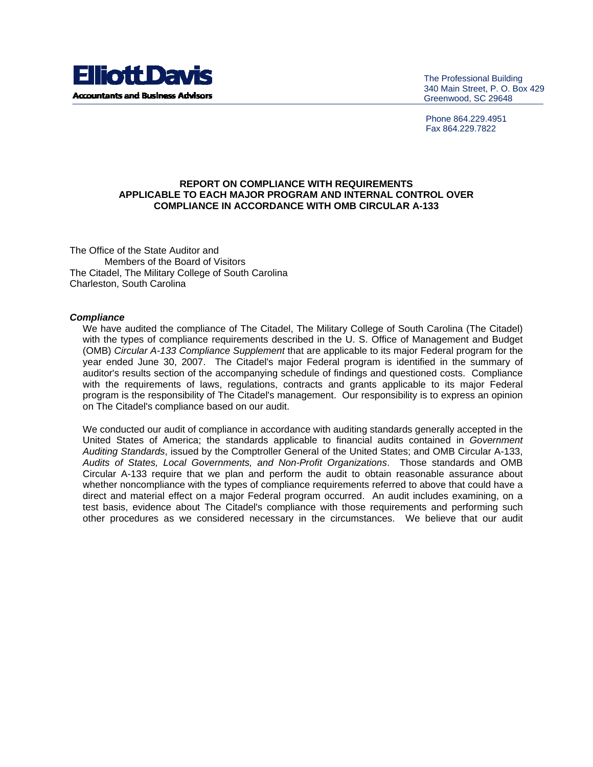**Elliott Davis**
**Accountants and Business Advisors**

The Professional Building
340 Main Street, P. O. Box 429
Greenwood, SC 29648

Phone 864.229.4951
Fax 864.229.7822

**REPORT ON COMPLIANCE WITH REQUIREMENTS APPLICABLE TO EACH MAJOR PROGRAM AND INTERNAL CONTROL OVER COMPLIANCE IN ACCORDANCE WITH OMB CIRCULAR A-133**

The Office of the State Auditor and
Members of the Board of Visitors
The Citadel, The Military College of South Carolina
Charleston, South Carolina

***Compliance***

We have audited the compliance of The Citadel, The Military College of South Carolina (The Citadel) with the types of compliance requirements described in the U. S. Office of Management and Budget (OMB) *Circular A-133 Compliance Supplement* that are applicable to its major Federal program for the year ended June 30, 2007. The Citadel's major Federal program is identified in the summary of auditor's results section of the accompanying schedule of findings and questioned costs. Compliance with the requirements of laws, regulations, contracts and grants applicable to its major Federal program is the responsibility of The Citadel's management. Our responsibility is to express an opinion on The Citadel's compliance based on our audit.

We conducted our audit of compliance in accordance with auditing standards generally accepted in the United States of America; the standards applicable to financial audits contained in *Government Auditing Standards*, issued by the Comptroller General of the United States; and OMB Circular A-133, *Audits of States, Local Governments, and Non-Profit Organizations*. Those standards and OMB Circular A-133 require that we plan and perform the audit to obtain reasonable assurance about whether noncompliance with the types of compliance requirements referred to above that could have a direct and material effect on a major Federal program occurred. An audit includes examining, on a test basis, evidence about The Citadel's compliance with those requirements and performing such other procedures as we considered necessary in the circumstances. We believe that our audit